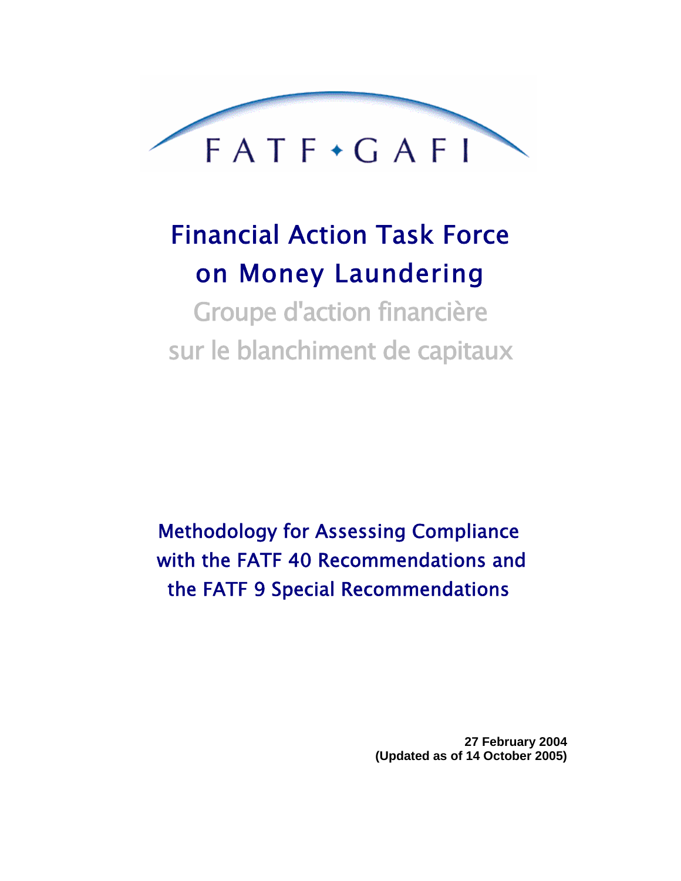FATF • GAFI

# Financial Action Task Force on Money Laundering

Groupe d'action financière sur le blanchiment de capitaux

## Methodology for Assessing Compliance with the FATF 40 Recommendations and the FATF 9 Special Recommendations

**27 February 2004**
**(Updated as of 14 October 2005)**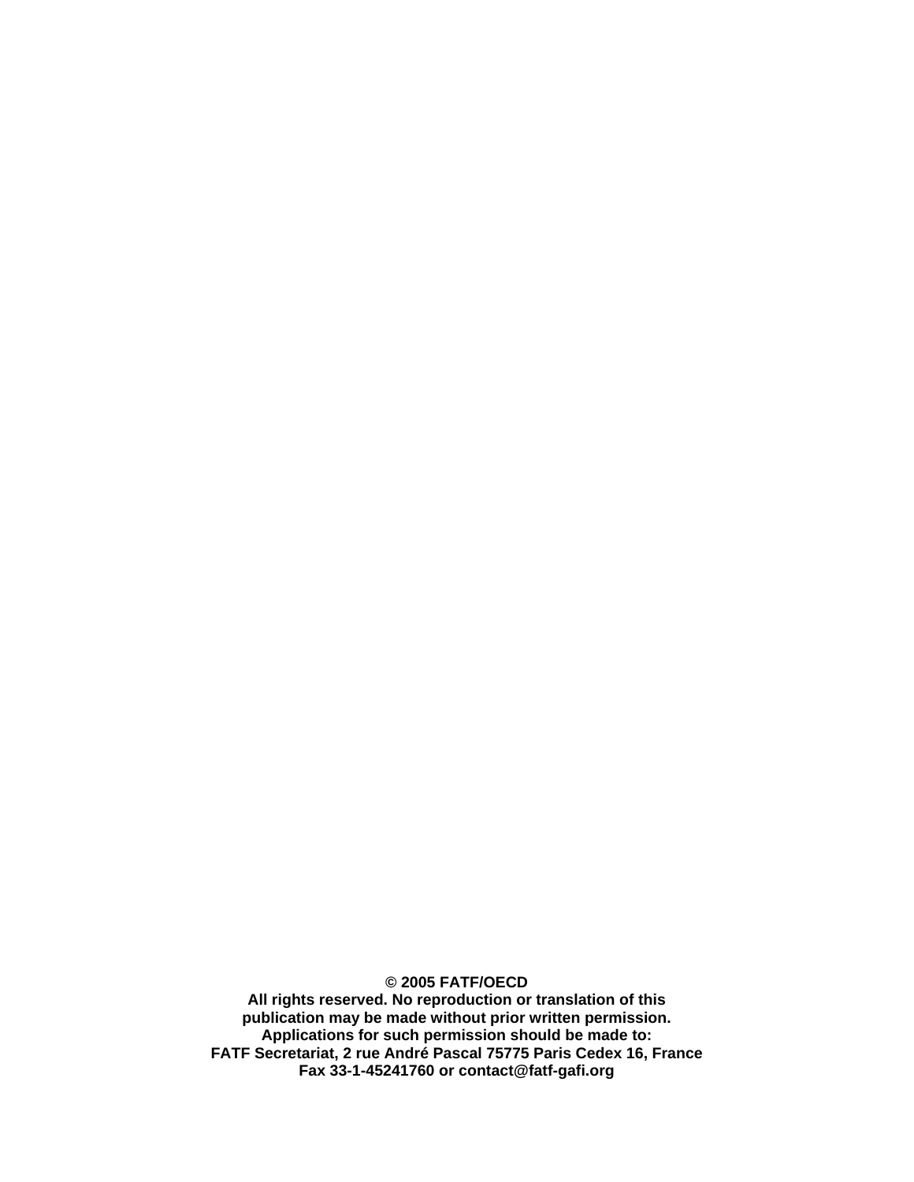**© 2005 FATF/OECD**
**All rights reserved. No reproduction or translation of this publication may be made without prior written permission.**
**Applications for such permission should be made to:**
**FATF Secretariat, 2 rue André Pascal 75775 Paris Cedex 16, France**
**Fax 33-1-45241760 or contact@fatf-gafi.org**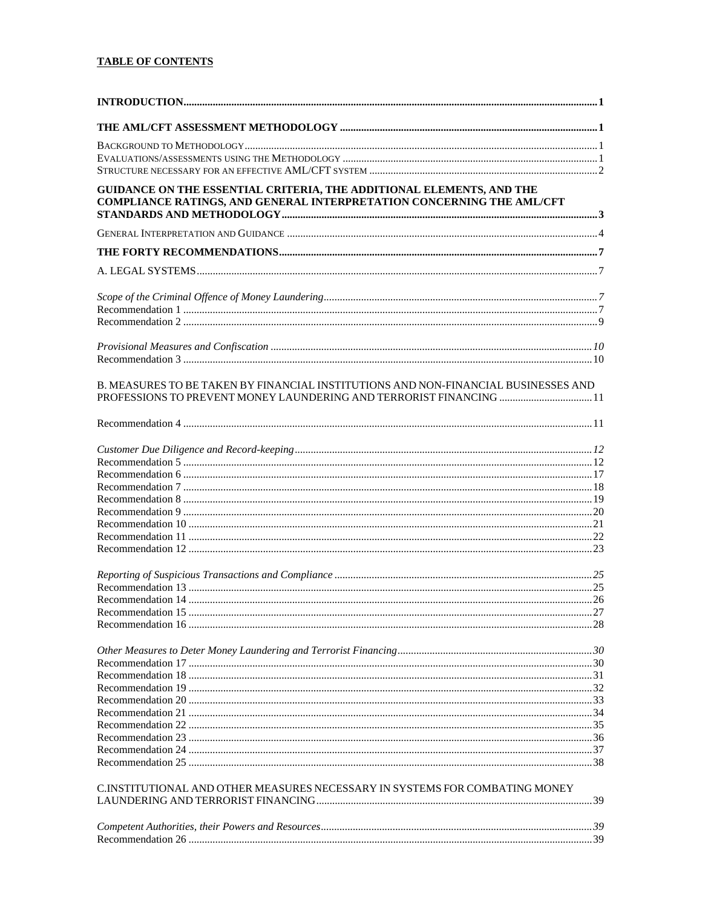**TABLE OF CONTENTS**

| | |
|---|---|
| **INTRODUCTION** | **1** |
| **THE AML/CFT ASSESSMENT METHODOLOGY** | **1** |
| BACKGROUND TO METHODOLOGY | 1 |
| EVALUATIONS/ASSESSMENTS USING THE METHODOLOGY | 1 |
| STRUCTURE NECESSARY FOR AN EFFECTIVE AML/CFT SYSTEM | 2 |
| **GUIDANCE ON THE ESSENTIAL CRITERIA, THE ADDITIONAL ELEMENTS, AND THE COMPLIANCE RATINGS, AND GENERAL INTERPRETATION CONCERNING THE AML/CFT STANDARDS AND METHODOLOGY** | **3** |
| GENERAL INTERPRETATION AND GUIDANCE | 4 |
| **THE FORTY RECOMMENDATIONS** | **7** |
| A. LEGAL SYSTEMS | 7 |
| *Scope of the Criminal Offence of Money Laundering* | *7* |
| Recommendation 1 | 7 |
| Recommendation 2 | 9 |
| *Provisional Measures and Confiscation* | *10* |
| Recommendation 3 | 10 |
| B. MEASURES TO BE TAKEN BY FINANCIAL INSTITUTIONS AND NON-FINANCIAL BUSINESSES AND PROFESSIONS TO PREVENT MONEY LAUNDERING AND TERRORIST FINANCING | 11 |
| Recommendation 4 | 11 |
| *Customer Due Diligence and Record-keeping* | *12* |
| Recommendation 5 | 12 |
| Recommendation 6 | 17 |
| Recommendation 7 | 18 |
| Recommendation 8 | 19 |
| Recommendation 9 | 20 |
| Recommendation 10 | 21 |
| Recommendation 11 | 22 |
| Recommendation 12 | 23 |
| *Reporting of Suspicious Transactions and Compliance* | *25* |
| Recommendation 13 | 25 |
| Recommendation 14 | 26 |
| Recommendation 15 | 27 |
| Recommendation 16 | 28 |
| *Other Measures to Deter Money Laundering and Terrorist Financing* | *30* |
| Recommendation 17 | 30 |
| Recommendation 18 | 31 |
| Recommendation 19 | 32 |
| Recommendation 20 | 33 |
| Recommendation 21 | 34 |
| Recommendation 22 | 35 |
| Recommendation 23 | 36 |
| Recommendation 24 | 37 |
| Recommendation 25 | 38 |
| C.INSTITUTIONAL AND OTHER MEASURES NECESSARY IN SYSTEMS FOR COMBATING MONEY LAUNDERING AND TERRORIST FINANCING | 39 |
| *Competent Authorities, their Powers and Resources* | *39* |
| Recommendation 26 | 39 |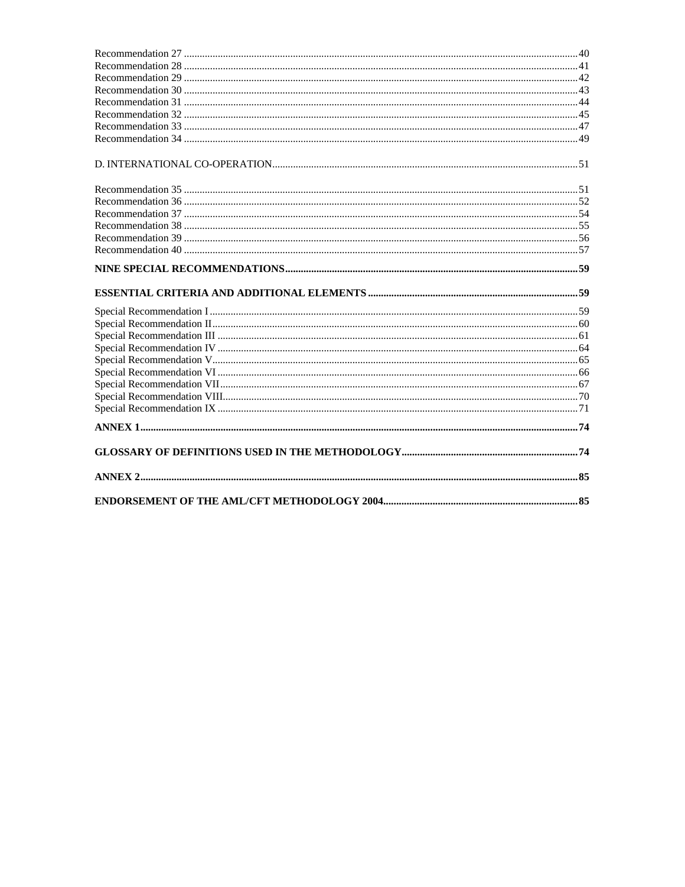Recommendation 27 .......... 40
Recommendation 28 .......... 41
Recommendation 29 .......... 42
Recommendation 30 .......... 43
Recommendation 31 .......... 44
Recommendation 32 .......... 45
Recommendation 33 .......... 47
Recommendation 34 .......... 49

D. INTERNATIONAL CO-OPERATION .......... 51

Recommendation 35 .......... 51
Recommendation 36 .......... 52
Recommendation 37 .......... 54
Recommendation 38 .......... 55
Recommendation 39 .......... 56
Recommendation 40 .......... 57

**NINE SPECIAL RECOMMENDATIONS .......... 59**

**ESSENTIAL CRITERIA AND ADDITIONAL ELEMENTS .......... 59**

Special Recommendation I .......... 59
Special Recommendation II .......... 60
Special Recommendation III .......... 61
Special Recommendation IV .......... 64
Special Recommendation V .......... 65
Special Recommendation VI .......... 66
Special Recommendation VII .......... 67
Special Recommendation VIII .......... 70
Special Recommendation IX .......... 71

**ANNEX 1 .......... 74**

**GLOSSARY OF DEFINITIONS USED IN THE METHODOLOGY .......... 74**

**ANNEX 2 .......... 85**

**ENDORSEMENT OF THE AML/CFT METHODOLOGY 2004 .......... 85**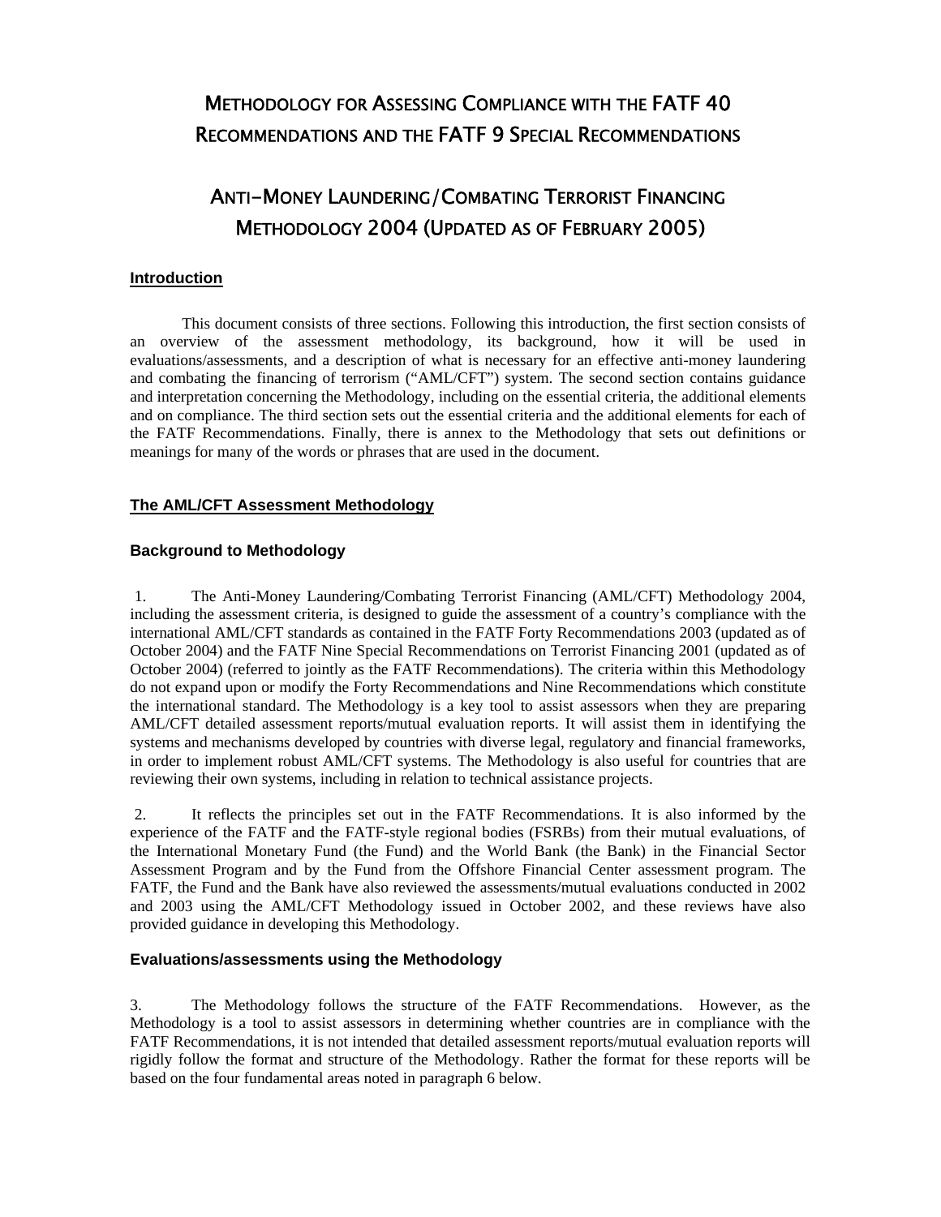# METHODOLOGY FOR ASSESSING COMPLIANCE WITH THE FATF 40 RECOMMENDATIONS AND THE FATF 9 SPECIAL RECOMMENDATIONS

# ANTI-MONEY LAUNDERING/COMBATING TERRORIST FINANCING METHODOLOGY 2004 (UPDATED AS OF FEBRUARY 2005)

## Introduction

This document consists of three sections. Following this introduction, the first section consists of an overview of the assessment methodology, its background, how it will be used in evaluations/assessments, and a description of what is necessary for an effective anti-money laundering and combating the financing of terrorism ("AML/CFT") system. The second section contains guidance and interpretation concerning the Methodology, including on the essential criteria, the additional elements and on compliance. The third section sets out the essential criteria and the additional elements for each of the FATF Recommendations. Finally, there is annex to the Methodology that sets out definitions or meanings for many of the words or phrases that are used in the document.

## The AML/CFT Assessment Methodology

### Background to Methodology

1. The Anti-Money Laundering/Combating Terrorist Financing (AML/CFT) Methodology 2004, including the assessment criteria, is designed to guide the assessment of a country's compliance with the international AML/CFT standards as contained in the FATF Forty Recommendations 2003 (updated as of October 2004) and the FATF Nine Special Recommendations on Terrorist Financing 2001 (updated as of October 2004) (referred to jointly as the FATF Recommendations). The criteria within this Methodology do not expand upon or modify the Forty Recommendations and Nine Recommendations which constitute the international standard. The Methodology is a key tool to assist assessors when they are preparing AML/CFT detailed assessment reports/mutual evaluation reports. It will assist them in identifying the systems and mechanisms developed by countries with diverse legal, regulatory and financial frameworks, in order to implement robust AML/CFT systems. The Methodology is also useful for countries that are reviewing their own systems, including in relation to technical assistance projects.

2. It reflects the principles set out in the FATF Recommendations. It is also informed by the experience of the FATF and the FATF-style regional bodies (FSRBs) from their mutual evaluations, of the International Monetary Fund (the Fund) and the World Bank (the Bank) in the Financial Sector Assessment Program and by the Fund from the Offshore Financial Center assessment program. The FATF, the Fund and the Bank have also reviewed the assessments/mutual evaluations conducted in 2002 and 2003 using the AML/CFT Methodology issued in October 2002, and these reviews have also provided guidance in developing this Methodology.

### Evaluations/assessments using the Methodology

3. The Methodology follows the structure of the FATF Recommendations. However, as the Methodology is a tool to assist assessors in determining whether countries are in compliance with the FATF Recommendations, it is not intended that detailed assessment reports/mutual evaluation reports will rigidly follow the format and structure of the Methodology. Rather the format for these reports will be based on the four fundamental areas noted in paragraph 6 below.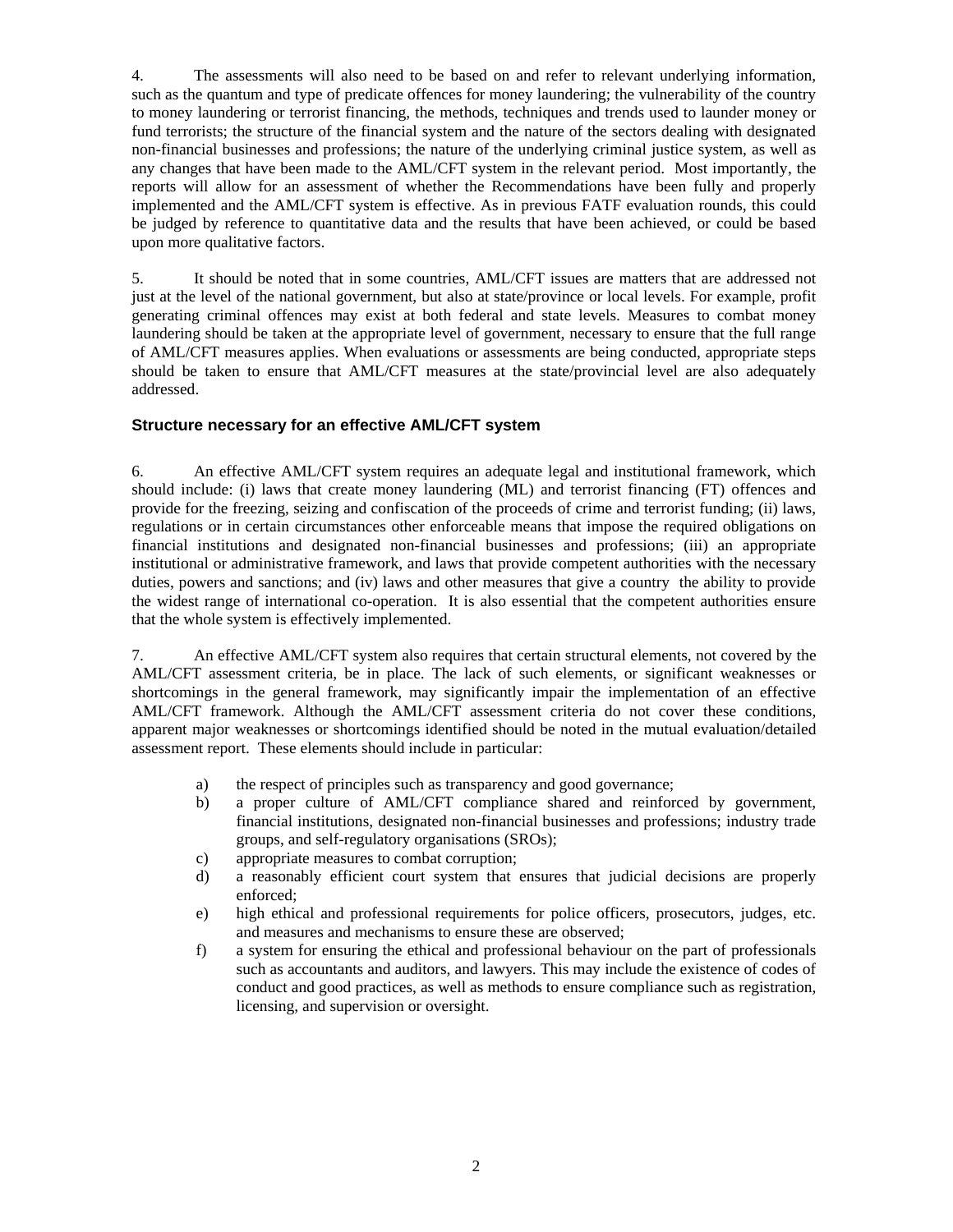4. The assessments will also need to be based on and refer to relevant underlying information, such as the quantum and type of predicate offences for money laundering; the vulnerability of the country to money laundering or terrorist financing, the methods, techniques and trends used to launder money or fund terrorists; the structure of the financial system and the nature of the sectors dealing with designated non-financial businesses and professions; the nature of the underlying criminal justice system, as well as any changes that have been made to the AML/CFT system in the relevant period. Most importantly, the reports will allow for an assessment of whether the Recommendations have been fully and properly implemented and the AML/CFT system is effective. As in previous FATF evaluation rounds, this could be judged by reference to quantitative data and the results that have been achieved, or could be based upon more qualitative factors.

5. It should be noted that in some countries, AML/CFT issues are matters that are addressed not just at the level of the national government, but also at state/province or local levels. For example, profit generating criminal offences may exist at both federal and state levels. Measures to combat money laundering should be taken at the appropriate level of government, necessary to ensure that the full range of AML/CFT measures applies. When evaluations or assessments are being conducted, appropriate steps should be taken to ensure that AML/CFT measures at the state/provincial level are also adequately addressed.

### Structure necessary for an effective AML/CFT system

6. An effective AML/CFT system requires an adequate legal and institutional framework, which should include: (i) laws that create money laundering (ML) and terrorist financing (FT) offences and provide for the freezing, seizing and confiscation of the proceeds of crime and terrorist funding; (ii) laws, regulations or in certain circumstances other enforceable means that impose the required obligations on financial institutions and designated non-financial businesses and professions; (iii) an appropriate institutional or administrative framework, and laws that provide competent authorities with the necessary duties, powers and sanctions; and (iv) laws and other measures that give a country the ability to provide the widest range of international co-operation. It is also essential that the competent authorities ensure that the whole system is effectively implemented.

7. An effective AML/CFT system also requires that certain structural elements, not covered by the AML/CFT assessment criteria, be in place. The lack of such elements, or significant weaknesses or shortcomings in the general framework, may significantly impair the implementation of an effective AML/CFT framework. Although the AML/CFT assessment criteria do not cover these conditions, apparent major weaknesses or shortcomings identified should be noted in the mutual evaluation/detailed assessment report. These elements should include in particular:

a) the respect of principles such as transparency and good governance;
b) a proper culture of AML/CFT compliance shared and reinforced by government, financial institutions, designated non-financial businesses and professions; industry trade groups, and self-regulatory organisations (SROs);
c) appropriate measures to combat corruption;
d) a reasonably efficient court system that ensures that judicial decisions are properly enforced;
e) high ethical and professional requirements for police officers, prosecutors, judges, etc. and measures and mechanisms to ensure these are observed;
f) a system for ensuring the ethical and professional behaviour on the part of professionals such as accountants and auditors, and lawyers. This may include the existence of codes of conduct and good practices, as well as methods to ensure compliance such as registration, licensing, and supervision or oversight.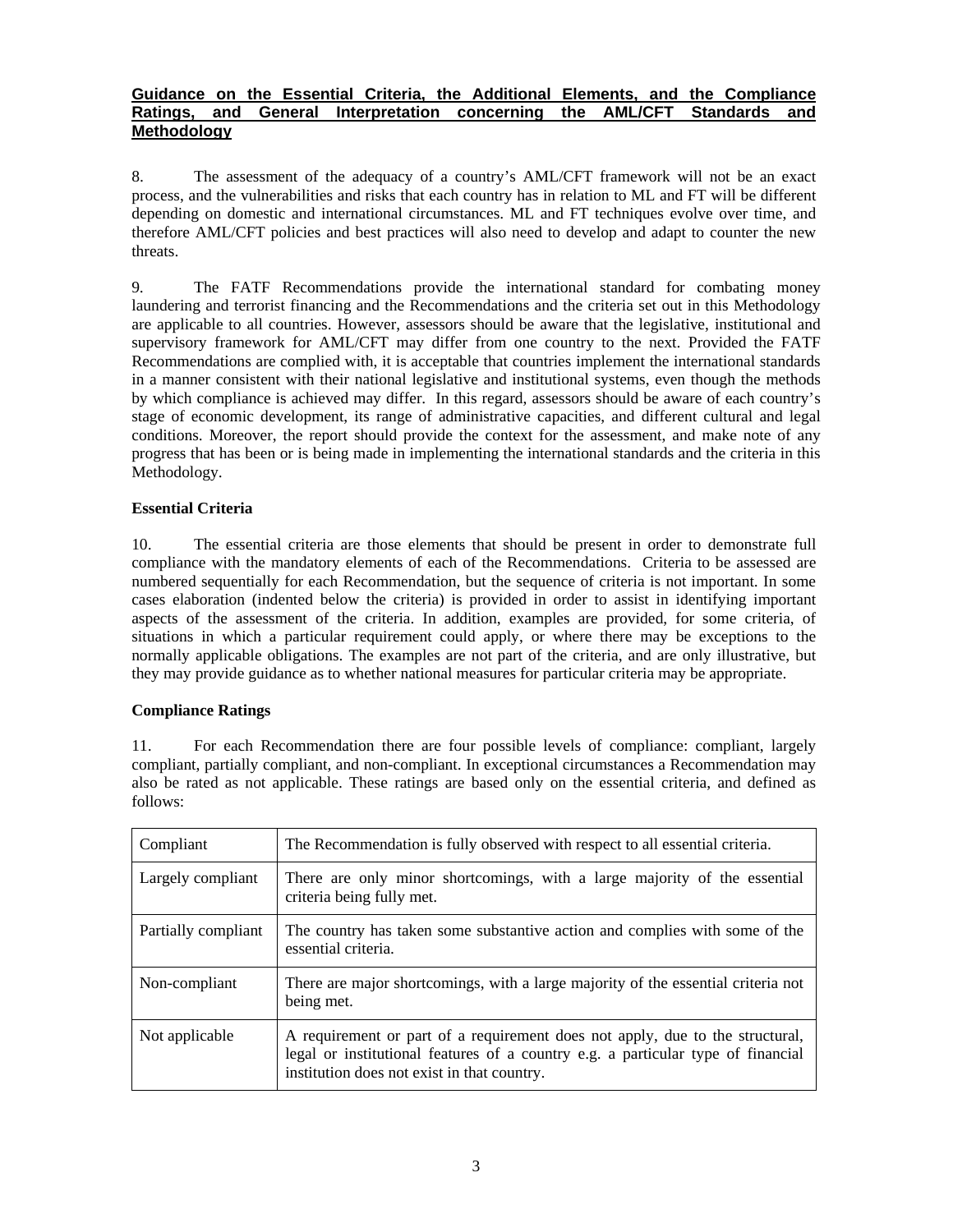**Guidance on the Essential Criteria, the Additional Elements, and the Compliance Ratings, and General Interpretation concerning the AML/CFT Standards and Methodology**

8. The assessment of the adequacy of a country's AML/CFT framework will not be an exact process, and the vulnerabilities and risks that each country has in relation to ML and FT will be different depending on domestic and international circumstances. ML and FT techniques evolve over time, and therefore AML/CFT policies and best practices will also need to develop and adapt to counter the new threats.

9. The FATF Recommendations provide the international standard for combating money laundering and terrorist financing and the Recommendations and the criteria set out in this Methodology are applicable to all countries. However, assessors should be aware that the legislative, institutional and supervisory framework for AML/CFT may differ from one country to the next. Provided the FATF Recommendations are complied with, it is acceptable that countries implement the international standards in a manner consistent with their national legislative and institutional systems, even though the methods by which compliance is achieved may differ. In this regard, assessors should be aware of each country's stage of economic development, its range of administrative capacities, and different cultural and legal conditions. Moreover, the report should provide the context for the assessment, and make note of any progress that has been or is being made in implementing the international standards and the criteria in this Methodology.

**Essential Criteria**

10. The essential criteria are those elements that should be present in order to demonstrate full compliance with the mandatory elements of each of the Recommendations. Criteria to be assessed are numbered sequentially for each Recommendation, but the sequence of criteria is not important. In some cases elaboration (indented below the criteria) is provided in order to assist in identifying important aspects of the assessment of the criteria. In addition, examples are provided, for some criteria, of situations in which a particular requirement could apply, or where there may be exceptions to the normally applicable obligations. The examples are not part of the criteria, and are only illustrative, but they may provide guidance as to whether national measures for particular criteria may be appropriate.

**Compliance Ratings**

11. For each Recommendation there are four possible levels of compliance: compliant, largely compliant, partially compliant, and non-compliant. In exceptional circumstances a Recommendation may also be rated as not applicable. These ratings are based only on the essential criteria, and defined as follows:

| | |
|---|---|
| Compliant | The Recommendation is fully observed with respect to all essential criteria. |
| Largely compliant | There are only minor shortcomings, with a large majority of the essential criteria being fully met. |
| Partially compliant | The country has taken some substantive action and complies with some of the essential criteria. |
| Non-compliant | There are major shortcomings, with a large majority of the essential criteria not being met. |
| Not applicable | A requirement or part of a requirement does not apply, due to the structural, legal or institutional features of a country e.g. a particular type of financial institution does not exist in that country. |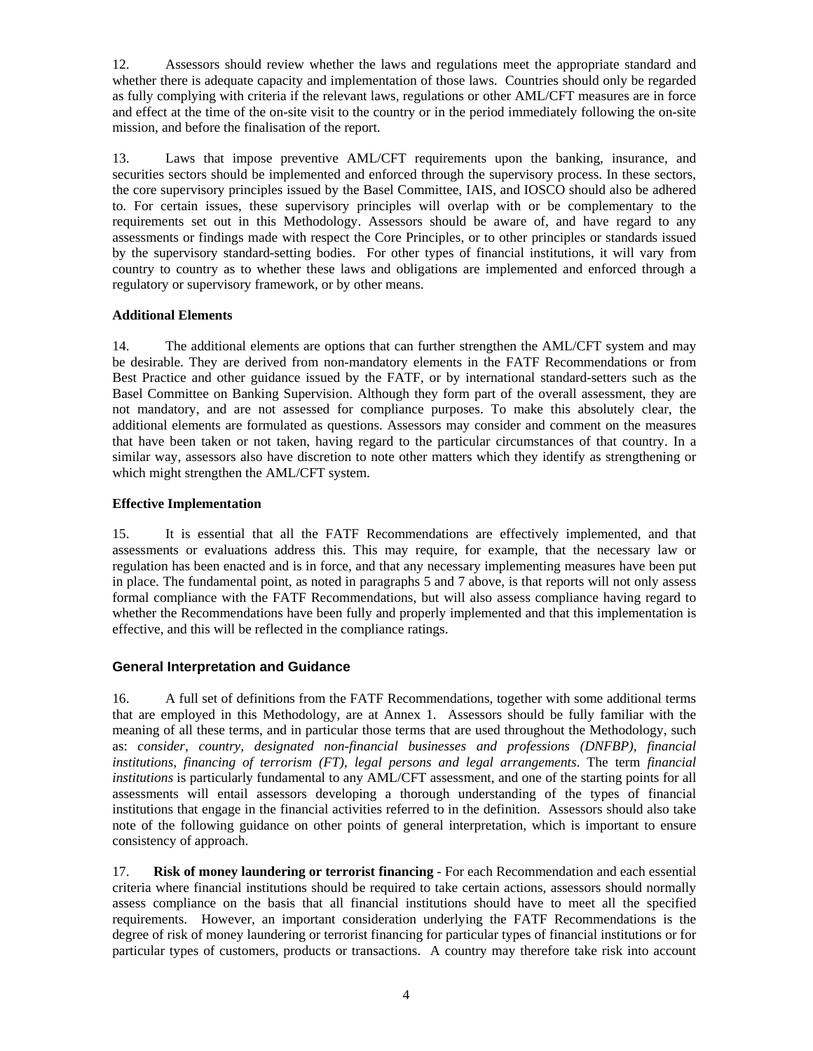12. Assessors should review whether the laws and regulations meet the appropriate standard and whether there is adequate capacity and implementation of those laws. Countries should only be regarded as fully complying with criteria if the relevant laws, regulations or other AML/CFT measures are in force and effect at the time of the on-site visit to the country or in the period immediately following the on-site mission, and before the finalisation of the report.

13. Laws that impose preventive AML/CFT requirements upon the banking, insurance, and securities sectors should be implemented and enforced through the supervisory process. In these sectors, the core supervisory principles issued by the Basel Committee, IAIS, and IOSCO should also be adhered to. For certain issues, these supervisory principles will overlap with or be complementary to the requirements set out in this Methodology. Assessors should be aware of, and have regard to any assessments or findings made with respect the Core Principles, or to other principles or standards issued by the supervisory standard-setting bodies. For other types of financial institutions, it will vary from country to country as to whether these laws and obligations are implemented and enforced through a regulatory or supervisory framework, or by other means.

**Additional Elements**

14. The additional elements are options that can further strengthen the AML/CFT system and may be desirable. They are derived from non-mandatory elements in the FATF Recommendations or from Best Practice and other guidance issued by the FATF, or by international standard-setters such as the Basel Committee on Banking Supervision. Although they form part of the overall assessment, they are not mandatory, and are not assessed for compliance purposes. To make this absolutely clear, the additional elements are formulated as questions. Assessors may consider and comment on the measures that have been taken or not taken, having regard to the particular circumstances of that country. In a similar way, assessors also have discretion to note other matters which they identify as strengthening or which might strengthen the AML/CFT system.

**Effective Implementation**

15. It is essential that all the FATF Recommendations are effectively implemented, and that assessments or evaluations address this. This may require, for example, that the necessary law or regulation has been enacted and is in force, and that any necessary implementing measures have been put in place. The fundamental point, as noted in paragraphs 5 and 7 above, is that reports will not only assess formal compliance with the FATF Recommendations, but will also assess compliance having regard to whether the Recommendations have been fully and properly implemented and that this implementation is effective, and this will be reflected in the compliance ratings.

## General Interpretation and Guidance

16. A full set of definitions from the FATF Recommendations, together with some additional terms that are employed in this Methodology, are at Annex 1. Assessors should be fully familiar with the meaning of all these terms, and in particular those terms that are used throughout the Methodology, such as: *consider, country, designated non-financial businesses and professions (DNFBP), financial institutions, financing of terrorism (FT), legal persons and legal arrangements*. The term *financial institutions* is particularly fundamental to any AML/CFT assessment, and one of the starting points for all assessments will entail assessors developing a thorough understanding of the types of financial institutions that engage in the financial activities referred to in the definition. Assessors should also take note of the following guidance on other points of general interpretation, which is important to ensure consistency of approach.

17. **Risk of money laundering or terrorist financing** - For each Recommendation and each essential criteria where financial institutions should be required to take certain actions, assessors should normally assess compliance on the basis that all financial institutions should have to meet all the specified requirements. However, an important consideration underlying the FATF Recommendations is the degree of risk of money laundering or terrorist financing for particular types of financial institutions or for particular types of customers, products or transactions. A country may therefore take risk into account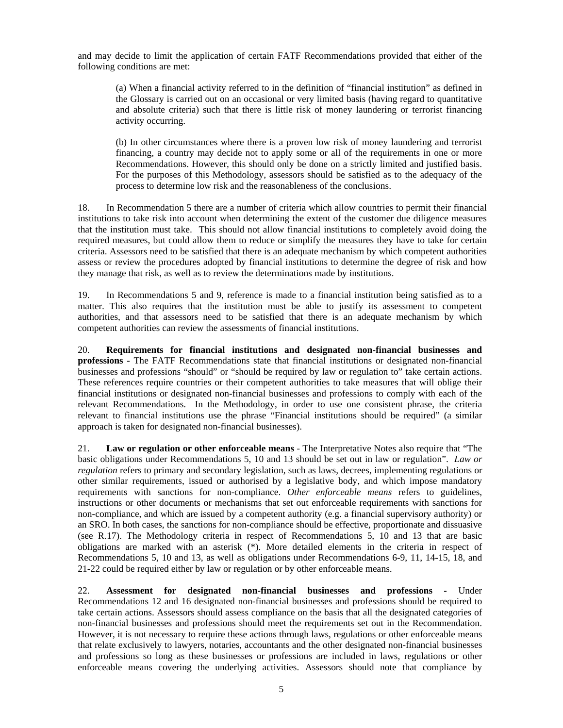and may decide to limit the application of certain FATF Recommendations provided that either of the following conditions are met:

> (a) When a financial activity referred to in the definition of "financial institution" as defined in the Glossary is carried out on an occasional or very limited basis (having regard to quantitative and absolute criteria) such that there is little risk of money laundering or terrorist financing activity occurring.
>
> (b) In other circumstances where there is a proven low risk of money laundering and terrorist financing, a country may decide not to apply some or all of the requirements in one or more Recommendations. However, this should only be done on a strictly limited and justified basis. For the purposes of this Methodology, assessors should be satisfied as to the adequacy of the process to determine low risk and the reasonableness of the conclusions.

18. In Recommendation 5 there are a number of criteria which allow countries to permit their financial institutions to take risk into account when determining the extent of the customer due diligence measures that the institution must take. This should not allow financial institutions to completely avoid doing the required measures, but could allow them to reduce or simplify the measures they have to take for certain criteria. Assessors need to be satisfied that there is an adequate mechanism by which competent authorities assess or review the procedures adopted by financial institutions to determine the degree of risk and how they manage that risk, as well as to review the determinations made by institutions.

19. In Recommendations 5 and 9, reference is made to a financial institution being satisfied as to a matter. This also requires that the institution must be able to justify its assessment to competent authorities, and that assessors need to be satisfied that there is an adequate mechanism by which competent authorities can review the assessments of financial institutions.

20. **Requirements for financial institutions and designated non-financial businesses and professions** - The FATF Recommendations state that financial institutions or designated non-financial businesses and professions "should" or "should be required by law or regulation to" take certain actions. These references require countries or their competent authorities to take measures that will oblige their financial institutions or designated non-financial businesses and professions to comply with each of the relevant Recommendations. In the Methodology, in order to use one consistent phrase, the criteria relevant to financial institutions use the phrase "Financial institutions should be required" (a similar approach is taken for designated non-financial businesses).

21. **Law or regulation or other enforceable means** - The Interpretative Notes also require that "The basic obligations under Recommendations 5, 10 and 13 should be set out in law or regulation". *Law or regulation* refers to primary and secondary legislation, such as laws, decrees, implementing regulations or other similar requirements, issued or authorised by a legislative body, and which impose mandatory requirements with sanctions for non-compliance. *Other enforceable means* refers to guidelines, instructions or other documents or mechanisms that set out enforceable requirements with sanctions for non-compliance, and which are issued by a competent authority (e.g. a financial supervisory authority) or an SRO. In both cases, the sanctions for non-compliance should be effective, proportionate and dissuasive (see R.17). The Methodology criteria in respect of Recommendations 5, 10 and 13 that are basic obligations are marked with an asterisk (*). More detailed elements in the criteria in respect of Recommendations 5, 10 and 13, as well as obligations under Recommendations 6-9, 11, 14-15, 18, and 21-22 could be required either by law or regulation or by other enforceable means.

22. **Assessment for designated non-financial businesses and professions -** Under Recommendations 12 and 16 designated non-financial businesses and professions should be required to take certain actions. Assessors should assess compliance on the basis that all the designated categories of non-financial businesses and professions should meet the requirements set out in the Recommendation. However, it is not necessary to require these actions through laws, regulations or other enforceable means that relate exclusively to lawyers, notaries, accountants and the other designated non-financial businesses and professions so long as these businesses or professions are included in laws, regulations or other enforceable means covering the underlying activities. Assessors should note that compliance by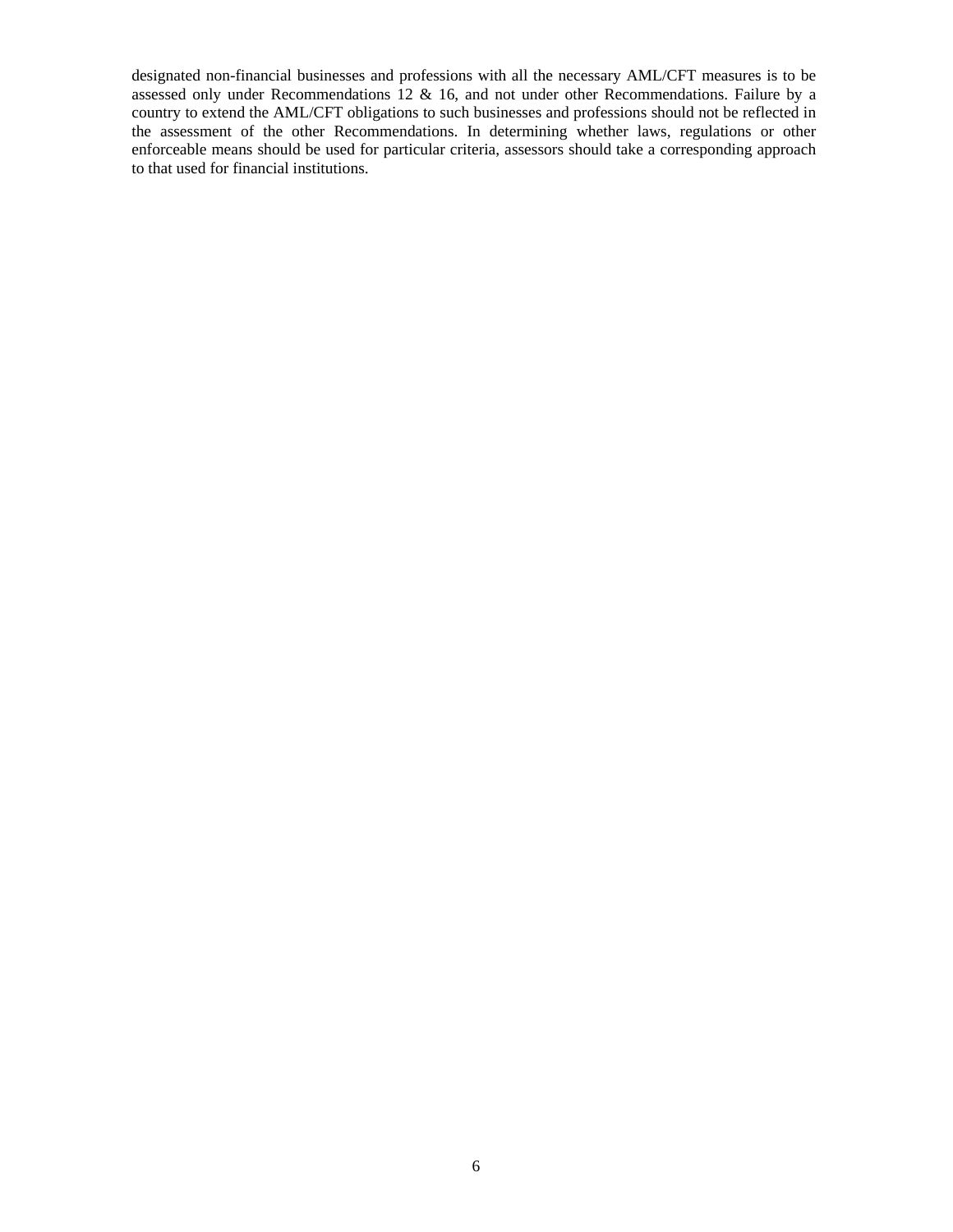designated non-financial businesses and professions with all the necessary AML/CFT measures is to be assessed only under Recommendations 12 & 16, and not under other Recommendations. Failure by a country to extend the AML/CFT obligations to such businesses and professions should not be reflected in the assessment of the other Recommendations. In determining whether laws, regulations or other enforceable means should be used for particular criteria, assessors should take a corresponding approach to that used for financial institutions.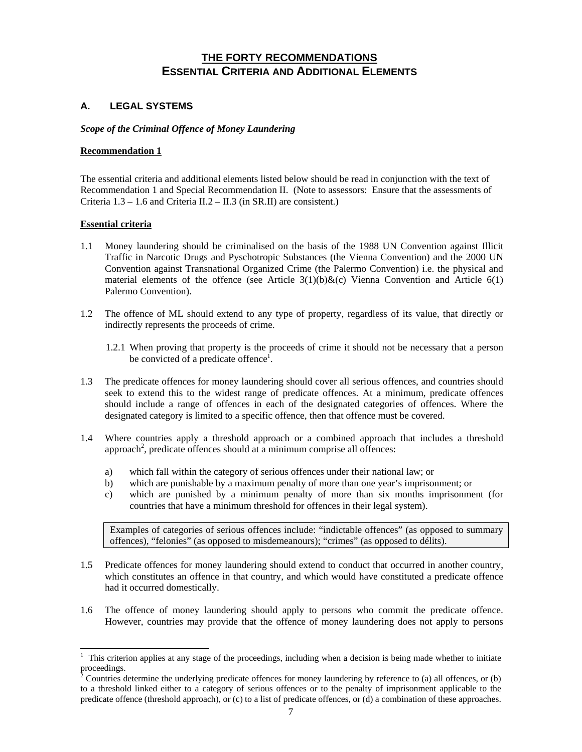# THE FORTY RECOMMENDATIONS
## ESSENTIAL CRITERIA AND ADDITIONAL ELEMENTS

### A. LEGAL SYSTEMS

***Scope of the Criminal Offence of Money Laundering***

**Recommendation 1**

The essential criteria and additional elements listed below should be read in conjunction with the text of Recommendation 1 and Special Recommendation II. (Note to assessors: Ensure that the assessments of Criteria 1.3 – 1.6 and Criteria II.2 – II.3 (in SR.II) are consistent.)

**Essential criteria**

1.1 Money laundering should be criminalised on the basis of the 1988 UN Convention against Illicit Traffic in Narcotic Drugs and Pyschotropic Substances (the Vienna Convention) and the 2000 UN Convention against Transnational Organized Crime (the Palermo Convention) i.e. the physical and material elements of the offence (see Article 3(1)(b)&(c) Vienna Convention and Article 6(1) Palermo Convention).

1.2 The offence of ML should extend to any type of property, regardless of its value, that directly or indirectly represents the proceeds of crime.

1.2.1 When proving that property is the proceeds of crime it should not be necessary that a person be convicted of a predicate offence[1].

1.3 The predicate offences for money laundering should cover all serious offences, and countries should seek to extend this to the widest range of predicate offences. At a minimum, predicate offences should include a range of offences in each of the designated categories of offences. Where the designated category is limited to a specific offence, then that offence must be covered.

1.4 Where countries apply a threshold approach or a combined approach that includes a threshold approach[2], predicate offences should at a minimum comprise all offences:

a) which fall within the category of serious offences under their national law; or
b) which are punishable by a maximum penalty of more than one year's imprisonment; or
c) which are punished by a minimum penalty of more than six months imprisonment (for countries that have a minimum threshold for offences in their legal system).

> Examples of categories of serious offences include: "indictable offences" (as opposed to summary offences), "felonies" (as opposed to misdemeanours); "crimes" (as opposed to délits).

1.5 Predicate offences for money laundering should extend to conduct that occurred in another country, which constitutes an offence in that country, and which would have constituted a predicate offence had it occurred domestically.

1.6 The offence of money laundering should apply to persons who commit the predicate offence. However, countries may provide that the offence of money laundering does not apply to persons

---

[1] This criterion applies at any stage of the proceedings, including when a decision is being made whether to initiate proceedings.

[2] Countries determine the underlying predicate offences for money laundering by reference to (a) all offences, or (b) to a threshold linked either to a category of serious offences or to the penalty of imprisonment applicable to the predicate offence (threshold approach), or (c) to a list of predicate offences, or (d) a combination of these approaches.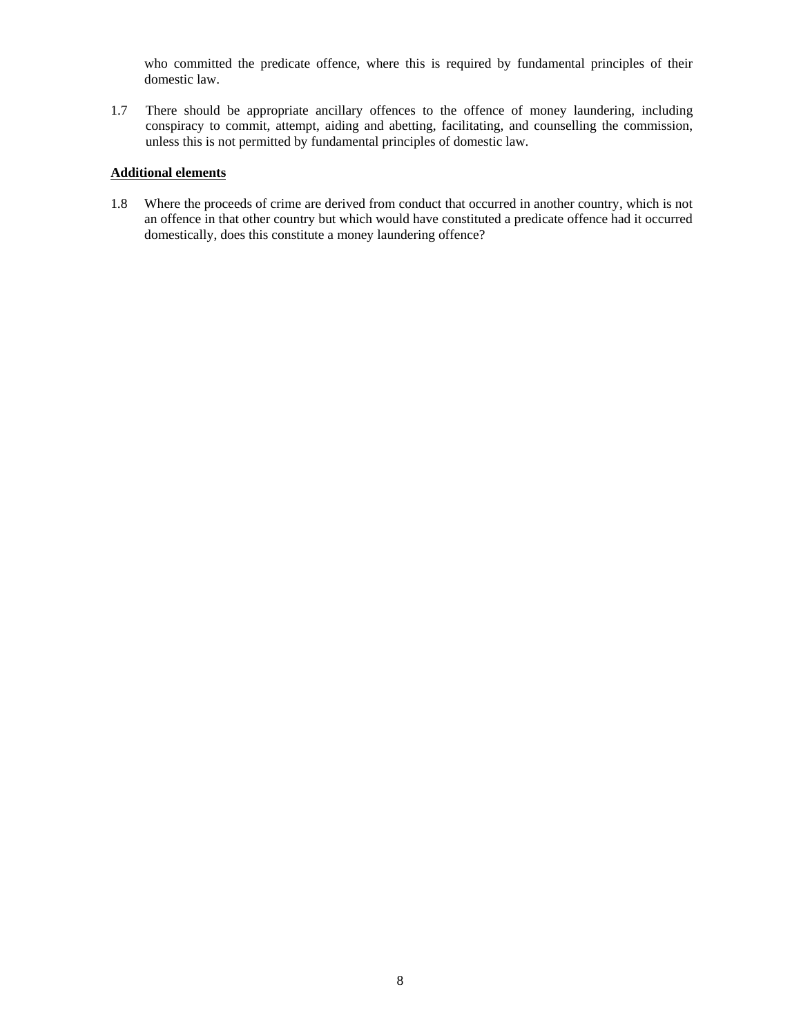who committed the predicate offence, where this is required by fundamental principles of their domestic law.

1.7 There should be appropriate ancillary offences to the offence of money laundering, including conspiracy to commit, attempt, aiding and abetting, facilitating, and counselling the commission, unless this is not permitted by fundamental principles of domestic law.

**Additional elements**

1.8 Where the proceeds of crime are derived from conduct that occurred in another country, which is not an offence in that other country but which would have constituted a predicate offence had it occurred domestically, does this constitute a money laundering offence?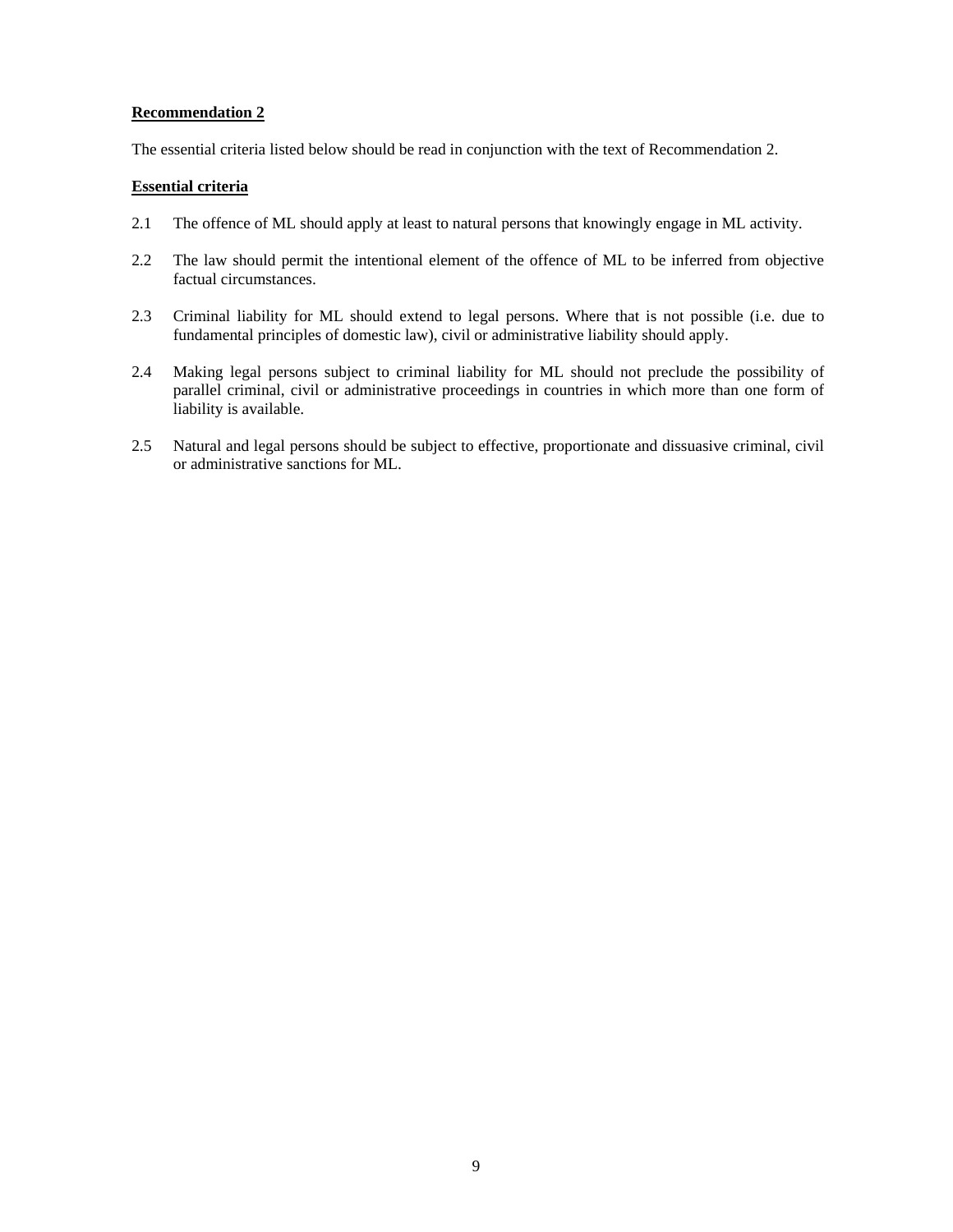**Recommendation 2**

The essential criteria listed below should be read in conjunction with the text of Recommendation 2.

**Essential criteria**

2.1 The offence of ML should apply at least to natural persons that knowingly engage in ML activity.

2.2 The law should permit the intentional element of the offence of ML to be inferred from objective factual circumstances.

2.3 Criminal liability for ML should extend to legal persons. Where that is not possible (i.e. due to fundamental principles of domestic law), civil or administrative liability should apply.

2.4 Making legal persons subject to criminal liability for ML should not preclude the possibility of parallel criminal, civil or administrative proceedings in countries in which more than one form of liability is available.

2.5 Natural and legal persons should be subject to effective, proportionate and dissuasive criminal, civil or administrative sanctions for ML.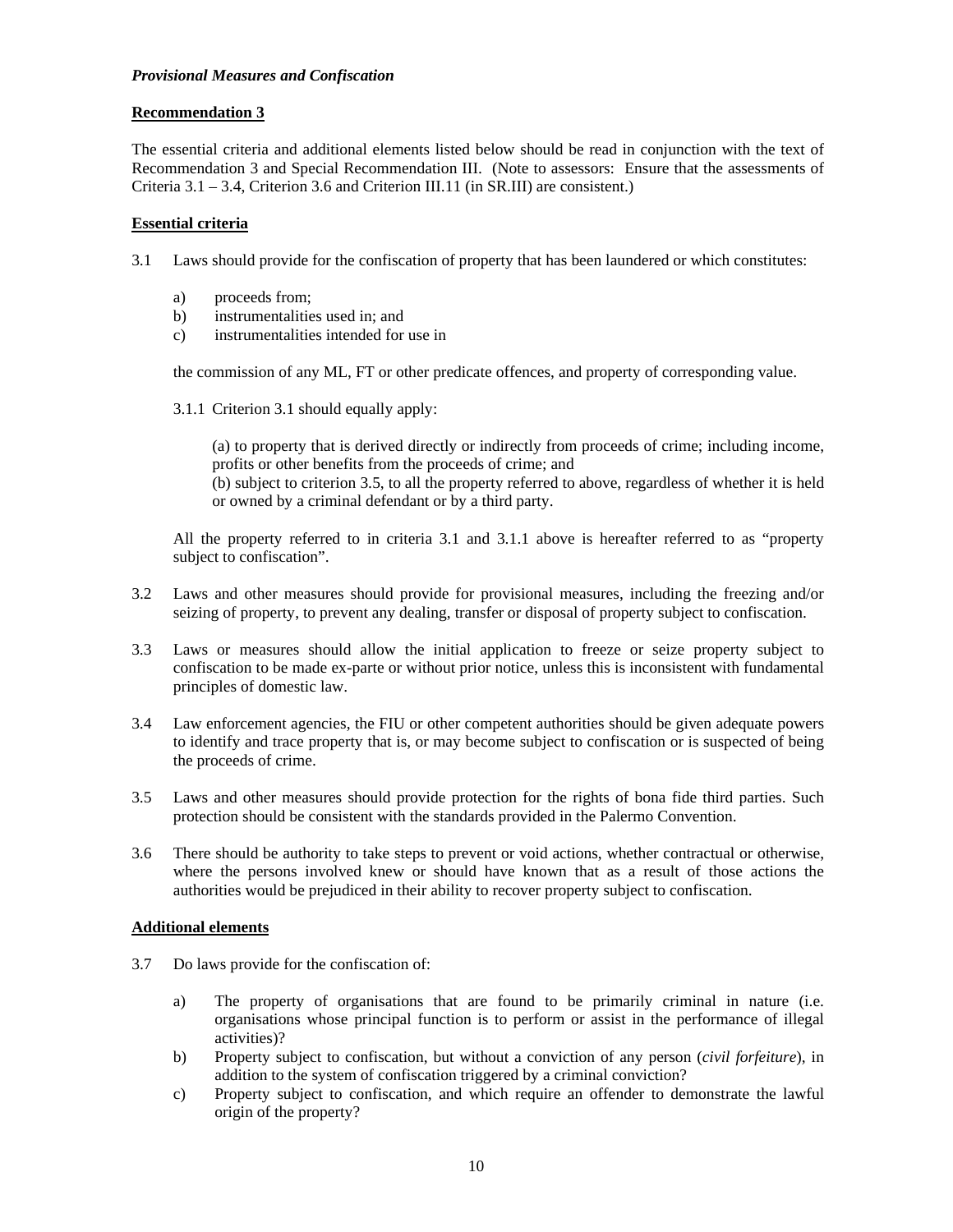***Provisional Measures and Confiscation***

**Recommendation 3**

The essential criteria and additional elements listed below should be read in conjunction with the text of Recommendation 3 and Special Recommendation III. (Note to assessors: Ensure that the assessments of Criteria 3.1 – 3.4, Criterion 3.6 and Criterion III.11 (in SR.III) are consistent.)

**Essential criteria**

3.1 Laws should provide for the confiscation of property that has been laundered or which constitutes:

a) proceeds from;
b) instrumentalities used in; and
c) instrumentalities intended for use in

the commission of any ML, FT or other predicate offences, and property of corresponding value.

3.1.1 Criterion 3.1 should equally apply:

(a) to property that is derived directly or indirectly from proceeds of crime; including income, profits or other benefits from the proceeds of crime; and
(b) subject to criterion 3.5, to all the property referred to above, regardless of whether it is held or owned by a criminal defendant or by a third party.

All the property referred to in criteria 3.1 and 3.1.1 above is hereafter referred to as "property subject to confiscation".

3.2 Laws and other measures should provide for provisional measures, including the freezing and/or seizing of property, to prevent any dealing, transfer or disposal of property subject to confiscation.

3.3 Laws or measures should allow the initial application to freeze or seize property subject to confiscation to be made ex-parte or without prior notice, unless this is inconsistent with fundamental principles of domestic law.

3.4 Law enforcement agencies, the FIU or other competent authorities should be given adequate powers to identify and trace property that is, or may become subject to confiscation or is suspected of being the proceeds of crime.

3.5 Laws and other measures should provide protection for the rights of bona fide third parties. Such protection should be consistent with the standards provided in the Palermo Convention.

3.6 There should be authority to take steps to prevent or void actions, whether contractual or otherwise, where the persons involved knew or should have known that as a result of those actions the authorities would be prejudiced in their ability to recover property subject to confiscation.

**Additional elements**

3.7 Do laws provide for the confiscation of:

a) The property of organisations that are found to be primarily criminal in nature (i.e. organisations whose principal function is to perform or assist in the performance of illegal activities)?
b) Property subject to confiscation, but without a conviction of any person (*civil forfeiture*), in addition to the system of confiscation triggered by a criminal conviction?
c) Property subject to confiscation, and which require an offender to demonstrate the lawful origin of the property?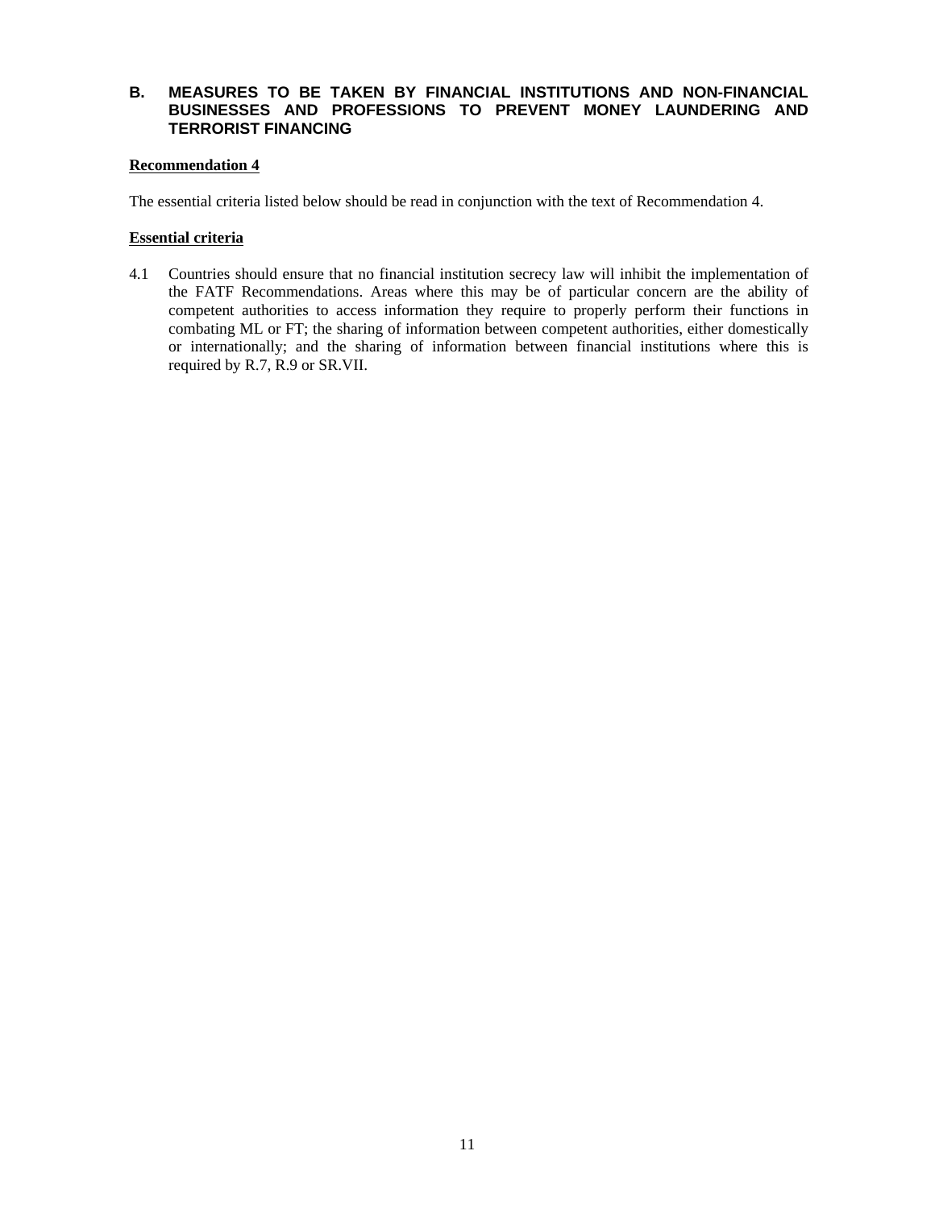## B. MEASURES TO BE TAKEN BY FINANCIAL INSTITUTIONS AND NON-FINANCIAL BUSINESSES AND PROFESSIONS TO PREVENT MONEY LAUNDERING AND TERRORIST FINANCING

### Recommendation 4

The essential criteria listed below should be read in conjunction with the text of Recommendation 4.

#### Essential criteria

4.1 Countries should ensure that no financial institution secrecy law will inhibit the implementation of the FATF Recommendations. Areas where this may be of particular concern are the ability of competent authorities to access information they require to properly perform their functions in combating ML or FT; the sharing of information between competent authorities, either domestically or internationally; and the sharing of information between financial institutions where this is required by R.7, R.9 or SR.VII.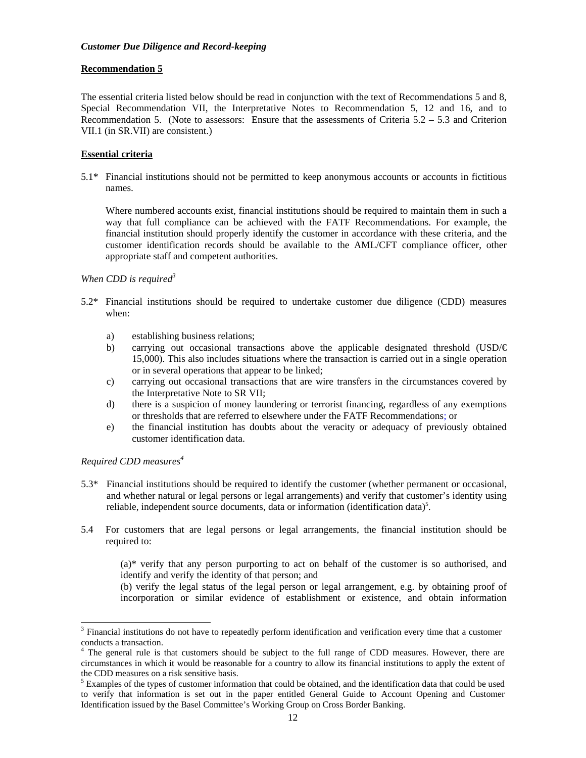*Customer Due Diligence and Record-keeping*

**Recommendation 5**

The essential criteria listed below should be read in conjunction with the text of Recommendations 5 and 8, Special Recommendation VII, the Interpretative Notes to Recommendation 5, 12 and 16, and to Recommendation 5. (Note to assessors: Ensure that the assessments of Criteria 5.2 – 5.3 and Criterion VII.1 (in SR.VII) are consistent.)

**Essential criteria**

5.1* Financial institutions should not be permitted to keep anonymous accounts or accounts in fictitious names.

Where numbered accounts exist, financial institutions should be required to maintain them in such a way that full compliance can be achieved with the FATF Recommendations. For example, the financial institution should properly identify the customer in accordance with these criteria, and the customer identification records should be available to the AML/CFT compliance officer, other appropriate staff and competent authorities.

*When CDD is required*[3]

5.2* Financial institutions should be required to undertake customer due diligence (CDD) measures when:

a) establishing business relations;
b) carrying out occasional transactions above the applicable designated threshold (USD/€ 15,000). This also includes situations where the transaction is carried out in a single operation or in several operations that appear to be linked;
c) carrying out occasional transactions that are wire transfers in the circumstances covered by the Interpretative Note to SR VII;
d) there is a suspicion of money laundering or terrorist financing, regardless of any exemptions or thresholds that are referred to elsewhere under the FATF Recommendations; or
e) the financial institution has doubts about the veracity or adequacy of previously obtained customer identification data.

*Required CDD measures*[4]

5.3* Financial institutions should be required to identify the customer (whether permanent or occasional, and whether natural or legal persons or legal arrangements) and verify that customer's identity using reliable, independent source documents, data or information (identification data)[5].

5.4 For customers that are legal persons or legal arrangements, the financial institution should be required to:

(a)* verify that any person purporting to act on behalf of the customer is so authorised, and identify and verify the identity of that person; and
(b) verify the legal status of the legal person or legal arrangement, e.g. by obtaining proof of incorporation or similar evidence of establishment or existence, and obtain information

---

[3] Financial institutions do not have to repeatedly perform identification and verification every time that a customer conducts a transaction.

[4] The general rule is that customers should be subject to the full range of CDD measures. However, there are circumstances in which it would be reasonable for a country to allow its financial institutions to apply the extent of the CDD measures on a risk sensitive basis.

[5] Examples of the types of customer information that could be obtained, and the identification data that could be used to verify that information is set out in the paper entitled General Guide to Account Opening and Customer Identification issued by the Basel Committee's Working Group on Cross Border Banking.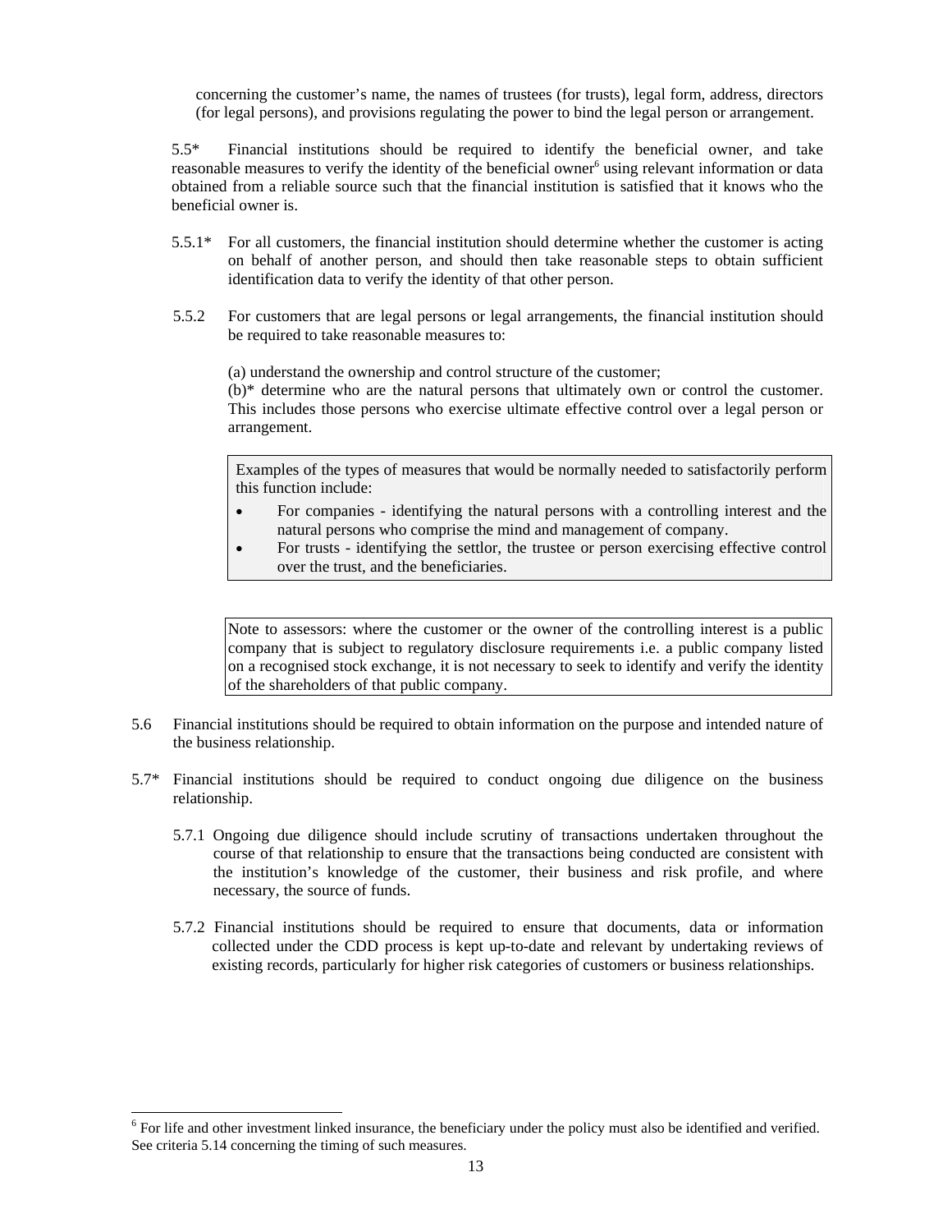concerning the customer's name, the names of trustees (for trusts), legal form, address, directors (for legal persons), and provisions regulating the power to bind the legal person or arrangement.

5.5* Financial institutions should be required to identify the beneficial owner, and take reasonable measures to verify the identity of the beneficial owner[6] using relevant information or data obtained from a reliable source such that the financial institution is satisfied that it knows who the beneficial owner is.

5.5.1* For all customers, the financial institution should determine whether the customer is acting on behalf of another person, and should then take reasonable steps to obtain sufficient identification data to verify the identity of that other person.

5.5.2 For customers that are legal persons or legal arrangements, the financial institution should be required to take reasonable measures to:

(a) understand the ownership and control structure of the customer;
(b)* determine who are the natural persons that ultimately own or control the customer. This includes those persons who exercise ultimate effective control over a legal person or arrangement.

> Examples of the types of measures that would be normally needed to satisfactorily perform this function include:
>
> - For companies - identifying the natural persons with a controlling interest and the natural persons who comprise the mind and management of company.
> - For trusts - identifying the settlor, the trustee or person exercising effective control over the trust, and the beneficiaries.

> Note to assessors: where the customer or the owner of the controlling interest is a public company that is subject to regulatory disclosure requirements i.e. a public company listed on a recognised stock exchange, it is not necessary to seek to identify and verify the identity of the shareholders of that public company.

5.6 Financial institutions should be required to obtain information on the purpose and intended nature of the business relationship.

5.7* Financial institutions should be required to conduct ongoing due diligence on the business relationship.

5.7.1 Ongoing due diligence should include scrutiny of transactions undertaken throughout the course of that relationship to ensure that the transactions being conducted are consistent with the institution's knowledge of the customer, their business and risk profile, and where necessary, the source of funds.

5.7.2 Financial institutions should be required to ensure that documents, data or information collected under the CDD process is kept up-to-date and relevant by undertaking reviews of existing records, particularly for higher risk categories of customers or business relationships.

[6] For life and other investment linked insurance, the beneficiary under the policy must also be identified and verified. See criteria 5.14 concerning the timing of such measures.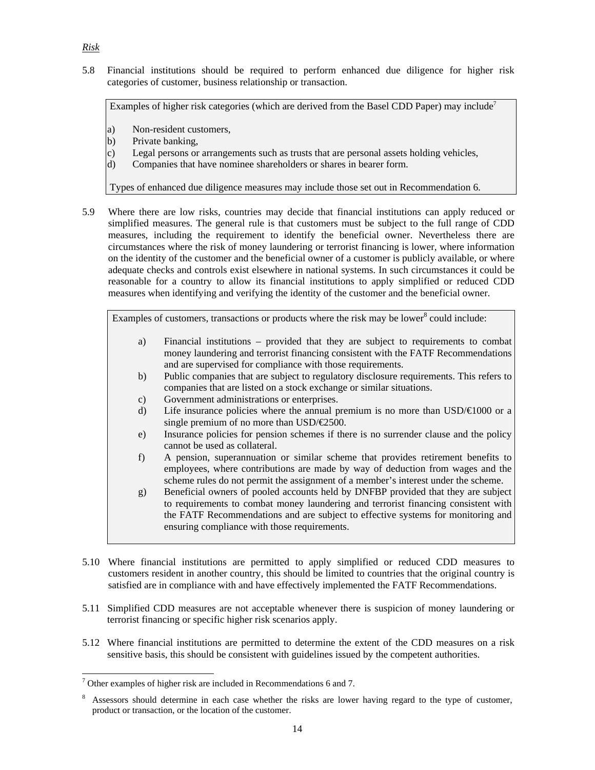*Risk*

5.8 Financial institutions should be required to perform enhanced due diligence for higher risk categories of customer, business relationship or transaction.

> Examples of higher risk categories (which are derived from the Basel CDD Paper) may include[7]
>
> a) Non-resident customers,
> b) Private banking,
> c) Legal persons or arrangements such as trusts that are personal assets holding vehicles,
> d) Companies that have nominee shareholders or shares in bearer form.
>
> Types of enhanced due diligence measures may include those set out in Recommendation 6.

5.9 Where there are low risks, countries may decide that financial institutions can apply reduced or simplified measures. The general rule is that customers must be subject to the full range of CDD measures, including the requirement to identify the beneficial owner. Nevertheless there are circumstances where the risk of money laundering or terrorist financing is lower, where information on the identity of the customer and the beneficial owner of a customer is publicly available, or where adequate checks and controls exist elsewhere in national systems. In such circumstances it could be reasonable for a country to allow its financial institutions to apply simplified or reduced CDD measures when identifying and verifying the identity of the customer and the beneficial owner.

> Examples of customers, transactions or products where the risk may be lower[8] could include:
>
> a) Financial institutions – provided that they are subject to requirements to combat money laundering and terrorist financing consistent with the FATF Recommendations and are supervised for compliance with those requirements.
> b) Public companies that are subject to regulatory disclosure requirements. This refers to companies that are listed on a stock exchange or similar situations.
> c) Government administrations or enterprises.
> d) Life insurance policies where the annual premium is no more than USD/€1000 or a single premium of no more than USD/€2500.
> e) Insurance policies for pension schemes if there is no surrender clause and the policy cannot be used as collateral.
> f) A pension, superannuation or similar scheme that provides retirement benefits to employees, where contributions are made by way of deduction from wages and the scheme rules do not permit the assignment of a member's interest under the scheme.
> g) Beneficial owners of pooled accounts held by DNFBP provided that they are subject to requirements to combat money laundering and terrorist financing consistent with the FATF Recommendations and are subject to effective systems for monitoring and ensuring compliance with those requirements.

5.10 Where financial institutions are permitted to apply simplified or reduced CDD measures to customers resident in another country, this should be limited to countries that the original country is satisfied are in compliance with and have effectively implemented the FATF Recommendations.

5.11 Simplified CDD measures are not acceptable whenever there is suspicion of money laundering or terrorist financing or specific higher risk scenarios apply.

5.12 Where financial institutions are permitted to determine the extent of the CDD measures on a risk sensitive basis, this should be consistent with guidelines issued by the competent authorities.

---

[7] Other examples of higher risk are included in Recommendations 6 and 7.

[8] Assessors should determine in each case whether the risks are lower having regard to the type of customer, product or transaction, or the location of the customer.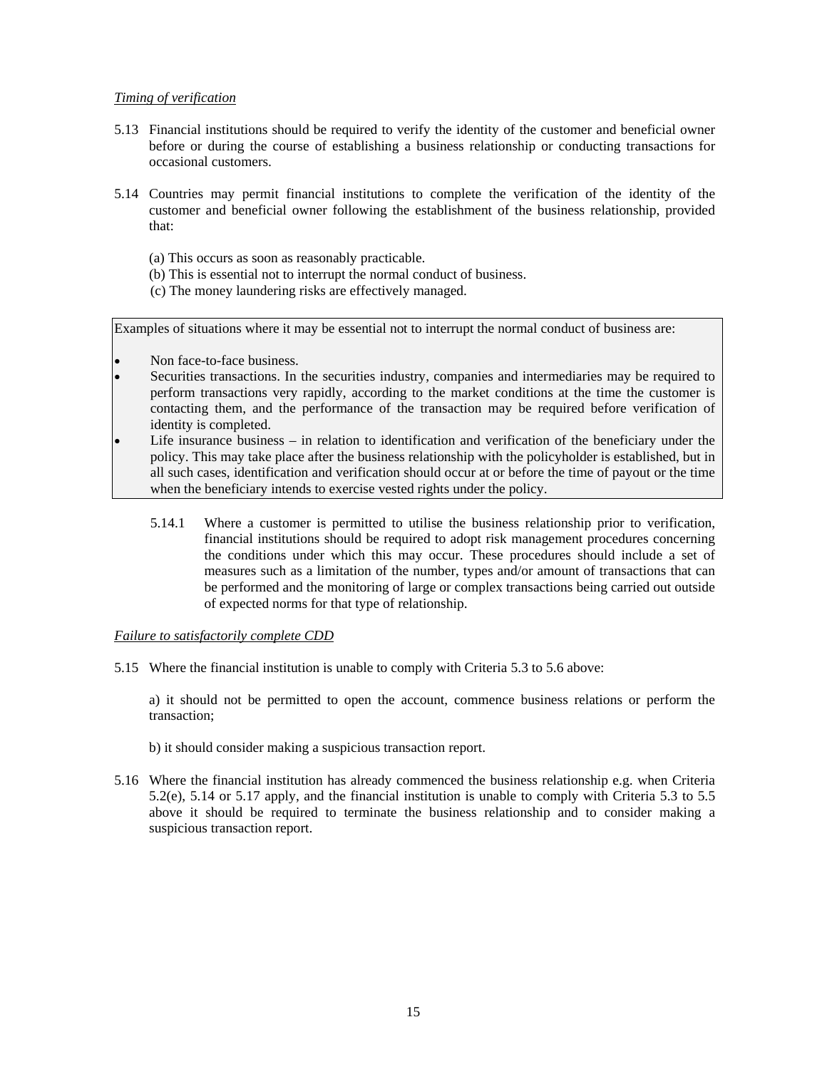*Timing of verification*

5.13 Financial institutions should be required to verify the identity of the customer and beneficial owner before or during the course of establishing a business relationship or conducting transactions for occasional customers.

5.14 Countries may permit financial institutions to complete the verification of the identity of the customer and beneficial owner following the establishment of the business relationship, provided that:

(a) This occurs as soon as reasonably practicable.
(b) This is essential not to interrupt the normal conduct of business.
(c) The money laundering risks are effectively managed.

> Examples of situations where it may be essential not to interrupt the normal conduct of business are:
>
> - Non face-to-face business.
> - Securities transactions. In the securities industry, companies and intermediaries may be required to perform transactions very rapidly, according to the market conditions at the time the customer is contacting them, and the performance of the transaction may be required before verification of identity is completed.
> - Life insurance business – in relation to identification and verification of the beneficiary under the policy. This may take place after the business relationship with the policyholder is established, but in all such cases, identification and verification should occur at or before the time of payout or the time when the beneficiary intends to exercise vested rights under the policy.

5.14.1 Where a customer is permitted to utilise the business relationship prior to verification, financial institutions should be required to adopt risk management procedures concerning the conditions under which this may occur. These procedures should include a set of measures such as a limitation of the number, types and/or amount of transactions that can be performed and the monitoring of large or complex transactions being carried out outside of expected norms for that type of relationship.

*Failure to satisfactorily complete CDD*

5.15 Where the financial institution is unable to comply with Criteria 5.3 to 5.6 above:

a) it should not be permitted to open the account, commence business relations or perform the transaction;

b) it should consider making a suspicious transaction report.

5.16 Where the financial institution has already commenced the business relationship e.g. when Criteria 5.2(e), 5.14 or 5.17 apply, and the financial institution is unable to comply with Criteria 5.3 to 5.5 above it should be required to terminate the business relationship and to consider making a suspicious transaction report.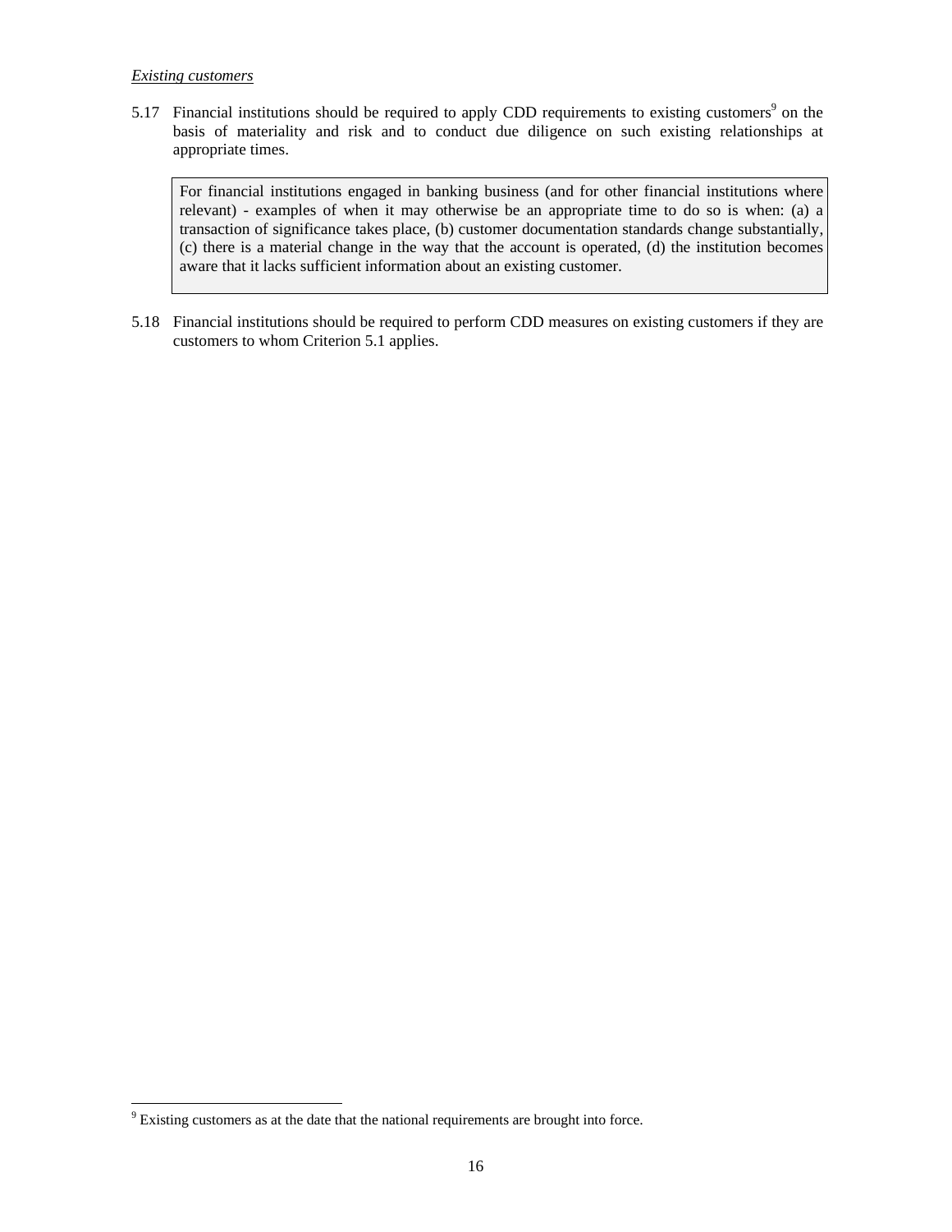*Existing customers*

5.17 Financial institutions should be required to apply CDD requirements to existing customers[9] on the basis of materiality and risk and to conduct due diligence on such existing relationships at appropriate times.

> For financial institutions engaged in banking business (and for other financial institutions where relevant) - examples of when it may otherwise be an appropriate time to do so is when: (a) a transaction of significance takes place, (b) customer documentation standards change substantially, (c) there is a material change in the way that the account is operated, (d) the institution becomes aware that it lacks sufficient information about an existing customer.

5.18 Financial institutions should be required to perform CDD measures on existing customers if they are customers to whom Criterion 5.1 applies.

[9] Existing customers as at the date that the national requirements are brought into force.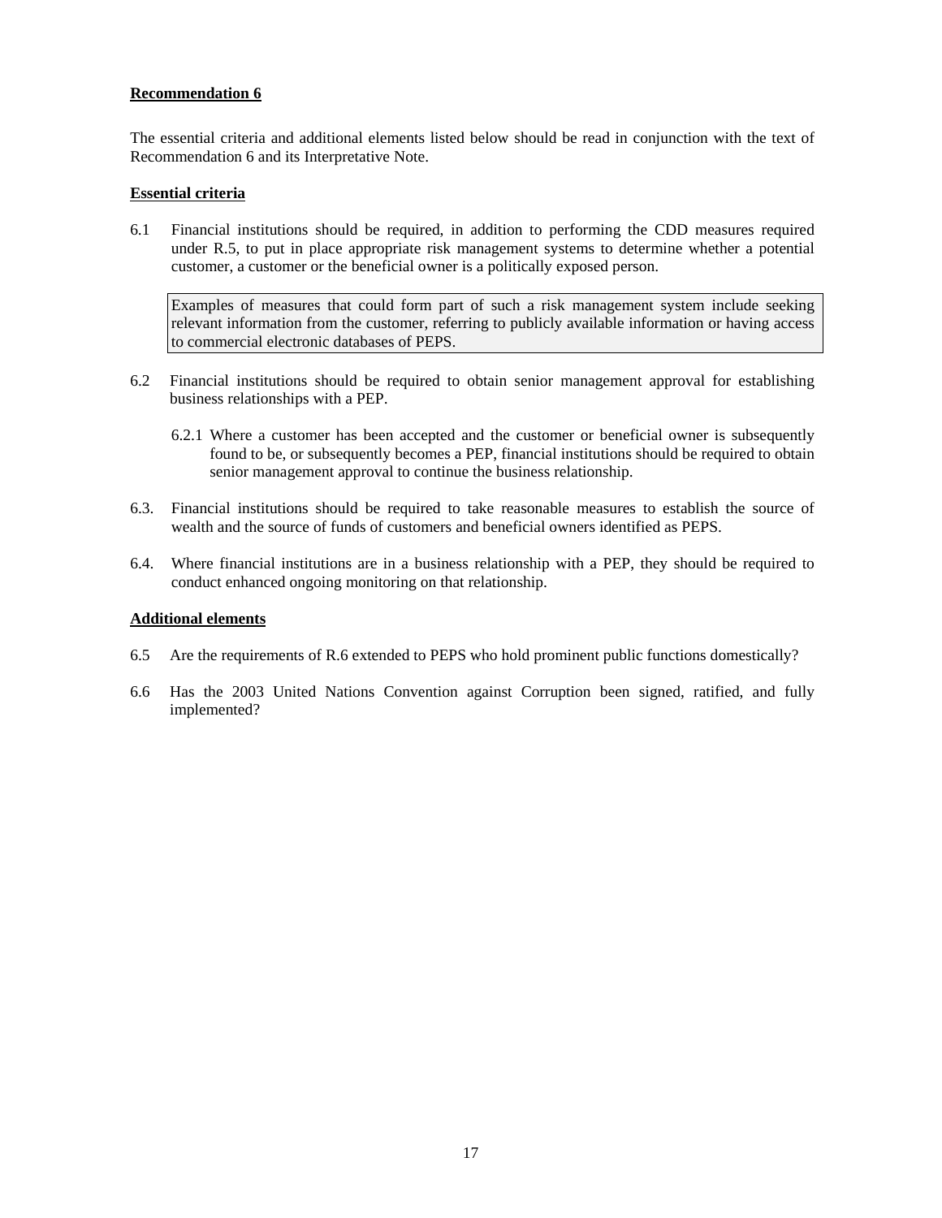## Recommendation 6

The essential criteria and additional elements listed below should be read in conjunction with the text of Recommendation 6 and its Interpretative Note.

### Essential criteria

6.1 Financial institutions should be required, in addition to performing the CDD measures required under R.5, to put in place appropriate risk management systems to determine whether a potential customer, a customer or the beneficial owner is a politically exposed person.

> Examples of measures that could form part of such a risk management system include seeking relevant information from the customer, referring to publicly available information or having access to commercial electronic databases of PEPS.

6.2 Financial institutions should be required to obtain senior management approval for establishing business relationships with a PEP.

6.2.1 Where a customer has been accepted and the customer or beneficial owner is subsequently found to be, or subsequently becomes a PEP, financial institutions should be required to obtain senior management approval to continue the business relationship.

6.3. Financial institutions should be required to take reasonable measures to establish the source of wealth and the source of funds of customers and beneficial owners identified as PEPS.

6.4. Where financial institutions are in a business relationship with a PEP, they should be required to conduct enhanced ongoing monitoring on that relationship.

### Additional elements

6.5 Are the requirements of R.6 extended to PEPS who hold prominent public functions domestically?

6.6 Has the 2003 United Nations Convention against Corruption been signed, ratified, and fully implemented?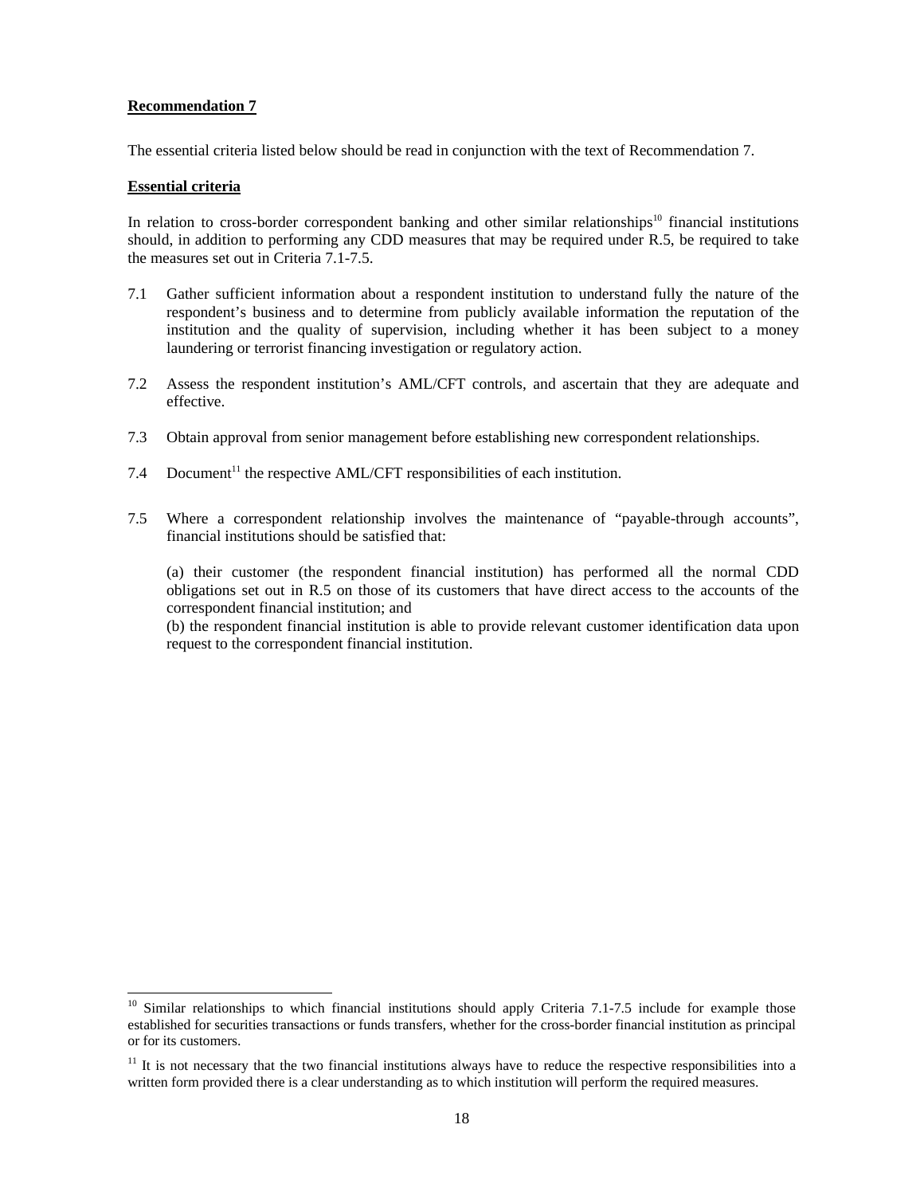**Recommendation 7**

The essential criteria listed below should be read in conjunction with the text of Recommendation 7.

**Essential criteria**

In relation to cross-border correspondent banking and other similar relationships[10] financial institutions should, in addition to performing any CDD measures that may be required under R.5, be required to take the measures set out in Criteria 7.1-7.5.

7.1 Gather sufficient information about a respondent institution to understand fully the nature of the respondent's business and to determine from publicly available information the reputation of the institution and the quality of supervision, including whether it has been subject to a money laundering or terrorist financing investigation or regulatory action.

7.2 Assess the respondent institution's AML/CFT controls, and ascertain that they are adequate and effective.

7.3 Obtain approval from senior management before establishing new correspondent relationships.

7.4 Document[11] the respective AML/CFT responsibilities of each institution.

7.5 Where a correspondent relationship involves the maintenance of "payable-through accounts", financial institutions should be satisfied that:

(a) their customer (the respondent financial institution) has performed all the normal CDD obligations set out in R.5 on those of its customers that have direct access to the accounts of the correspondent financial institution; and

(b) the respondent financial institution is able to provide relevant customer identification data upon request to the correspondent financial institution.

---

[10] Similar relationships to which financial institutions should apply Criteria 7.1-7.5 include for example those established for securities transactions or funds transfers, whether for the cross-border financial institution as principal or for its customers.

[11] It is not necessary that the two financial institutions always have to reduce the respective responsibilities into a written form provided there is a clear understanding as to which institution will perform the required measures.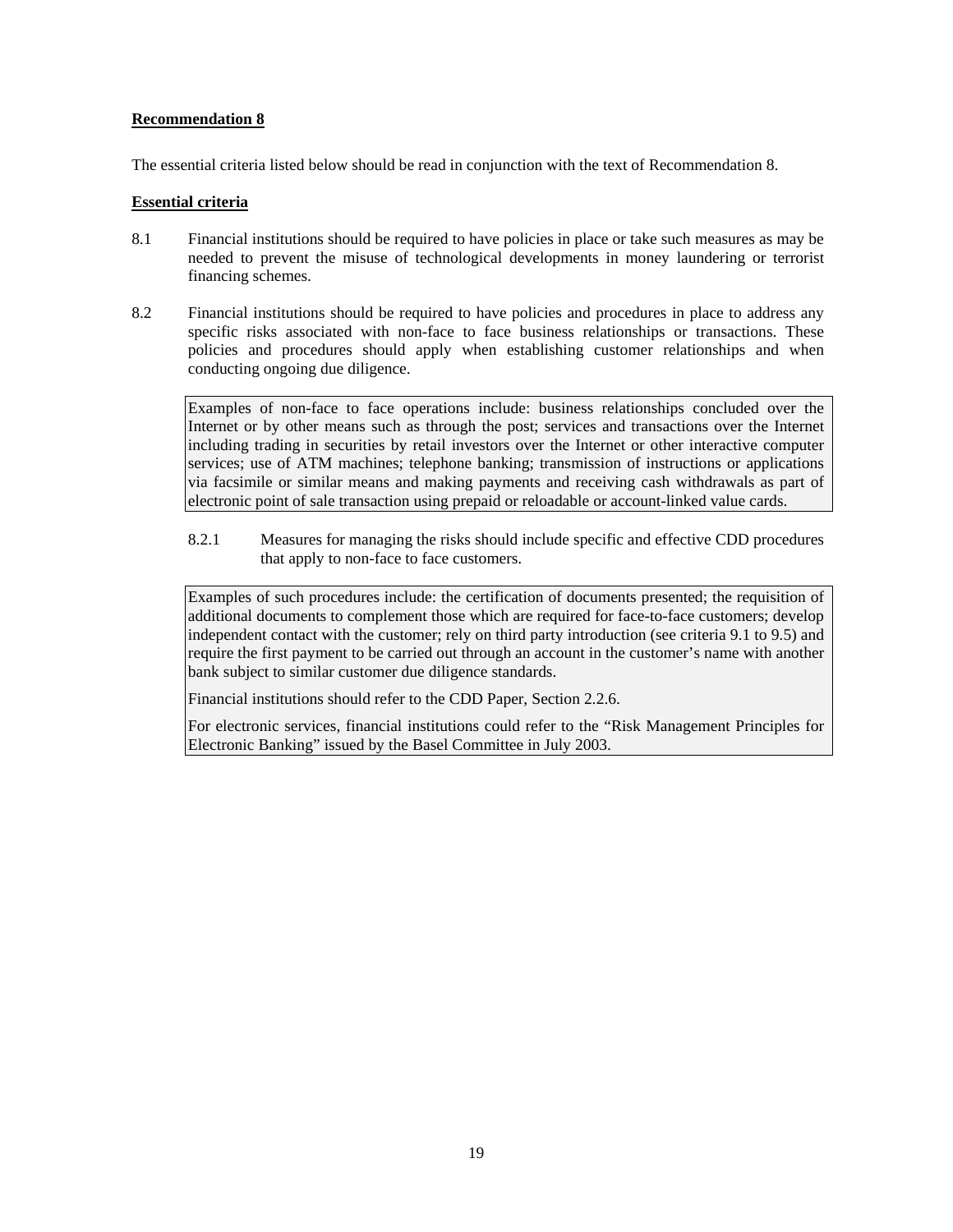**Recommendation 8**

The essential criteria listed below should be read in conjunction with the text of Recommendation 8.

**Essential criteria**

8.1 Financial institutions should be required to have policies in place or take such measures as may be needed to prevent the misuse of technological developments in money laundering or terrorist financing schemes.

8.2 Financial institutions should be required to have policies and procedures in place to address any specific risks associated with non-face to face business relationships or transactions. These policies and procedures should apply when establishing customer relationships and when conducting ongoing due diligence.

> Examples of non-face to face operations include: business relationships concluded over the Internet or by other means such as through the post; services and transactions over the Internet including trading in securities by retail investors over the Internet or other interactive computer services; use of ATM machines; telephone banking; transmission of instructions or applications via facsimile or similar means and making payments and receiving cash withdrawals as part of electronic point of sale transaction using prepaid or reloadable or account-linked value cards.

8.2.1 Measures for managing the risks should include specific and effective CDD procedures that apply to non-face to face customers.

> Examples of such procedures include: the certification of documents presented; the requisition of additional documents to complement those which are required for face-to-face customers; develop independent contact with the customer; rely on third party introduction (see criteria 9.1 to 9.5) and require the first payment to be carried out through an account in the customer's name with another bank subject to similar customer due diligence standards.
>
> Financial institutions should refer to the CDD Paper, Section 2.2.6.
>
> For electronic services, financial institutions could refer to the "Risk Management Principles for Electronic Banking" issued by the Basel Committee in July 2003.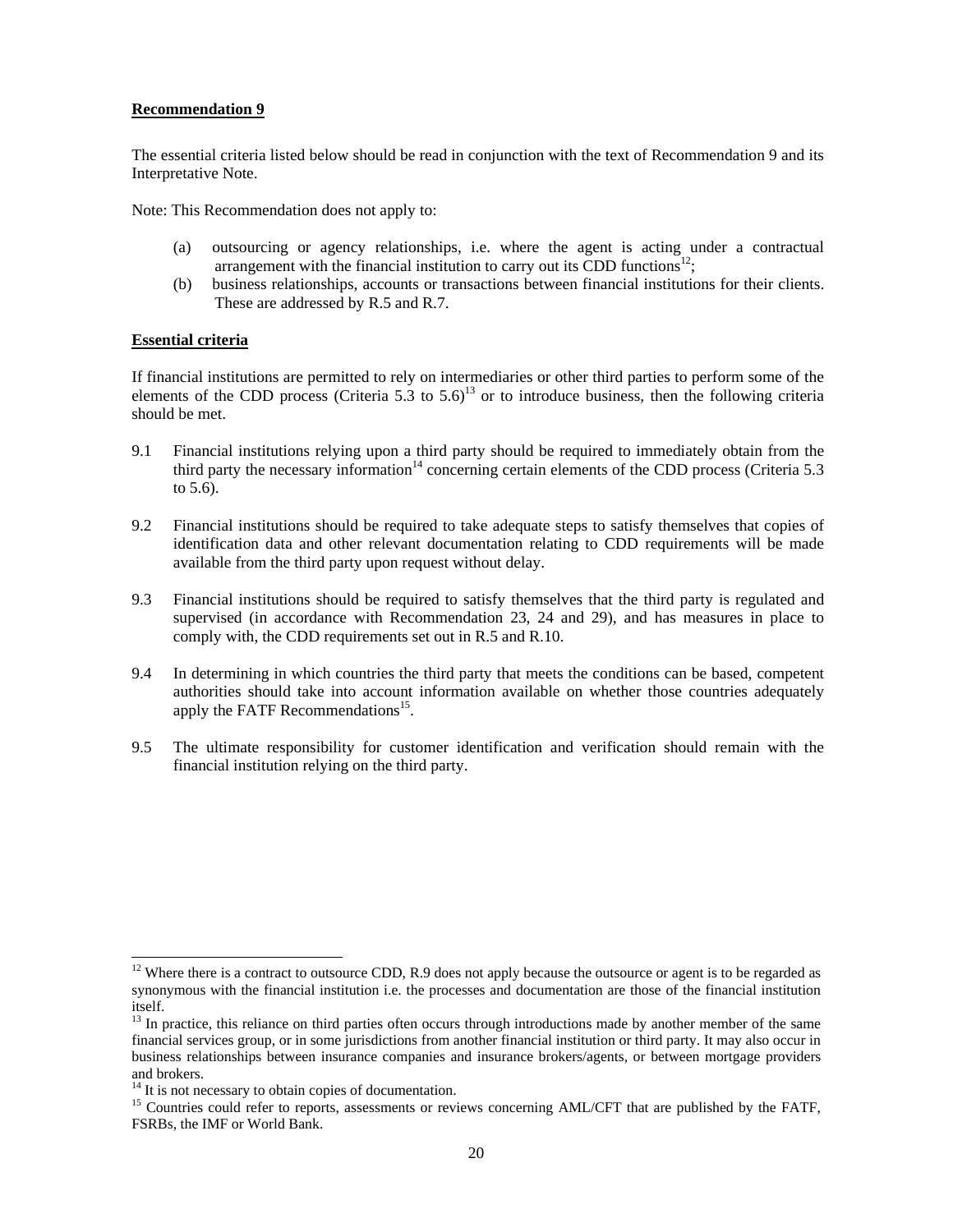**Recommendation 9**

The essential criteria listed below should be read in conjunction with the text of Recommendation 9 and its Interpretative Note.

Note: This Recommendation does not apply to:

(a) outsourcing or agency relationships, i.e. where the agent is acting under a contractual arrangement with the financial institution to carry out its CDD functions[12];

(b) business relationships, accounts or transactions between financial institutions for their clients. These are addressed by R.5 and R.7.

**Essential criteria**

If financial institutions are permitted to rely on intermediaries or other third parties to perform some of the elements of the CDD process (Criteria 5.3 to 5.6)[13] or to introduce business, then the following criteria should be met.

9.1 Financial institutions relying upon a third party should be required to immediately obtain from the third party the necessary information[14] concerning certain elements of the CDD process (Criteria 5.3 to 5.6).

9.2 Financial institutions should be required to take adequate steps to satisfy themselves that copies of identification data and other relevant documentation relating to CDD requirements will be made available from the third party upon request without delay.

9.3 Financial institutions should be required to satisfy themselves that the third party is regulated and supervised (in accordance with Recommendation 23, 24 and 29), and has measures in place to comply with, the CDD requirements set out in R.5 and R.10.

9.4 In determining in which countries the third party that meets the conditions can be based, competent authorities should take into account information available on whether those countries adequately apply the FATF Recommendations[15].

9.5 The ultimate responsibility for customer identification and verification should remain with the financial institution relying on the third party.

---

[12] Where there is a contract to outsource CDD, R.9 does not apply because the outsource or agent is to be regarded as synonymous with the financial institution i.e. the processes and documentation are those of the financial institution itself.

[13] In practice, this reliance on third parties often occurs through introductions made by another member of the same financial services group, or in some jurisdictions from another financial institution or third party. It may also occur in business relationships between insurance companies and insurance brokers/agents, or between mortgage providers and brokers.

[14] It is not necessary to obtain copies of documentation.

[15] Countries could refer to reports, assessments or reviews concerning AML/CFT that are published by the FATF, FSRBs, the IMF or World Bank.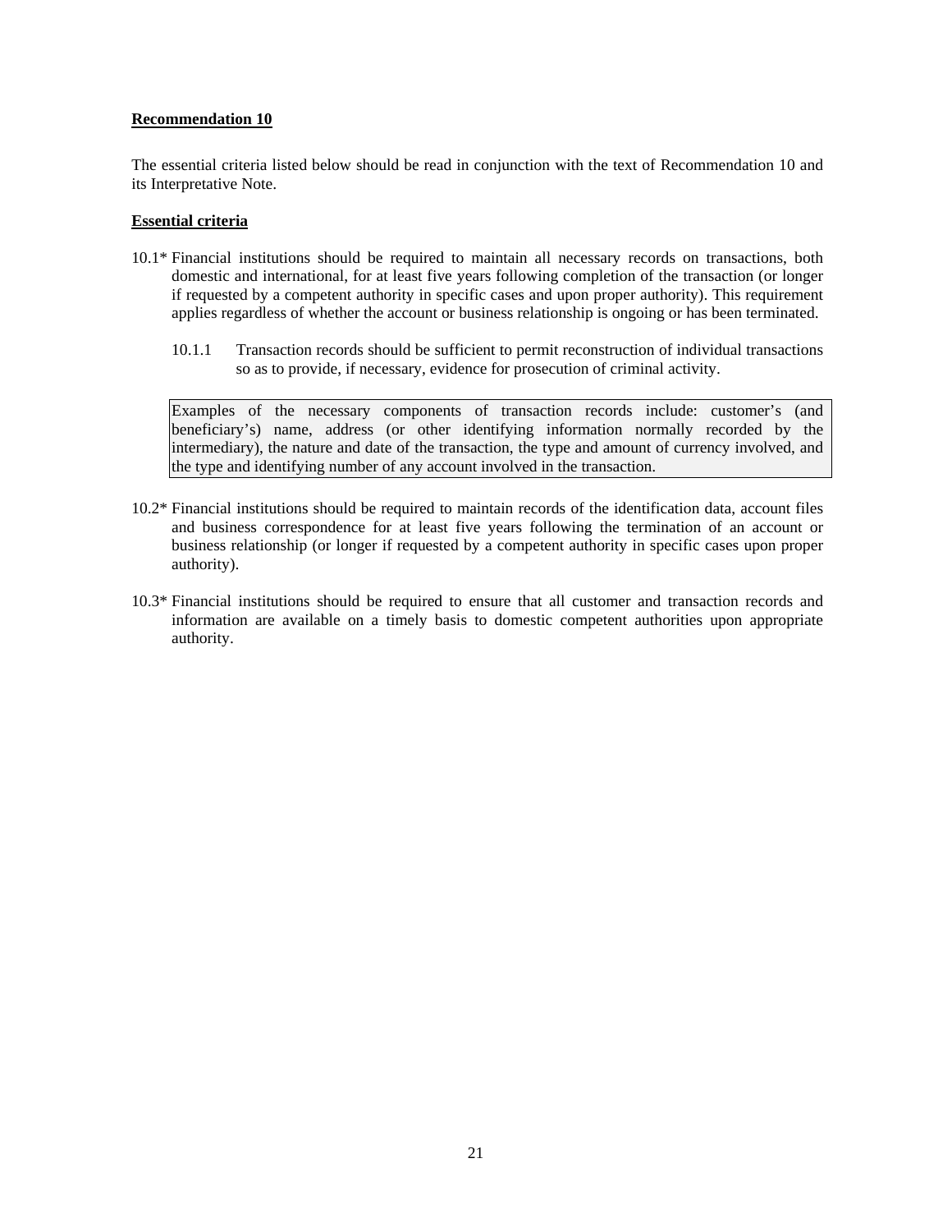**Recommendation 10**

The essential criteria listed below should be read in conjunction with the text of Recommendation 10 and its Interpretative Note.

**Essential criteria**

10.1* Financial institutions should be required to maintain all necessary records on transactions, both domestic and international, for at least five years following completion of the transaction (or longer if requested by a competent authority in specific cases and upon proper authority). This requirement applies regardless of whether the account or business relationship is ongoing or has been terminated.

10.1.1 Transaction records should be sufficient to permit reconstruction of individual transactions so as to provide, if necessary, evidence for prosecution of criminal activity.

> Examples of the necessary components of transaction records include: customer's (and beneficiary's) name, address (or other identifying information normally recorded by the intermediary), the nature and date of the transaction, the type and amount of currency involved, and the type and identifying number of any account involved in the transaction.

10.2* Financial institutions should be required to maintain records of the identification data, account files and business correspondence for at least five years following the termination of an account or business relationship (or longer if requested by a competent authority in specific cases upon proper authority).

10.3* Financial institutions should be required to ensure that all customer and transaction records and information are available on a timely basis to domestic competent authorities upon appropriate authority.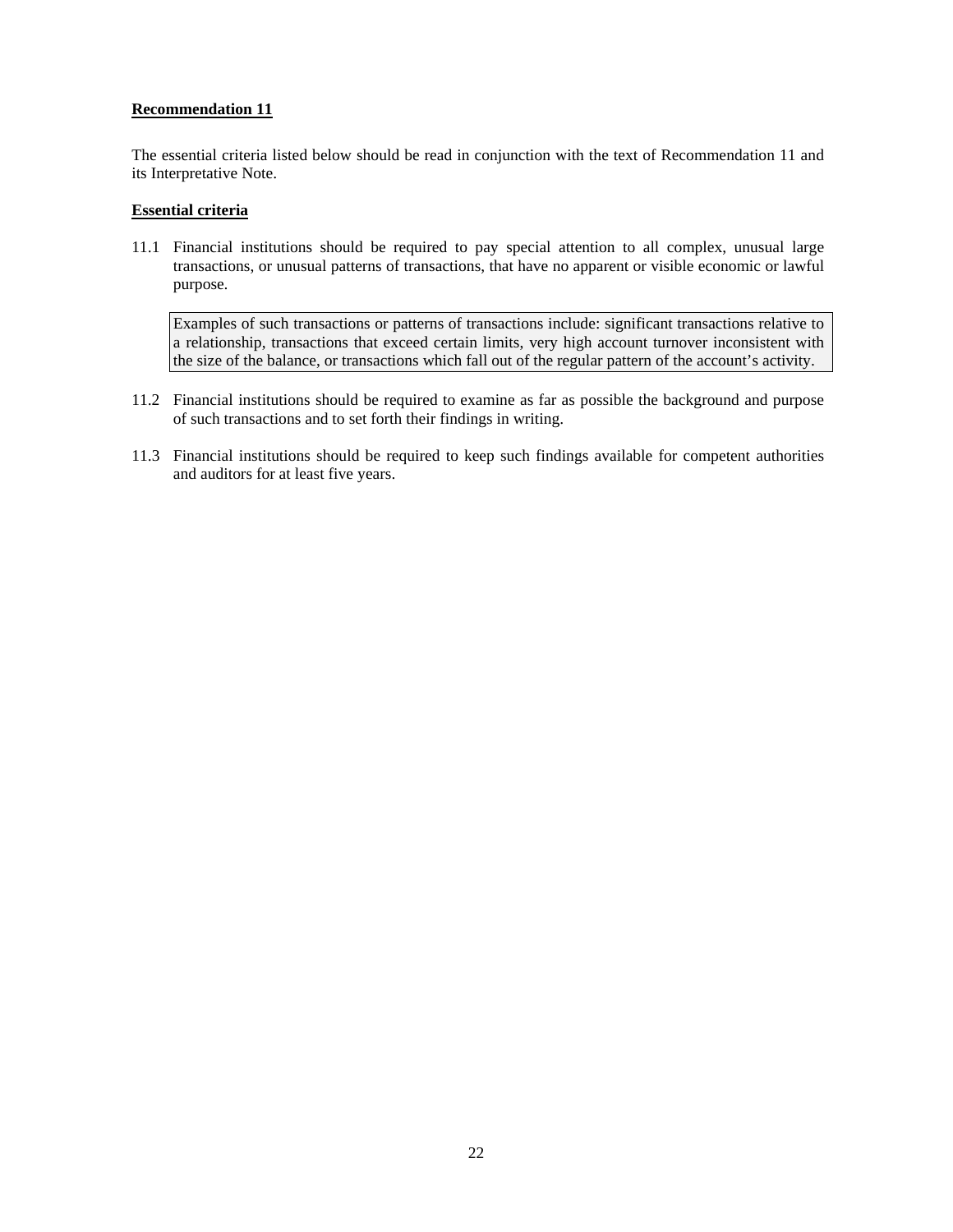**Recommendation 11**

The essential criteria listed below should be read in conjunction with the text of Recommendation 11 and its Interpretative Note.

**Essential criteria**

11.1 Financial institutions should be required to pay special attention to all complex, unusual large transactions, or unusual patterns of transactions, that have no apparent or visible economic or lawful purpose.

> Examples of such transactions or patterns of transactions include: significant transactions relative to a relationship, transactions that exceed certain limits, very high account turnover inconsistent with the size of the balance, or transactions which fall out of the regular pattern of the account's activity.

11.2 Financial institutions should be required to examine as far as possible the background and purpose of such transactions and to set forth their findings in writing.

11.3 Financial institutions should be required to keep such findings available for competent authorities and auditors for at least five years.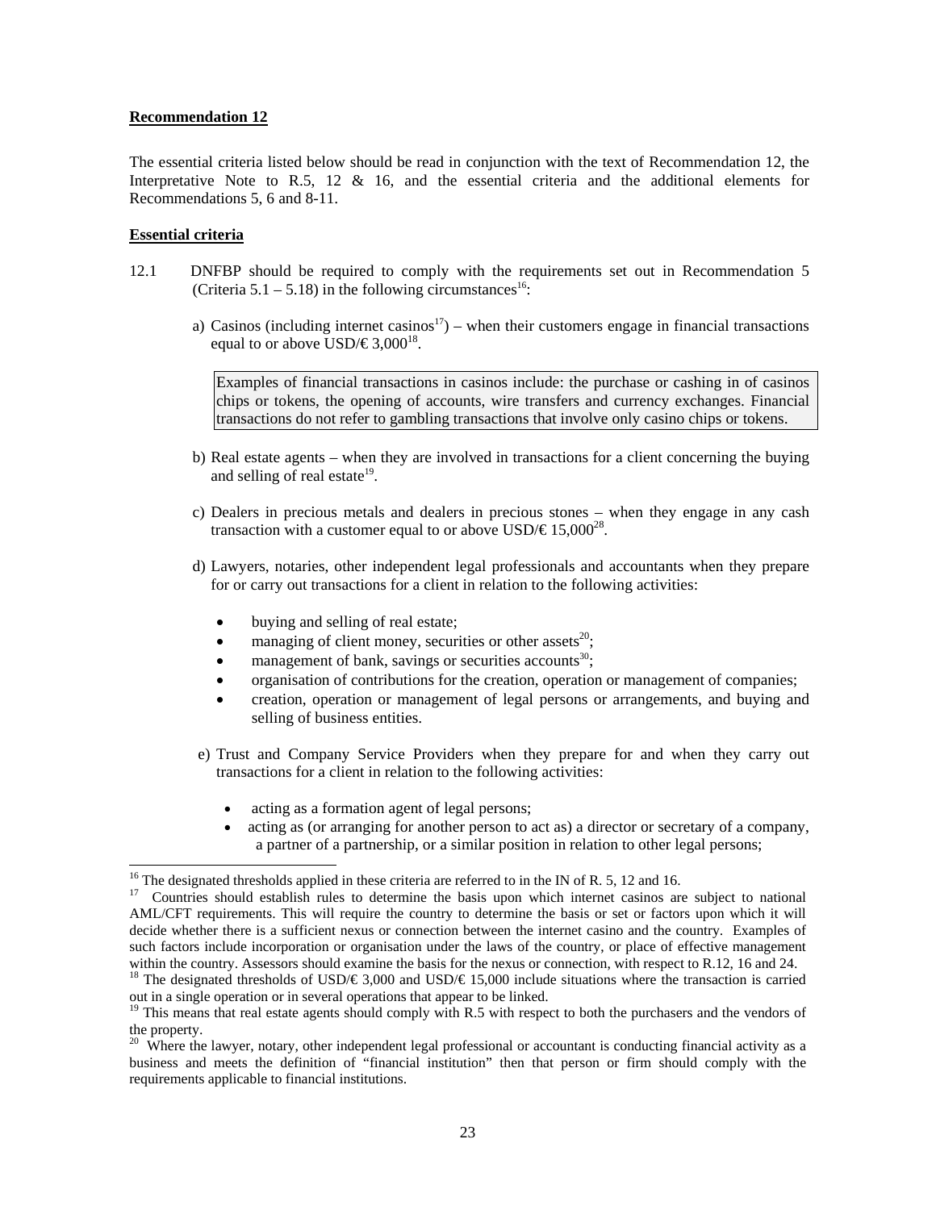**Recommendation 12**

The essential criteria listed below should be read in conjunction with the text of Recommendation 12, the Interpretative Note to R.5, 12 & 16, and the essential criteria and the additional elements for Recommendations 5, 6 and 8-11.

**Essential criteria**

12.1 DNFBP should be required to comply with the requirements set out in Recommendation 5 (Criteria 5.1 – 5.18) in the following circumstances[16]:

a) Casinos (including internet casinos[17]) – when their customers engage in financial transactions equal to or above USD/€ 3,000[18].

> Examples of financial transactions in casinos include: the purchase or cashing in of casinos chips or tokens, the opening of accounts, wire transfers and currency exchanges. Financial transactions do not refer to gambling transactions that involve only casino chips or tokens.

b) Real estate agents – when they are involved in transactions for a client concerning the buying and selling of real estate[19].

c) Dealers in precious metals and dealers in precious stones – when they engage in any cash transaction with a customer equal to or above USD/€ 15,000[28].

d) Lawyers, notaries, other independent legal professionals and accountants when they prepare for or carry out transactions for a client in relation to the following activities:

- buying and selling of real estate;
- managing of client money, securities or other assets[20];
- management of bank, savings or securities accounts[30];
- organisation of contributions for the creation, operation or management of companies;
- creation, operation or management of legal persons or arrangements, and buying and selling of business entities.

e) Trust and Company Service Providers when they prepare for and when they carry out transactions for a client in relation to the following activities:

- acting as a formation agent of legal persons;
- acting as (or arranging for another person to act as) a director or secretary of a company, a partner of a partnership, or a similar position in relation to other legal persons;

---

[16] The designated thresholds applied in these criteria are referred to in the IN of R. 5, 12 and 16.

[17] Countries should establish rules to determine the basis upon which internet casinos are subject to national AML/CFT requirements. This will require the country to determine the basis or set or factors upon which it will decide whether there is a sufficient nexus or connection between the internet casino and the country. Examples of such factors include incorporation or organisation under the laws of the country, or place of effective management within the country. Assessors should examine the basis for the nexus or connection, with respect to R.12, 16 and 24.

[18] The designated thresholds of USD/€ 3,000 and USD/€ 15,000 include situations where the transaction is carried out in a single operation or in several operations that appear to be linked.

[19] This means that real estate agents should comply with R.5 with respect to both the purchasers and the vendors of the property.

[20] Where the lawyer, notary, other independent legal professional or accountant is conducting financial activity as a business and meets the definition of "financial institution" then that person or firm should comply with the requirements applicable to financial institutions.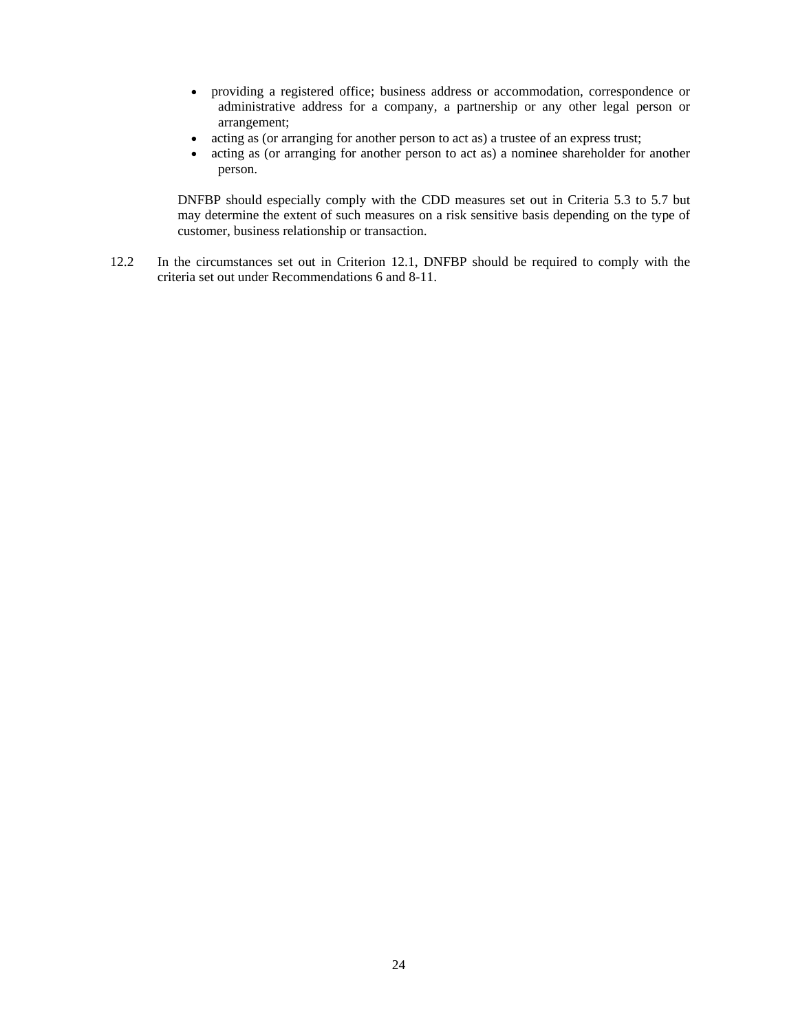- providing a registered office; business address or accommodation, correspondence or administrative address for a company, a partnership or any other legal person or arrangement;
- acting as (or arranging for another person to act as) a trustee of an express trust;
- acting as (or arranging for another person to act as) a nominee shareholder for another person.

DNFBP should especially comply with the CDD measures set out in Criteria 5.3 to 5.7 but may determine the extent of such measures on a risk sensitive basis depending on the type of customer, business relationship or transaction.

12.2 In the circumstances set out in Criterion 12.1, DNFBP should be required to comply with the criteria set out under Recommendations 6 and 8-11.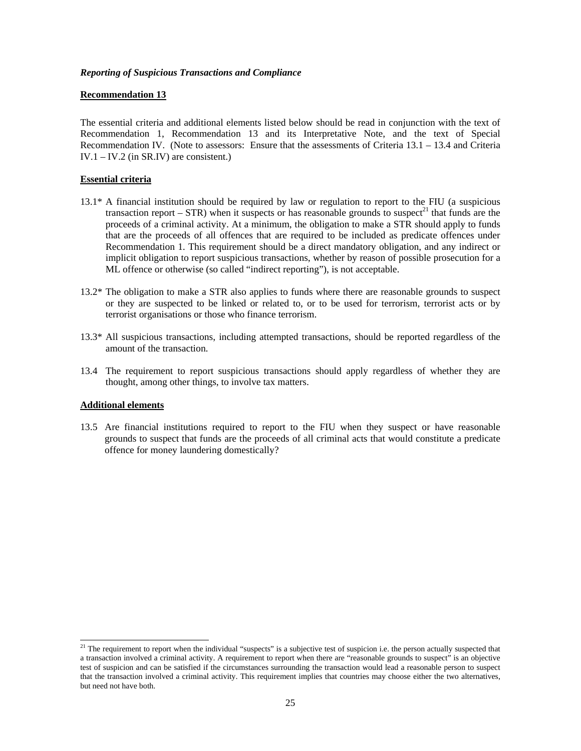*Reporting of Suspicious Transactions and Compliance*

**Recommendation 13**

The essential criteria and additional elements listed below should be read in conjunction with the text of Recommendation 1, Recommendation 13 and its Interpretative Note, and the text of Special Recommendation IV. (Note to assessors: Ensure that the assessments of Criteria 13.1 – 13.4 and Criteria IV.1 – IV.2 (in SR.IV) are consistent.)

**Essential criteria**

13.1* A financial institution should be required by law or regulation to report to the FIU (a suspicious transaction report – STR) when it suspects or has reasonable grounds to suspect[21] that funds are the proceeds of a criminal activity. At a minimum, the obligation to make a STR should apply to funds that are the proceeds of all offences that are required to be included as predicate offences under Recommendation 1. This requirement should be a direct mandatory obligation, and any indirect or implicit obligation to report suspicious transactions, whether by reason of possible prosecution for a ML offence or otherwise (so called "indirect reporting"), is not acceptable.

13.2* The obligation to make a STR also applies to funds where there are reasonable grounds to suspect or they are suspected to be linked or related to, or to be used for terrorism, terrorist acts or by terrorist organisations or those who finance terrorism.

13.3* All suspicious transactions, including attempted transactions, should be reported regardless of the amount of the transaction.

13.4 The requirement to report suspicious transactions should apply regardless of whether they are thought, among other things, to involve tax matters.

**Additional elements**

13.5 Are financial institutions required to report to the FIU when they suspect or have reasonable grounds to suspect that funds are the proceeds of all criminal acts that would constitute a predicate offence for money laundering domestically?

---

[21] The requirement to report when the individual "suspects" is a subjective test of suspicion i.e. the person actually suspected that a transaction involved a criminal activity. A requirement to report when there are "reasonable grounds to suspect" is an objective test of suspicion and can be satisfied if the circumstances surrounding the transaction would lead a reasonable person to suspect that the transaction involved a criminal activity. This requirement implies that countries may choose either the two alternatives, but need not have both.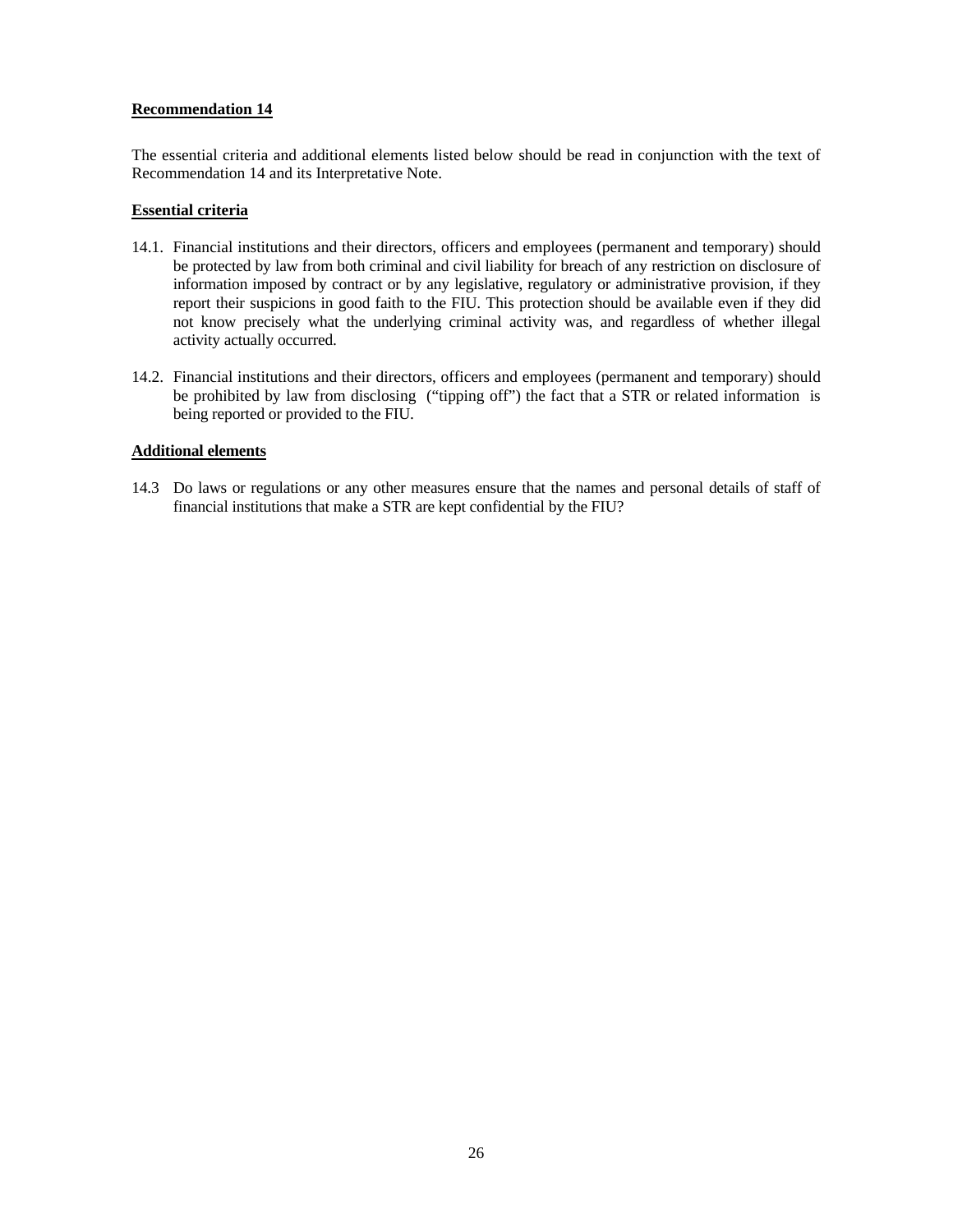**Recommendation 14**

The essential criteria and additional elements listed below should be read in conjunction with the text of Recommendation 14 and its Interpretative Note.

**Essential criteria**

14.1. Financial institutions and their directors, officers and employees (permanent and temporary) should be protected by law from both criminal and civil liability for breach of any restriction on disclosure of information imposed by contract or by any legislative, regulatory or administrative provision, if they report their suspicions in good faith to the FIU. This protection should be available even if they did not know precisely what the underlying criminal activity was, and regardless of whether illegal activity actually occurred.

14.2. Financial institutions and their directors, officers and employees (permanent and temporary) should be prohibited by law from disclosing ("tipping off") the fact that a STR or related information is being reported or provided to the FIU.

**Additional elements**

14.3 Do laws or regulations or any other measures ensure that the names and personal details of staff of financial institutions that make a STR are kept confidential by the FIU?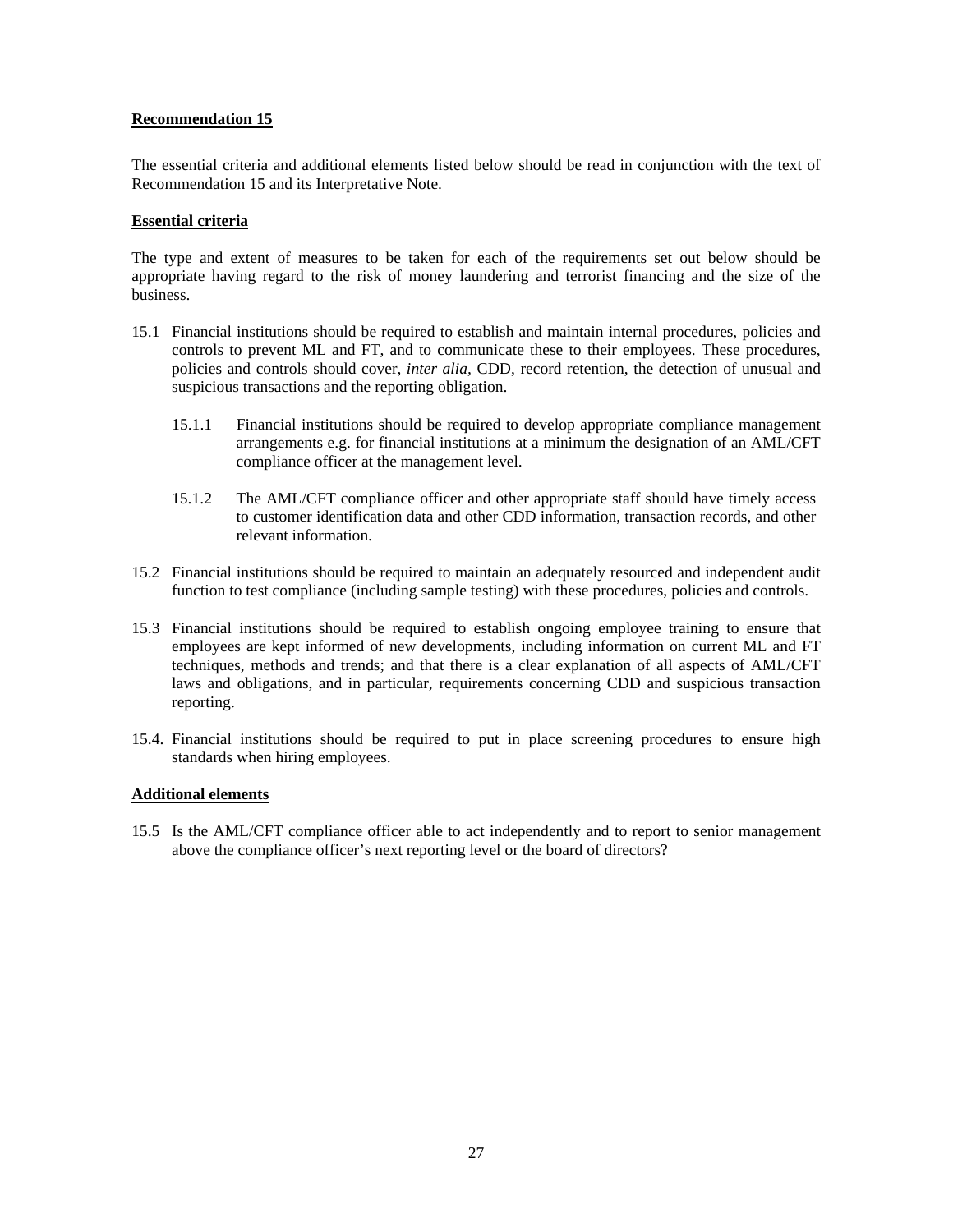**Recommendation 15**

The essential criteria and additional elements listed below should be read in conjunction with the text of Recommendation 15 and its Interpretative Note.

**Essential criteria**

The type and extent of measures to be taken for each of the requirements set out below should be appropriate having regard to the risk of money laundering and terrorist financing and the size of the business.

15.1 Financial institutions should be required to establish and maintain internal procedures, policies and controls to prevent ML and FT, and to communicate these to their employees. These procedures, policies and controls should cover, *inter alia,* CDD, record retention, the detection of unusual and suspicious transactions and the reporting obligation.

  15.1.1 Financial institutions should be required to develop appropriate compliance management arrangements e.g. for financial institutions at a minimum the designation of an AML/CFT compliance officer at the management level.

  15.1.2 The AML/CFT compliance officer and other appropriate staff should have timely access to customer identification data and other CDD information, transaction records, and other relevant information.

15.2 Financial institutions should be required to maintain an adequately resourced and independent audit function to test compliance (including sample testing) with these procedures, policies and controls.

15.3 Financial institutions should be required to establish ongoing employee training to ensure that employees are kept informed of new developments, including information on current ML and FT techniques, methods and trends; and that there is a clear explanation of all aspects of AML/CFT laws and obligations, and in particular, requirements concerning CDD and suspicious transaction reporting.

15.4. Financial institutions should be required to put in place screening procedures to ensure high standards when hiring employees.

**Additional elements**

15.5 Is the AML/CFT compliance officer able to act independently and to report to senior management above the compliance officer's next reporting level or the board of directors?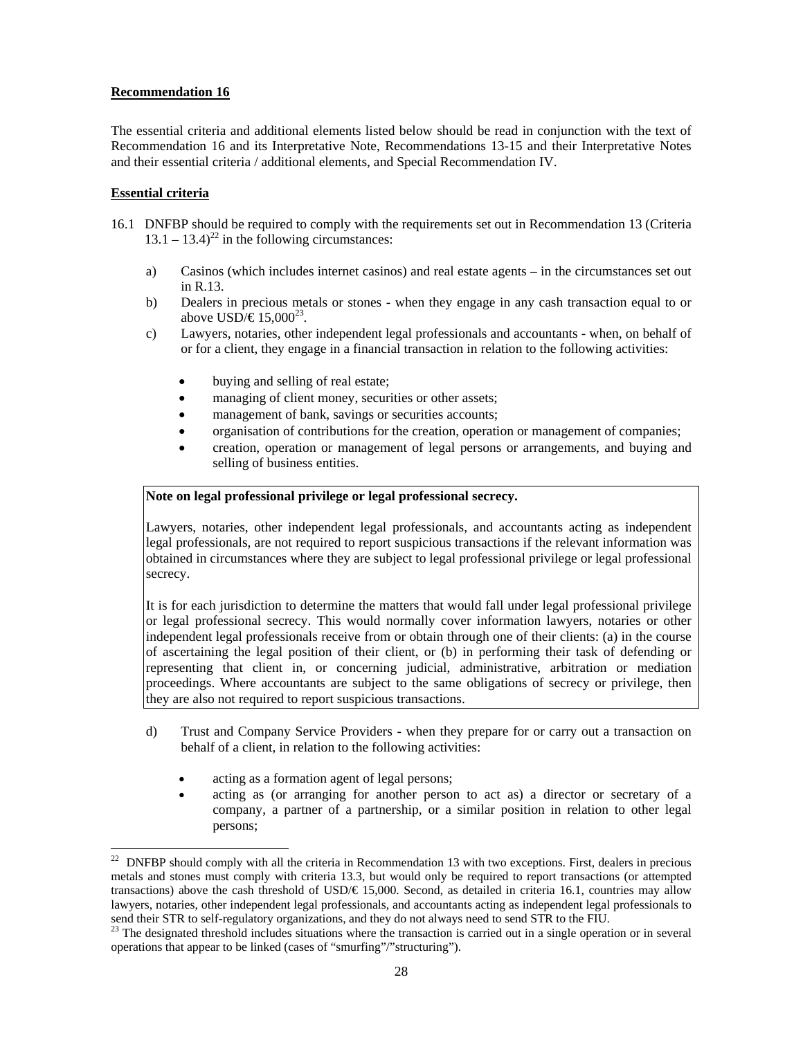**Recommendation 16**

The essential criteria and additional elements listed below should be read in conjunction with the text of Recommendation 16 and its Interpretative Note, Recommendations 13-15 and their Interpretative Notes and their essential criteria / additional elements, and Special Recommendation IV.

**Essential criteria**

16.1 DNFBP should be required to comply with the requirements set out in Recommendation 13 (Criteria 13.1 – 13.4)[22] in the following circumstances:

a) Casinos (which includes internet casinos) and real estate agents – in the circumstances set out in R.13.

b) Dealers in precious metals or stones - when they engage in any cash transaction equal to or above USD/€ 15,000[23].

c) Lawyers, notaries, other independent legal professionals and accountants - when, on behalf of or for a client, they engage in a financial transaction in relation to the following activities:

- buying and selling of real estate;
- managing of client money, securities or other assets;
- management of bank, savings or securities accounts;
- organisation of contributions for the creation, operation or management of companies;
- creation, operation or management of legal persons or arrangements, and buying and selling of business entities.

> **Note on legal professional privilege or legal professional secrecy.**
>
> Lawyers, notaries, other independent legal professionals, and accountants acting as independent legal professionals, are not required to report suspicious transactions if the relevant information was obtained in circumstances where they are subject to legal professional privilege or legal professional secrecy.
>
> It is for each jurisdiction to determine the matters that would fall under legal professional privilege or legal professional secrecy. This would normally cover information lawyers, notaries or other independent legal professionals receive from or obtain through one of their clients: (a) in the course of ascertaining the legal position of their client, or (b) in performing their task of defending or representing that client in, or concerning judicial, administrative, arbitration or mediation proceedings. Where accountants are subject to the same obligations of secrecy or privilege, then they are also not required to report suspicious transactions.

d) Trust and Company Service Providers - when they prepare for or carry out a transaction on behalf of a client, in relation to the following activities:

- acting as a formation agent of legal persons;
- acting as (or arranging for another person to act as) a director or secretary of a company, a partner of a partnership, or a similar position in relation to other legal persons;

---

[22] DNFBP should comply with all the criteria in Recommendation 13 with two exceptions. First, dealers in precious metals and stones must comply with criteria 13.3, but would only be required to report transactions (or attempted transactions) above the cash threshold of USD/€ 15,000. Second, as detailed in criteria 16.1, countries may allow lawyers, notaries, other independent legal professionals, and accountants acting as independent legal professionals to send their STR to self-regulatory organizations, and they do not always need to send STR to the FIU.

[23] The designated threshold includes situations where the transaction is carried out in a single operation or in several operations that appear to be linked (cases of "smurfing"/"structuring").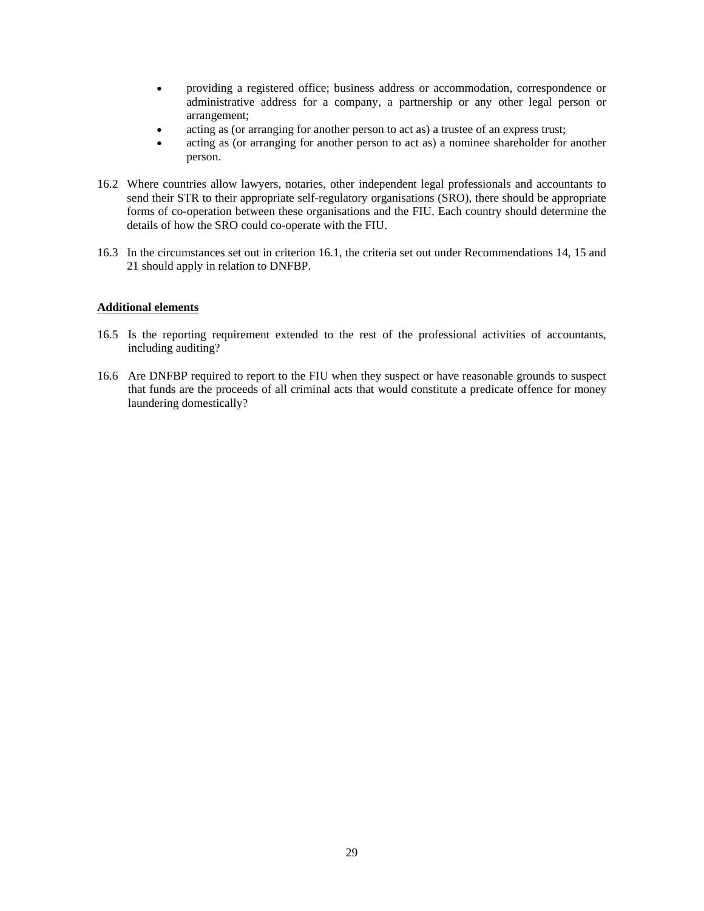- providing a registered office; business address or accommodation, correspondence or administrative address for a company, a partnership or any other legal person or arrangement;
- acting as (or arranging for another person to act as) a trustee of an express trust;
- acting as (or arranging for another person to act as) a nominee shareholder for another person.

16.2 Where countries allow lawyers, notaries, other independent legal professionals and accountants to send their STR to their appropriate self-regulatory organisations (SRO), there should be appropriate forms of co-operation between these organisations and the FIU. Each country should determine the details of how the SRO could co-operate with the FIU.

16.3 In the circumstances set out in criterion 16.1, the criteria set out under Recommendations 14, 15 and 21 should apply in relation to DNFBP.

**Additional elements**

16.5 Is the reporting requirement extended to the rest of the professional activities of accountants, including auditing?

16.6 Are DNFBP required to report to the FIU when they suspect or have reasonable grounds to suspect that funds are the proceeds of all criminal acts that would constitute a predicate offence for money laundering domestically?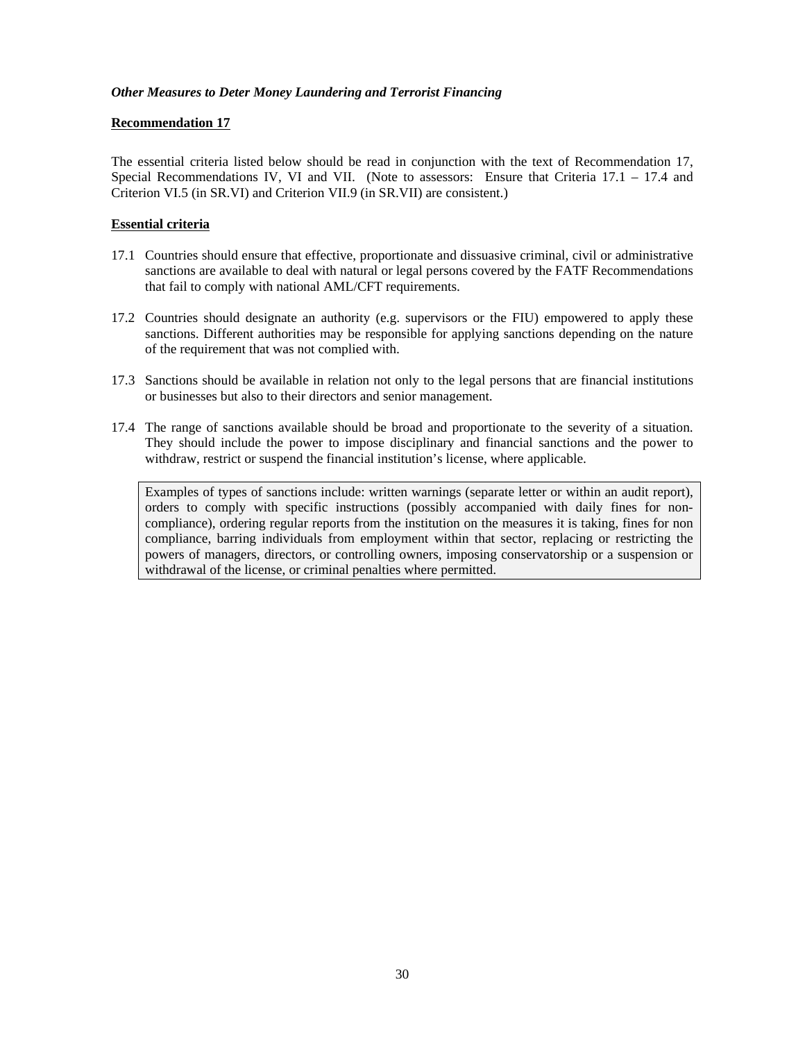***Other Measures to Deter Money Laundering and Terrorist Financing***

**<u>Recommendation 17</u>**

The essential criteria listed below should be read in conjunction with the text of Recommendation 17, Special Recommendations IV, VI and VII. (Note to assessors: Ensure that Criteria 17.1 – 17.4 and Criterion VI.5 (in SR.VI) and Criterion VII.9 (in SR.VII) are consistent.)

**<u>Essential criteria</u>**

17.1 Countries should ensure that effective, proportionate and dissuasive criminal, civil or administrative sanctions are available to deal with natural or legal persons covered by the FATF Recommendations that fail to comply with national AML/CFT requirements.

17.2 Countries should designate an authority (e.g. supervisors or the FIU) empowered to apply these sanctions. Different authorities may be responsible for applying sanctions depending on the nature of the requirement that was not complied with.

17.3 Sanctions should be available in relation not only to the legal persons that are financial institutions or businesses but also to their directors and senior management.

17.4 The range of sanctions available should be broad and proportionate to the severity of a situation. They should include the power to impose disciplinary and financial sanctions and the power to withdraw, restrict or suspend the financial institution's license, where applicable.

> Examples of types of sanctions include: written warnings (separate letter or within an audit report), orders to comply with specific instructions (possibly accompanied with daily fines for non-compliance), ordering regular reports from the institution on the measures it is taking, fines for non compliance, barring individuals from employment within that sector, replacing or restricting the powers of managers, directors, or controlling owners, imposing conservatorship or a suspension or withdrawal of the license, or criminal penalties where permitted.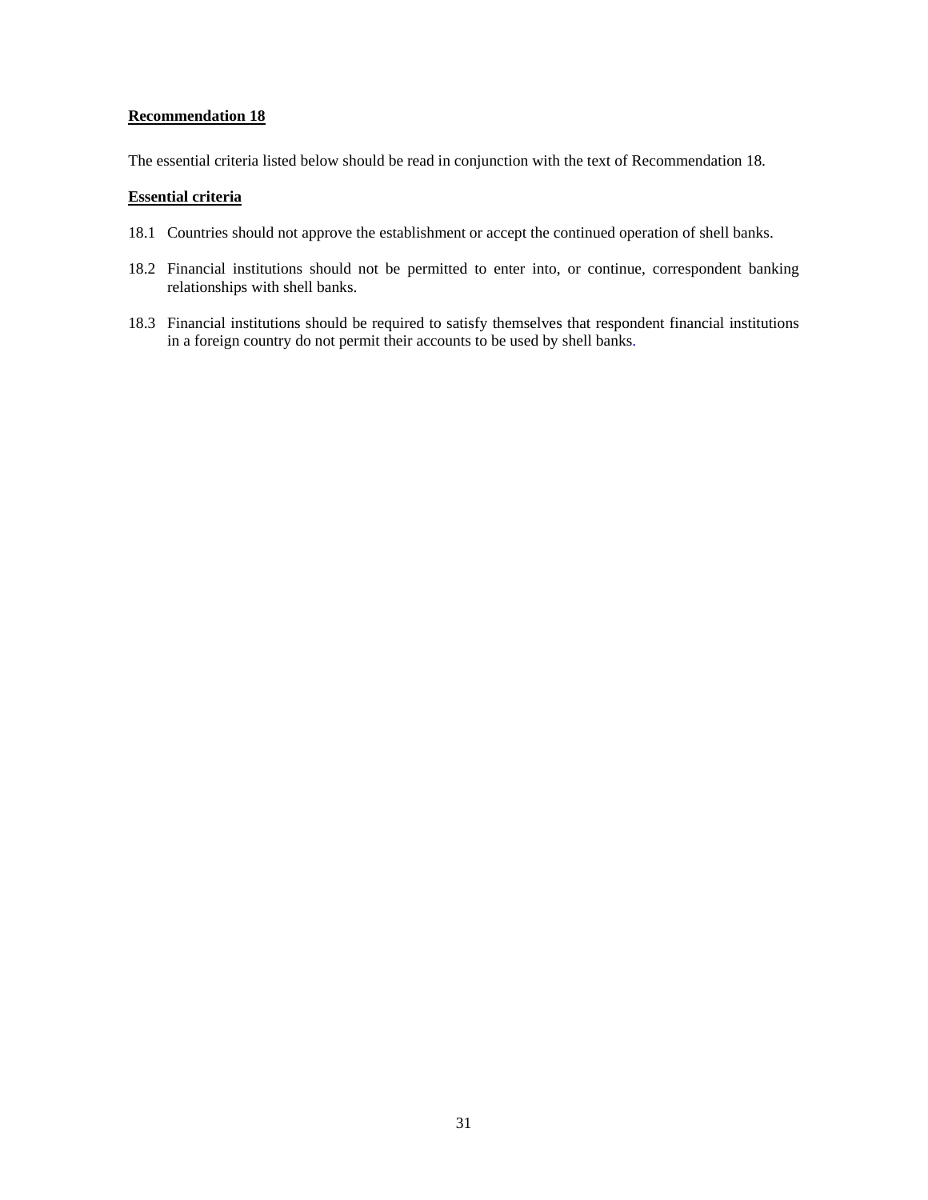**Recommendation 18**

The essential criteria listed below should be read in conjunction with the text of Recommendation 18.

**Essential criteria**

18.1 Countries should not approve the establishment or accept the continued operation of shell banks.

18.2 Financial institutions should not be permitted to enter into, or continue, correspondent banking relationships with shell banks.

18.3 Financial institutions should be required to satisfy themselves that respondent financial institutions in a foreign country do not permit their accounts to be used by shell banks.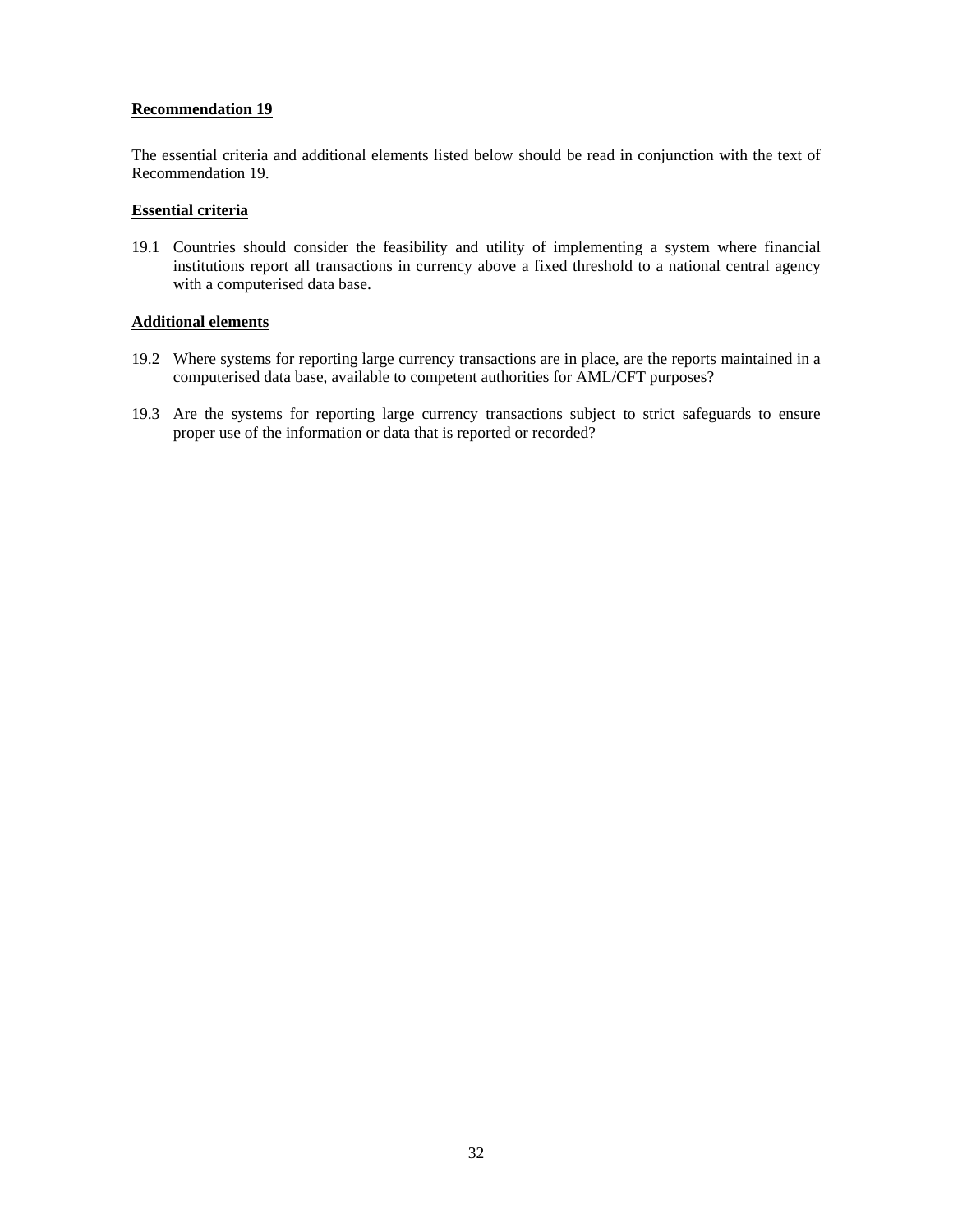**Recommendation 19**

The essential criteria and additional elements listed below should be read in conjunction with the text of Recommendation 19.

**Essential criteria**

19.1 Countries should consider the feasibility and utility of implementing a system where financial institutions report all transactions in currency above a fixed threshold to a national central agency with a computerised data base.

**Additional elements**

19.2 Where systems for reporting large currency transactions are in place, are the reports maintained in a computerised data base, available to competent authorities for AML/CFT purposes?

19.3 Are the systems for reporting large currency transactions subject to strict safeguards to ensure proper use of the information or data that is reported or recorded?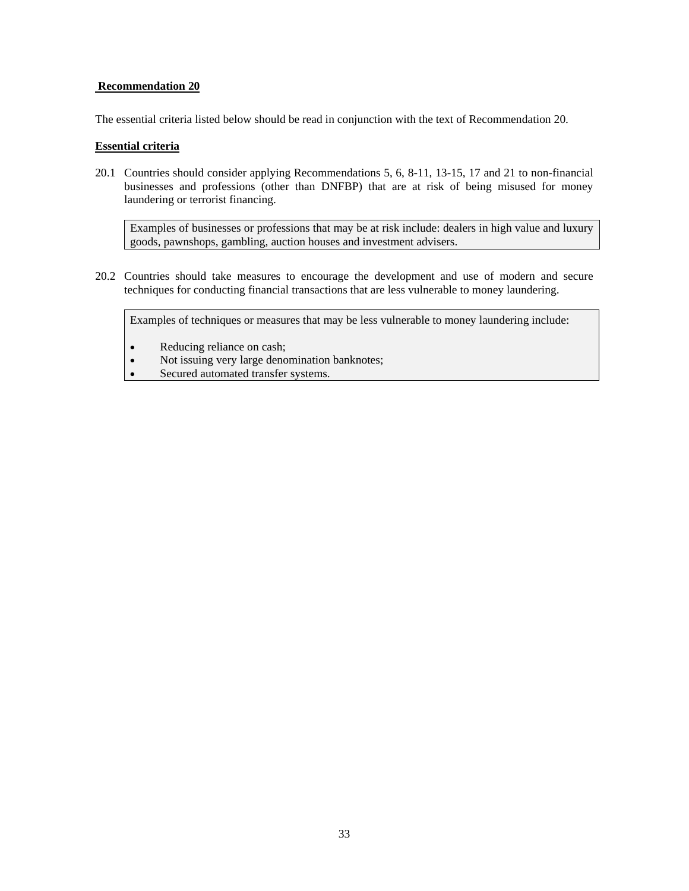**Recommendation 20**

The essential criteria listed below should be read in conjunction with the text of Recommendation 20.

**Essential criteria**

20.1 Countries should consider applying Recommendations 5, 6, 8-11, 13-15, 17 and 21 to non-financial businesses and professions (other than DNFBP) that are at risk of being misused for money laundering or terrorist financing.

> Examples of businesses or professions that may be at risk include: dealers in high value and luxury goods, pawnshops, gambling, auction houses and investment advisers.

20.2 Countries should take measures to encourage the development and use of modern and secure techniques for conducting financial transactions that are less vulnerable to money laundering.

> Examples of techniques or measures that may be less vulnerable to money laundering include:
>
> - Reducing reliance on cash;
> - Not issuing very large denomination banknotes;
> - Secured automated transfer systems.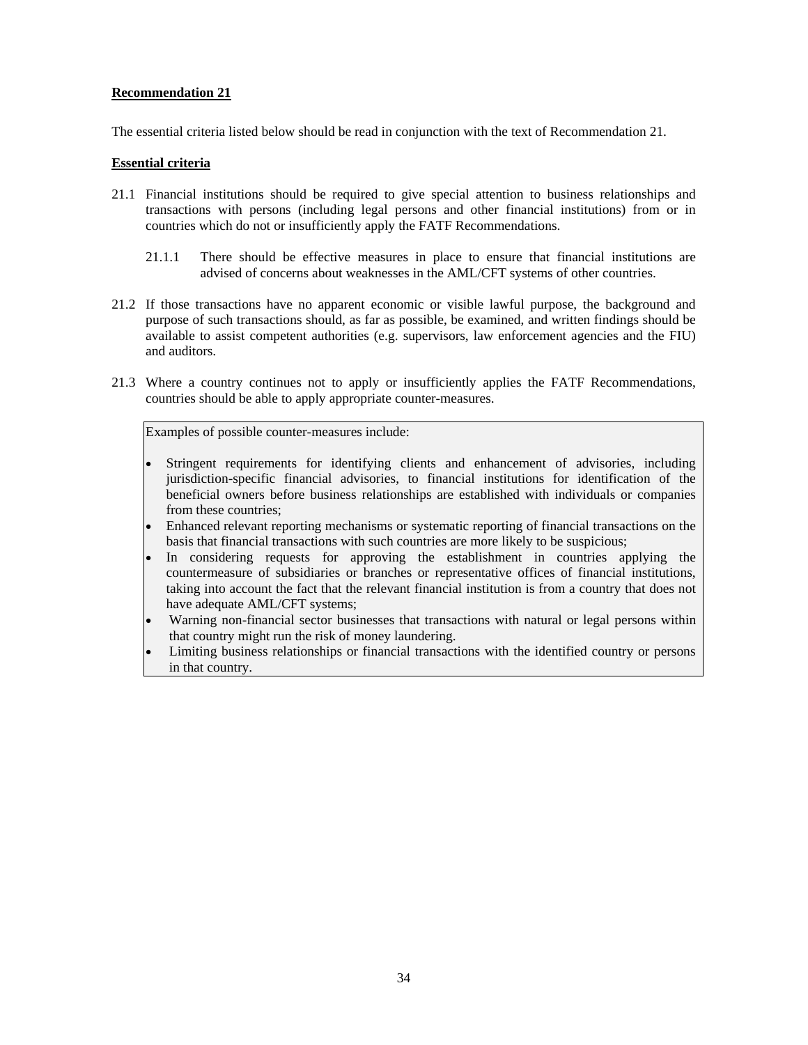**Recommendation 21**

The essential criteria listed below should be read in conjunction with the text of Recommendation 21.

**Essential criteria**

21.1 Financial institutions should be required to give special attention to business relationships and transactions with persons (including legal persons and other financial institutions) from or in countries which do not or insufficiently apply the FATF Recommendations.

  21.1.1 There should be effective measures in place to ensure that financial institutions are advised of concerns about weaknesses in the AML/CFT systems of other countries.

21.2 If those transactions have no apparent economic or visible lawful purpose, the background and purpose of such transactions should, as far as possible, be examined, and written findings should be available to assist competent authorities (e.g. supervisors, law enforcement agencies and the FIU) and auditors.

21.3 Where a country continues not to apply or insufficiently applies the FATF Recommendations, countries should be able to apply appropriate counter-measures.

> Examples of possible counter-measures include:
>
> - Stringent requirements for identifying clients and enhancement of advisories, including jurisdiction-specific financial advisories, to financial institutions for identification of the beneficial owners before business relationships are established with individuals or companies from these countries;
> - Enhanced relevant reporting mechanisms or systematic reporting of financial transactions on the basis that financial transactions with such countries are more likely to be suspicious;
> - In considering requests for approving the establishment in countries applying the countermeasure of subsidiaries or branches or representative offices of financial institutions, taking into account the fact that the relevant financial institution is from a country that does not have adequate AML/CFT systems;
> - Warning non-financial sector businesses that transactions with natural or legal persons within that country might run the risk of money laundering.
> - Limiting business relationships or financial transactions with the identified country or persons in that country.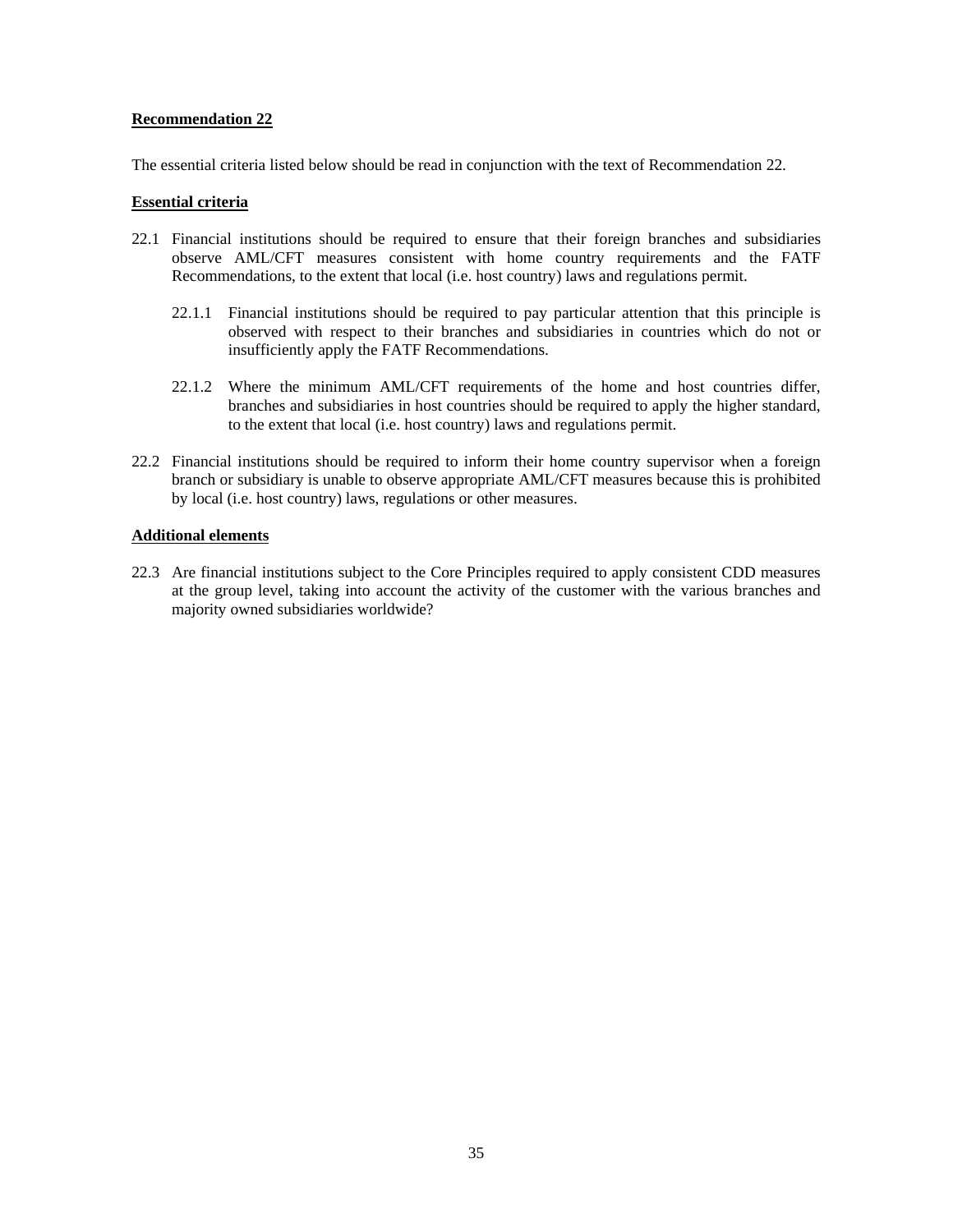**Recommendation 22**

The essential criteria listed below should be read in conjunction with the text of Recommendation 22.

**Essential criteria**

22.1 Financial institutions should be required to ensure that their foreign branches and subsidiaries observe AML/CFT measures consistent with home country requirements and the FATF Recommendations, to the extent that local (i.e. host country) laws and regulations permit.

22.1.1 Financial institutions should be required to pay particular attention that this principle is observed with respect to their branches and subsidiaries in countries which do not or insufficiently apply the FATF Recommendations.

22.1.2 Where the minimum AML/CFT requirements of the home and host countries differ, branches and subsidiaries in host countries should be required to apply the higher standard, to the extent that local (i.e. host country) laws and regulations permit.

22.2 Financial institutions should be required to inform their home country supervisor when a foreign branch or subsidiary is unable to observe appropriate AML/CFT measures because this is prohibited by local (i.e. host country) laws, regulations or other measures.

**Additional elements**

22.3 Are financial institutions subject to the Core Principles required to apply consistent CDD measures at the group level, taking into account the activity of the customer with the various branches and majority owned subsidiaries worldwide?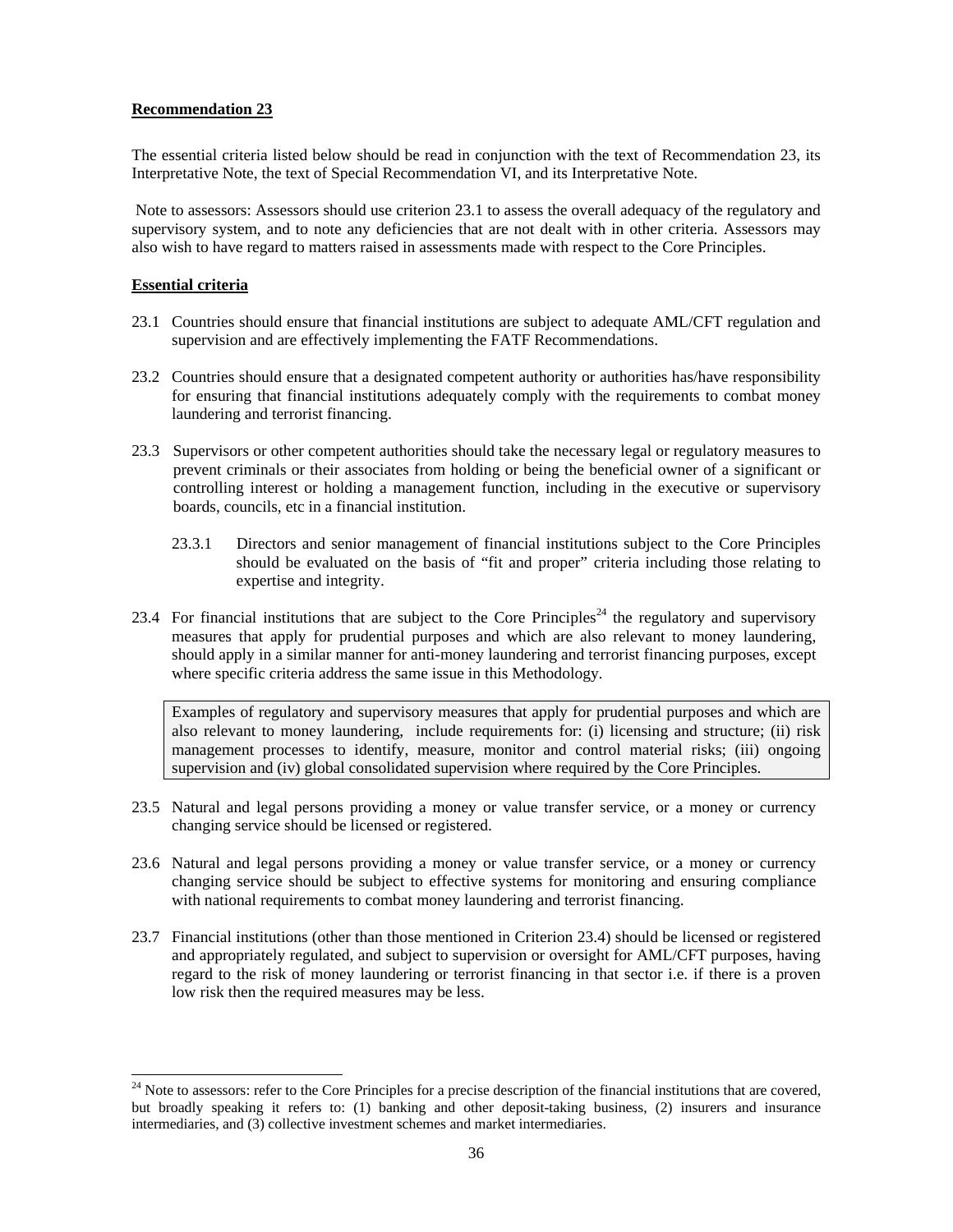**Recommendation 23**

The essential criteria listed below should be read in conjunction with the text of Recommendation 23, its Interpretative Note, the text of Special Recommendation VI, and its Interpretative Note.

Note to assessors: Assessors should use criterion 23.1 to assess the overall adequacy of the regulatory and supervisory system, and to note any deficiencies that are not dealt with in other criteria. Assessors may also wish to have regard to matters raised in assessments made with respect to the Core Principles.

**Essential criteria**

23.1 Countries should ensure that financial institutions are subject to adequate AML/CFT regulation and supervision and are effectively implementing the FATF Recommendations.

23.2 Countries should ensure that a designated competent authority or authorities has/have responsibility for ensuring that financial institutions adequately comply with the requirements to combat money laundering and terrorist financing.

23.3 Supervisors or other competent authorities should take the necessary legal or regulatory measures to prevent criminals or their associates from holding or being the beneficial owner of a significant or controlling interest or holding a management function, including in the executive or supervisory boards, councils, etc in a financial institution.

23.3.1 Directors and senior management of financial institutions subject to the Core Principles should be evaluated on the basis of "fit and proper" criteria including those relating to expertise and integrity.

23.4 For financial institutions that are subject to the Core Principles[24] the regulatory and supervisory measures that apply for prudential purposes and which are also relevant to money laundering, should apply in a similar manner for anti-money laundering and terrorist financing purposes, except where specific criteria address the same issue in this Methodology.

> Examples of regulatory and supervisory measures that apply for prudential purposes and which are also relevant to money laundering, include requirements for: (i) licensing and structure; (ii) risk management processes to identify, measure, monitor and control material risks; (iii) ongoing supervision and (iv) global consolidated supervision where required by the Core Principles.

23.5 Natural and legal persons providing a money or value transfer service, or a money or currency changing service should be licensed or registered.

23.6 Natural and legal persons providing a money or value transfer service, or a money or currency changing service should be subject to effective systems for monitoring and ensuring compliance with national requirements to combat money laundering and terrorist financing.

23.7 Financial institutions (other than those mentioned in Criterion 23.4) should be licensed or registered and appropriately regulated, and subject to supervision or oversight for AML/CFT purposes, having regard to the risk of money laundering or terrorist financing in that sector i.e. if there is a proven low risk then the required measures may be less.

---

[24] Note to assessors: refer to the Core Principles for a precise description of the financial institutions that are covered, but broadly speaking it refers to: (1) banking and other deposit-taking business, (2) insurers and insurance intermediaries, and (3) collective investment schemes and market intermediaries.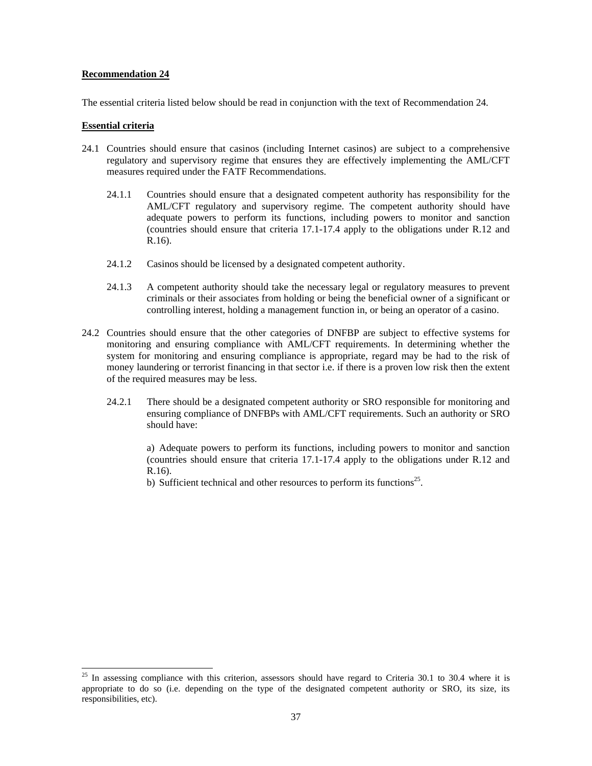**Recommendation 24**

The essential criteria listed below should be read in conjunction with the text of Recommendation 24.

**Essential criteria**

24.1 Countries should ensure that casinos (including Internet casinos) are subject to a comprehensive regulatory and supervisory regime that ensures they are effectively implementing the AML/CFT measures required under the FATF Recommendations.

24.1.1 Countries should ensure that a designated competent authority has responsibility for the AML/CFT regulatory and supervisory regime. The competent authority should have adequate powers to perform its functions, including powers to monitor and sanction (countries should ensure that criteria 17.1-17.4 apply to the obligations under R.12 and R.16).

24.1.2 Casinos should be licensed by a designated competent authority.

24.1.3 A competent authority should take the necessary legal or regulatory measures to prevent criminals or their associates from holding or being the beneficial owner of a significant or controlling interest, holding a management function in, or being an operator of a casino.

24.2 Countries should ensure that the other categories of DNFBP are subject to effective systems for monitoring and ensuring compliance with AML/CFT requirements. In determining whether the system for monitoring and ensuring compliance is appropriate, regard may be had to the risk of money laundering or terrorist financing in that sector i.e. if there is a proven low risk then the extent of the required measures may be less.

24.2.1 There should be a designated competent authority or SRO responsible for monitoring and ensuring compliance of DNFBPs with AML/CFT requirements. Such an authority or SRO should have:

a) Adequate powers to perform its functions, including powers to monitor and sanction (countries should ensure that criteria 17.1-17.4 apply to the obligations under R.12 and R.16).

b) Sufficient technical and other resources to perform its functions[25].

[25] In assessing compliance with this criterion, assessors should have regard to Criteria 30.1 to 30.4 where it is appropriate to do so (i.e. depending on the type of the designated competent authority or SRO, its size, its responsibilities, etc).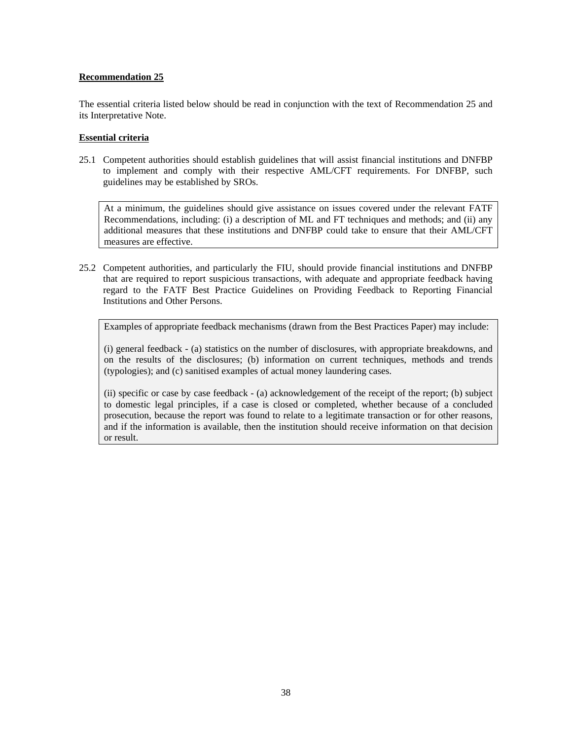**Recommendation 25**

The essential criteria listed below should be read in conjunction with the text of Recommendation 25 and its Interpretative Note.

**Essential criteria**

25.1 Competent authorities should establish guidelines that will assist financial institutions and DNFBP to implement and comply with their respective AML/CFT requirements. For DNFBP, such guidelines may be established by SROs.

> At a minimum, the guidelines should give assistance on issues covered under the relevant FATF Recommendations, including: (i) a description of ML and FT techniques and methods; and (ii) any additional measures that these institutions and DNFBP could take to ensure that their AML/CFT measures are effective.

25.2 Competent authorities, and particularly the FIU, should provide financial institutions and DNFBP that are required to report suspicious transactions, with adequate and appropriate feedback having regard to the FATF Best Practice Guidelines on Providing Feedback to Reporting Financial Institutions and Other Persons.

> Examples of appropriate feedback mechanisms (drawn from the Best Practices Paper) may include:
>
> (i) general feedback - (a) statistics on the number of disclosures, with appropriate breakdowns, and on the results of the disclosures; (b) information on current techniques, methods and trends (typologies); and (c) sanitised examples of actual money laundering cases.
>
> (ii) specific or case by case feedback - (a) acknowledgement of the receipt of the report; (b) subject to domestic legal principles, if a case is closed or completed, whether because of a concluded prosecution, because the report was found to relate to a legitimate transaction or for other reasons, and if the information is available, then the institution should receive information on that decision or result.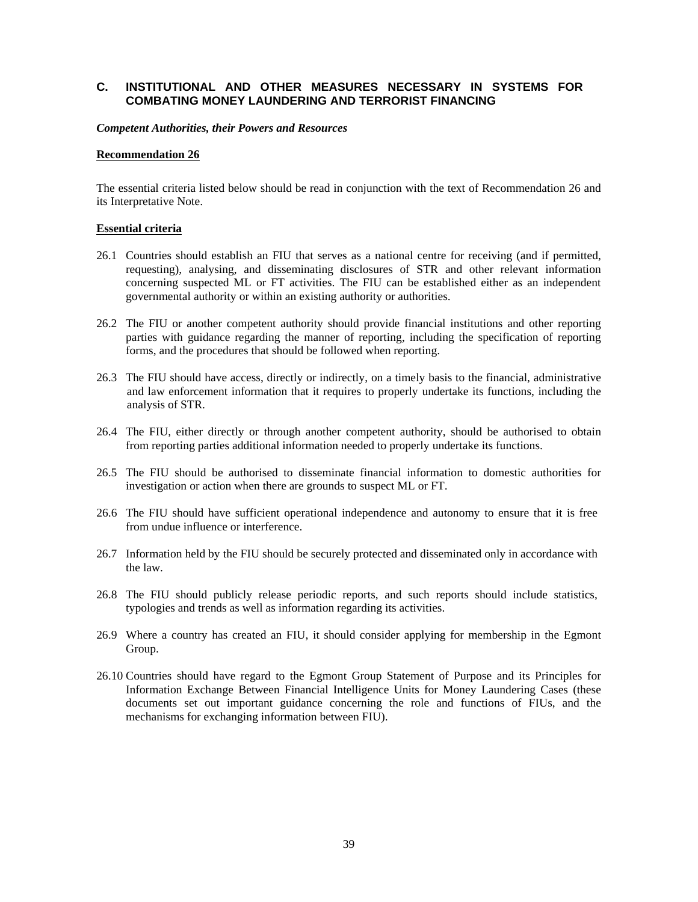## C. INSTITUTIONAL AND OTHER MEASURES NECESSARY IN SYSTEMS FOR COMBATING MONEY LAUNDERING AND TERRORIST FINANCING

***Competent Authorities, their Powers and Resources***

**Recommendation 26**

The essential criteria listed below should be read in conjunction with the text of Recommendation 26 and its Interpretative Note.

**Essential criteria**

26.1 Countries should establish an FIU that serves as a national centre for receiving (and if permitted, requesting), analysing, and disseminating disclosures of STR and other relevant information concerning suspected ML or FT activities. The FIU can be established either as an independent governmental authority or within an existing authority or authorities.

26.2 The FIU or another competent authority should provide financial institutions and other reporting parties with guidance regarding the manner of reporting, including the specification of reporting forms, and the procedures that should be followed when reporting.

26.3 The FIU should have access, directly or indirectly, on a timely basis to the financial, administrative and law enforcement information that it requires to properly undertake its functions, including the analysis of STR.

26.4 The FIU, either directly or through another competent authority, should be authorised to obtain from reporting parties additional information needed to properly undertake its functions.

26.5 The FIU should be authorised to disseminate financial information to domestic authorities for investigation or action when there are grounds to suspect ML or FT.

26.6 The FIU should have sufficient operational independence and autonomy to ensure that it is free from undue influence or interference.

26.7 Information held by the FIU should be securely protected and disseminated only in accordance with the law.

26.8 The FIU should publicly release periodic reports, and such reports should include statistics, typologies and trends as well as information regarding its activities.

26.9 Where a country has created an FIU, it should consider applying for membership in the Egmont Group.

26.10 Countries should have regard to the Egmont Group Statement of Purpose and its Principles for Information Exchange Between Financial Intelligence Units for Money Laundering Cases (these documents set out important guidance concerning the role and functions of FIUs, and the mechanisms for exchanging information between FIU).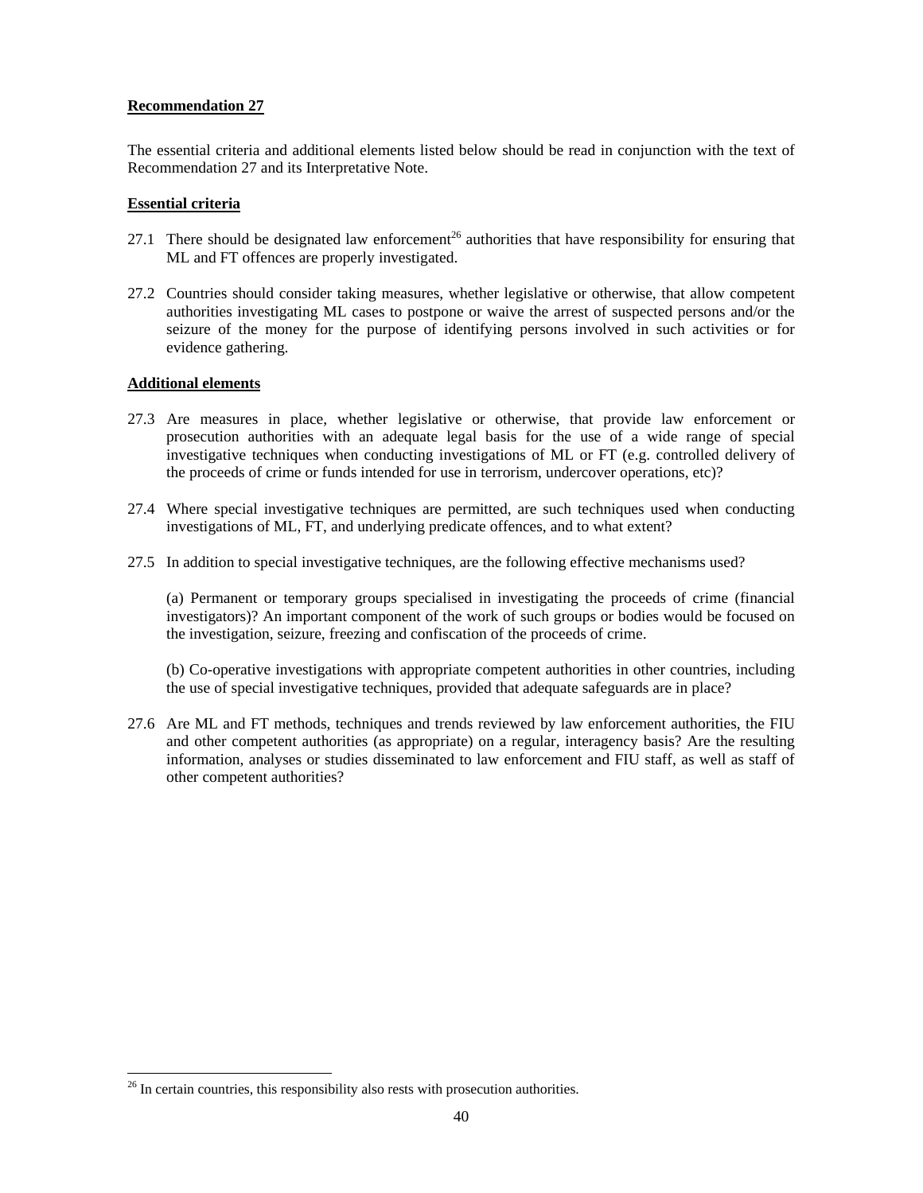**Recommendation 27**

The essential criteria and additional elements listed below should be read in conjunction with the text of Recommendation 27 and its Interpretative Note.

**Essential criteria**

27.1 There should be designated law enforcement[26] authorities that have responsibility for ensuring that ML and FT offences are properly investigated.

27.2 Countries should consider taking measures, whether legislative or otherwise, that allow competent authorities investigating ML cases to postpone or waive the arrest of suspected persons and/or the seizure of the money for the purpose of identifying persons involved in such activities or for evidence gathering.

**Additional elements**

27.3 Are measures in place, whether legislative or otherwise, that provide law enforcement or prosecution authorities with an adequate legal basis for the use of a wide range of special investigative techniques when conducting investigations of ML or FT (e.g. controlled delivery of the proceeds of crime or funds intended for use in terrorism, undercover operations, etc)?

27.4 Where special investigative techniques are permitted, are such techniques used when conducting investigations of ML, FT, and underlying predicate offences, and to what extent?

27.5 In addition to special investigative techniques, are the following effective mechanisms used?

(a) Permanent or temporary groups specialised in investigating the proceeds of crime (financial investigators)? An important component of the work of such groups or bodies would be focused on the investigation, seizure, freezing and confiscation of the proceeds of crime.

(b) Co-operative investigations with appropriate competent authorities in other countries, including the use of special investigative techniques, provided that adequate safeguards are in place?

27.6 Are ML and FT methods, techniques and trends reviewed by law enforcement authorities, the FIU and other competent authorities (as appropriate) on a regular, interagency basis? Are the resulting information, analyses or studies disseminated to law enforcement and FIU staff, as well as staff of other competent authorities?

[26] In certain countries, this responsibility also rests with prosecution authorities.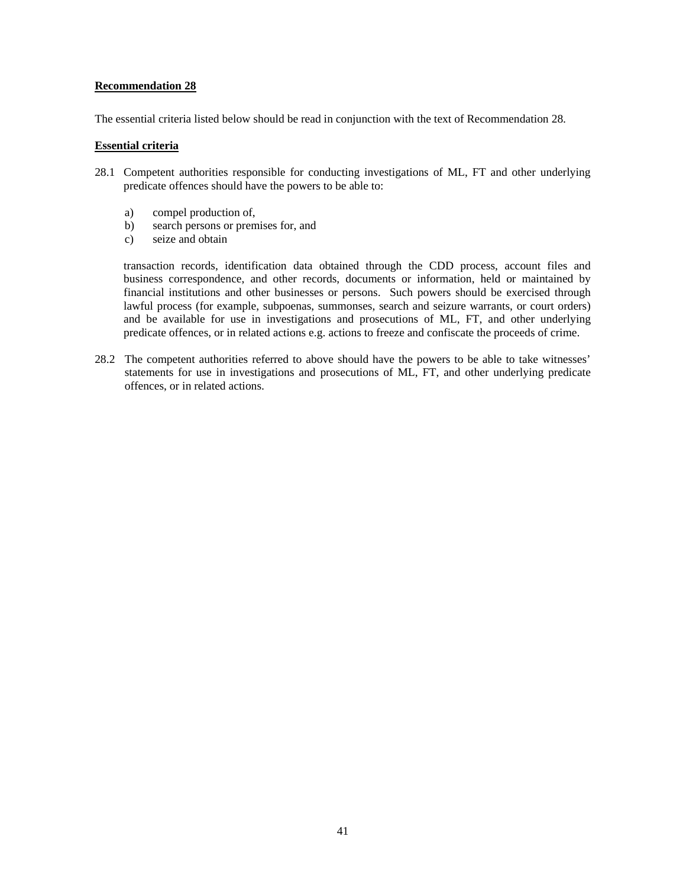**Recommendation 28**

The essential criteria listed below should be read in conjunction with the text of Recommendation 28.

**Essential criteria**

28.1 Competent authorities responsible for conducting investigations of ML, FT and other underlying predicate offences should have the powers to be able to:

a) compel production of,
b) search persons or premises for, and
c) seize and obtain

transaction records, identification data obtained through the CDD process, account files and business correspondence, and other records, documents or information, held or maintained by financial institutions and other businesses or persons. Such powers should be exercised through lawful process (for example, subpoenas, summonses, search and seizure warrants, or court orders) and be available for use in investigations and prosecutions of ML, FT, and other underlying predicate offences, or in related actions e.g. actions to freeze and confiscate the proceeds of crime.

28.2 The competent authorities referred to above should have the powers to be able to take witnesses' statements for use in investigations and prosecutions of ML, FT, and other underlying predicate offences, or in related actions.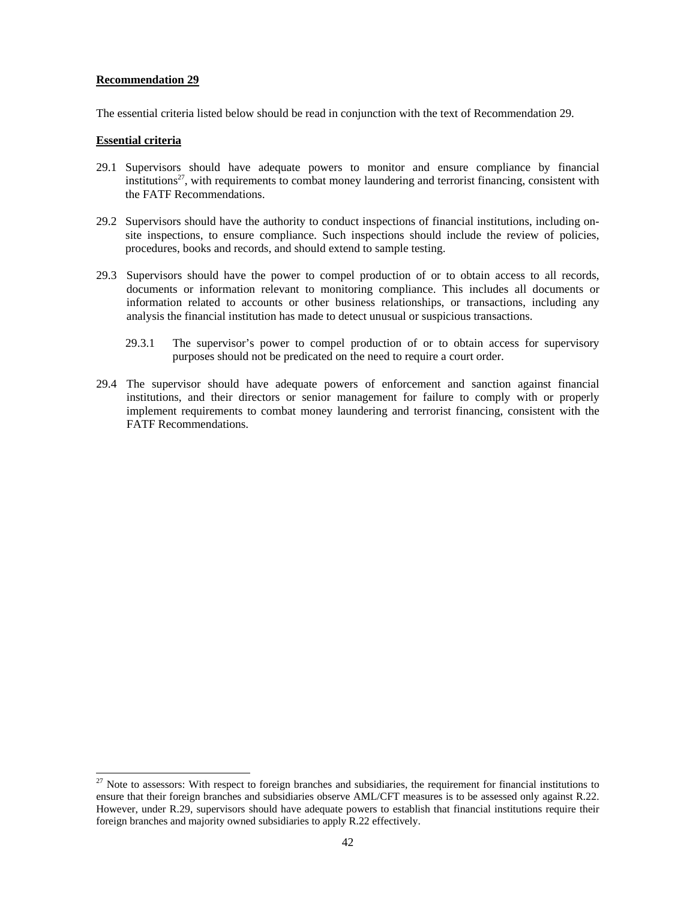**Recommendation 29**

The essential criteria listed below should be read in conjunction with the text of Recommendation 29.

**Essential criteria**

29.1 Supervisors should have adequate powers to monitor and ensure compliance by financial institutions[27], with requirements to combat money laundering and terrorist financing, consistent with the FATF Recommendations.

29.2 Supervisors should have the authority to conduct inspections of financial institutions, including on-site inspections, to ensure compliance. Such inspections should include the review of policies, procedures, books and records, and should extend to sample testing.

29.3 Supervisors should have the power to compel production of or to obtain access to all records, documents or information relevant to monitoring compliance. This includes all documents or information related to accounts or other business relationships, or transactions, including any analysis the financial institution has made to detect unusual or suspicious transactions.

> 29.3.1 The supervisor's power to compel production of or to obtain access for supervisory purposes should not be predicated on the need to require a court order.

29.4 The supervisor should have adequate powers of enforcement and sanction against financial institutions, and their directors or senior management for failure to comply with or properly implement requirements to combat money laundering and terrorist financing, consistent with the FATF Recommendations.

---

[27] Note to assessors: With respect to foreign branches and subsidiaries, the requirement for financial institutions to ensure that their foreign branches and subsidiaries observe AML/CFT measures is to be assessed only against R.22. However, under R.29, supervisors should have adequate powers to establish that financial institutions require their foreign branches and majority owned subsidiaries to apply R.22 effectively.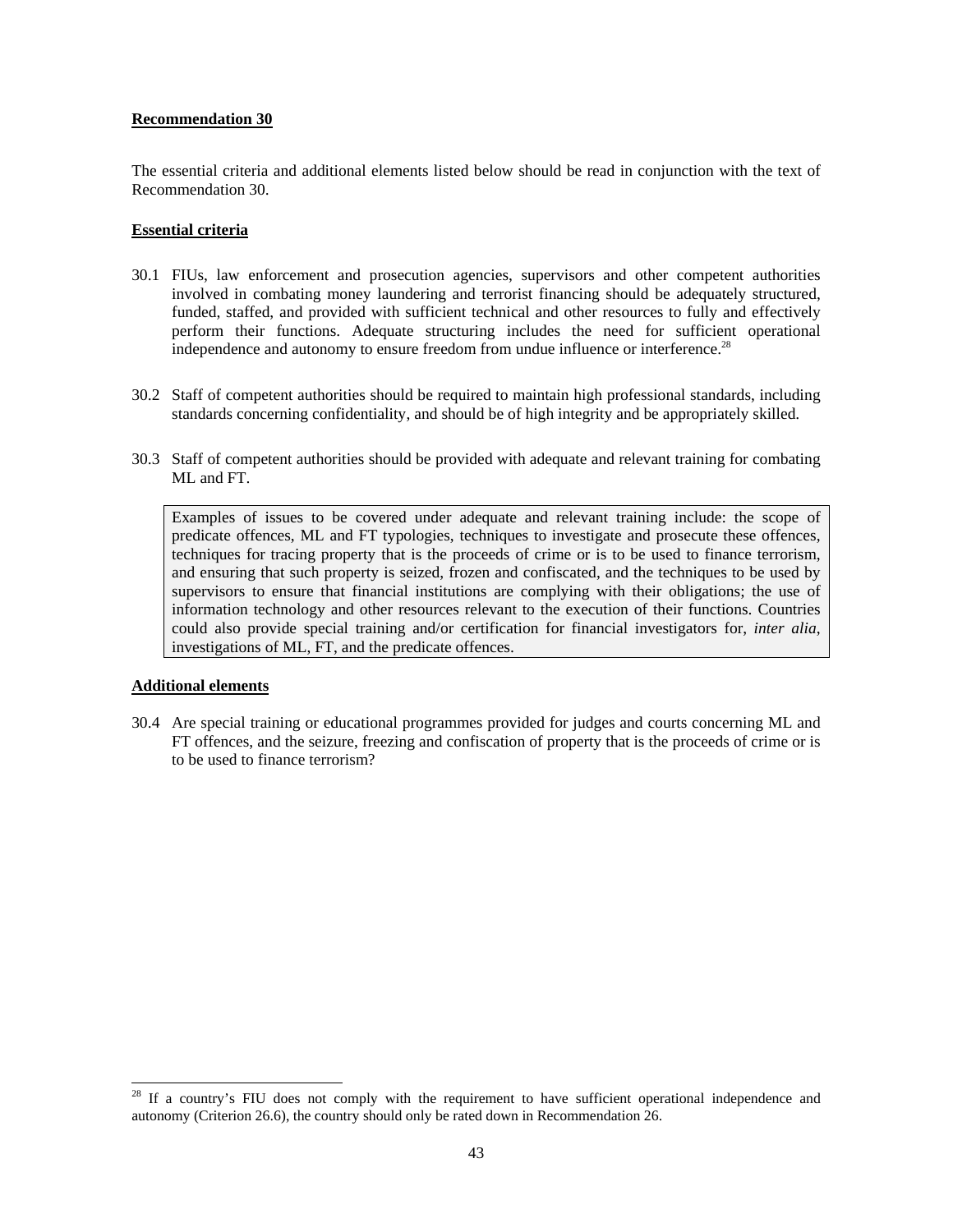**Recommendation 30**

The essential criteria and additional elements listed below should be read in conjunction with the text of Recommendation 30.

**Essential criteria**

30.1 FIUs, law enforcement and prosecution agencies, supervisors and other competent authorities involved in combating money laundering and terrorist financing should be adequately structured, funded, staffed, and provided with sufficient technical and other resources to fully and effectively perform their functions. Adequate structuring includes the need for sufficient operational independence and autonomy to ensure freedom from undue influence or interference.[28]

30.2 Staff of competent authorities should be required to maintain high professional standards, including standards concerning confidentiality, and should be of high integrity and be appropriately skilled.

30.3 Staff of competent authorities should be provided with adequate and relevant training for combating ML and FT.

> Examples of issues to be covered under adequate and relevant training include: the scope of predicate offences, ML and FT typologies, techniques to investigate and prosecute these offences, techniques for tracing property that is the proceeds of crime or is to be used to finance terrorism, and ensuring that such property is seized, frozen and confiscated, and the techniques to be used by supervisors to ensure that financial institutions are complying with their obligations; the use of information technology and other resources relevant to the execution of their functions. Countries could also provide special training and/or certification for financial investigators for, *inter alia*, investigations of ML, FT, and the predicate offences.

**Additional elements**

30.4 Are special training or educational programmes provided for judges and courts concerning ML and FT offences, and the seizure, freezing and confiscation of property that is the proceeds of crime or is to be used to finance terrorism?

---

[28] If a country's FIU does not comply with the requirement to have sufficient operational independence and autonomy (Criterion 26.6), the country should only be rated down in Recommendation 26.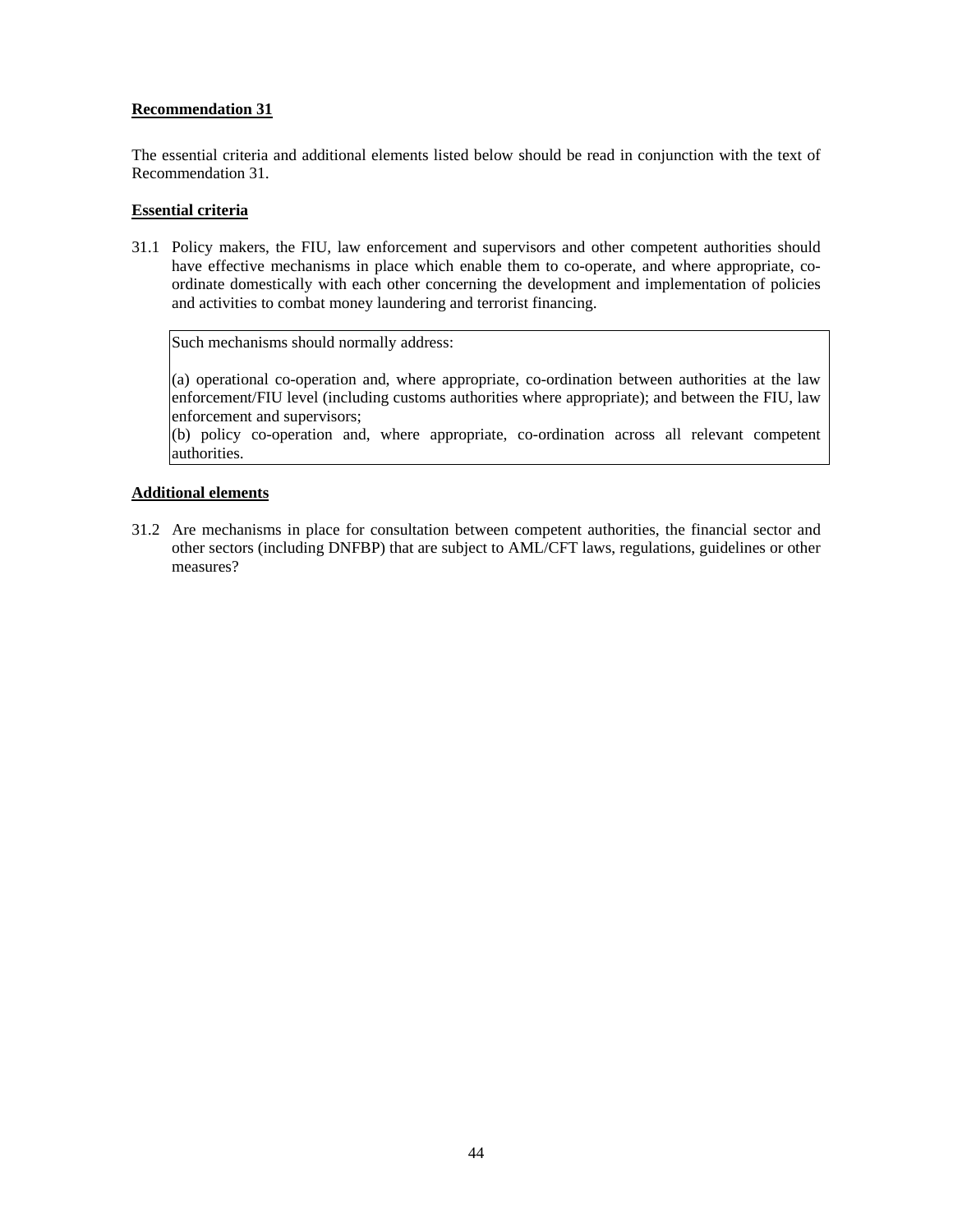**Recommendation 31**

The essential criteria and additional elements listed below should be read in conjunction with the text of Recommendation 31.

**Essential criteria**

31.1 Policy makers, the FIU, law enforcement and supervisors and other competent authorities should have effective mechanisms in place which enable them to co-operate, and where appropriate, co-ordinate domestically with each other concerning the development and implementation of policies and activities to combat money laundering and terrorist financing.

> Such mechanisms should normally address:
>
> (a) operational co-operation and, where appropriate, co-ordination between authorities at the law enforcement/FIU level (including customs authorities where appropriate); and between the FIU, law enforcement and supervisors;
> (b) policy co-operation and, where appropriate, co-ordination across all relevant competent authorities.

**Additional elements**

31.2 Are mechanisms in place for consultation between competent authorities, the financial sector and other sectors (including DNFBP) that are subject to AML/CFT laws, regulations, guidelines or other measures?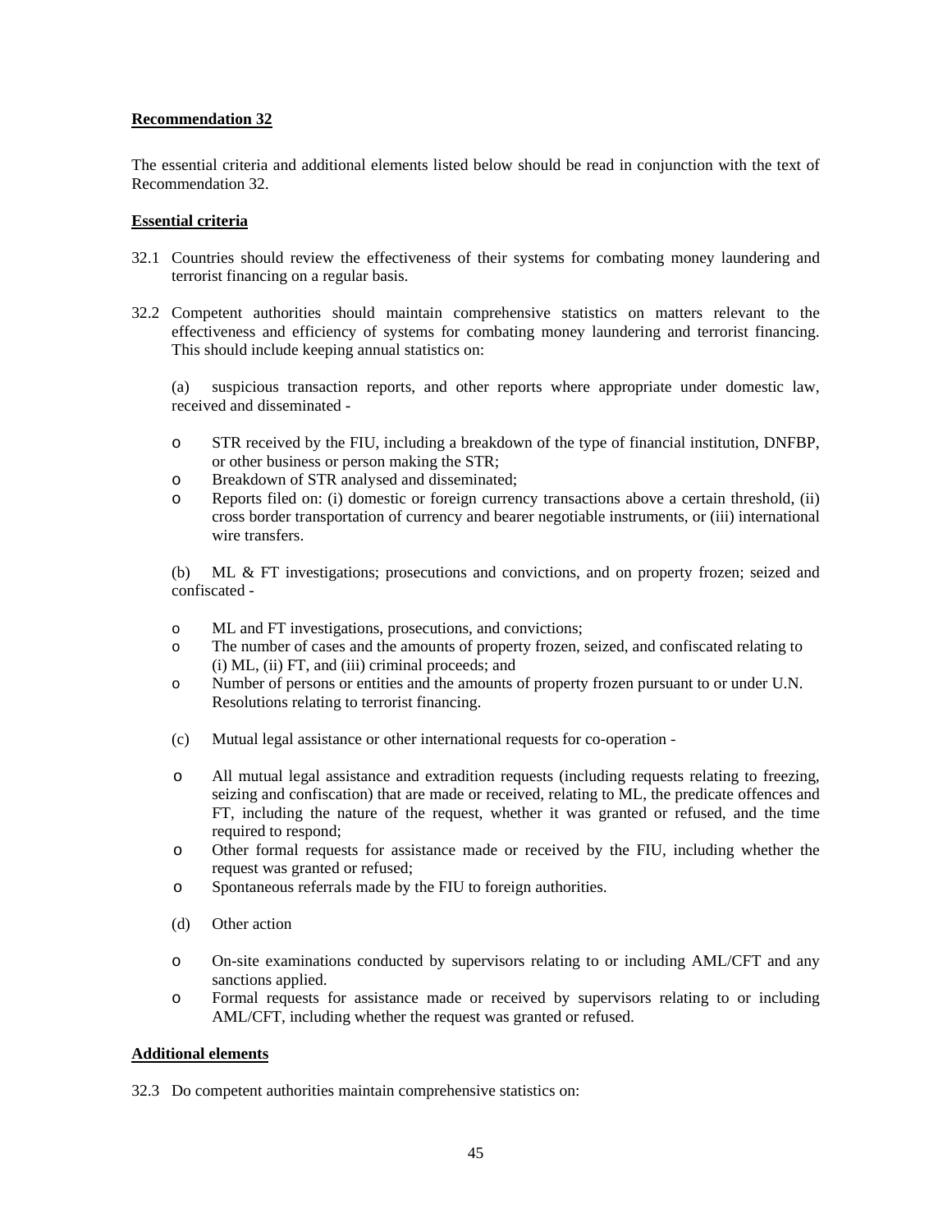**Recommendation 32**

The essential criteria and additional elements listed below should be read in conjunction with the text of Recommendation 32.

**Essential criteria**

32.1 Countries should review the effectiveness of their systems for combating money laundering and terrorist financing on a regular basis.

32.2 Competent authorities should maintain comprehensive statistics on matters relevant to the effectiveness and efficiency of systems for combating money laundering and terrorist financing. This should include keeping annual statistics on:

(a) suspicious transaction reports, and other reports where appropriate under domestic law, received and disseminated -

- STR received by the FIU, including a breakdown of the type of financial institution, DNFBP, or other business or person making the STR;
- Breakdown of STR analysed and disseminated;
- Reports filed on: (i) domestic or foreign currency transactions above a certain threshold, (ii) cross border transportation of currency and bearer negotiable instruments, or (iii) international wire transfers.

(b) ML & FT investigations; prosecutions and convictions, and on property frozen; seized and confiscated -

- ML and FT investigations, prosecutions, and convictions;
- The number of cases and the amounts of property frozen, seized, and confiscated relating to (i) ML, (ii) FT, and (iii) criminal proceeds; and
- Number of persons or entities and the amounts of property frozen pursuant to or under U.N. Resolutions relating to terrorist financing.

(c) Mutual legal assistance or other international requests for co-operation -

- All mutual legal assistance and extradition requests (including requests relating to freezing, seizing and confiscation) that are made or received, relating to ML, the predicate offences and FT, including the nature of the request, whether it was granted or refused, and the time required to respond;
- Other formal requests for assistance made or received by the FIU, including whether the request was granted or refused;
- Spontaneous referrals made by the FIU to foreign authorities.

(d) Other action

- On-site examinations conducted by supervisors relating to or including AML/CFT and any sanctions applied.
- Formal requests for assistance made or received by supervisors relating to or including AML/CFT, including whether the request was granted or refused.

**Additional elements**

32.3 Do competent authorities maintain comprehensive statistics on: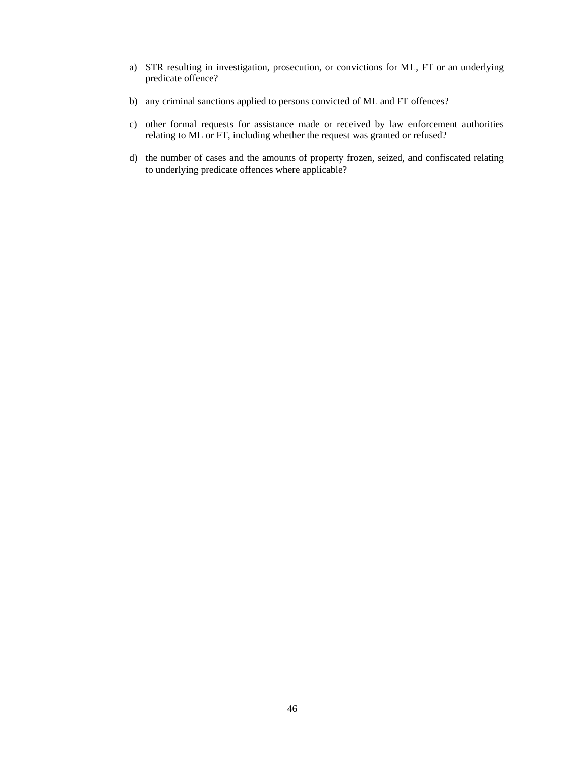a) STR resulting in investigation, prosecution, or convictions for ML, FT or an underlying predicate offence?

b) any criminal sanctions applied to persons convicted of ML and FT offences?

c) other formal requests for assistance made or received by law enforcement authorities relating to ML or FT, including whether the request was granted or refused?

d) the number of cases and the amounts of property frozen, seized, and confiscated relating to underlying predicate offences where applicable?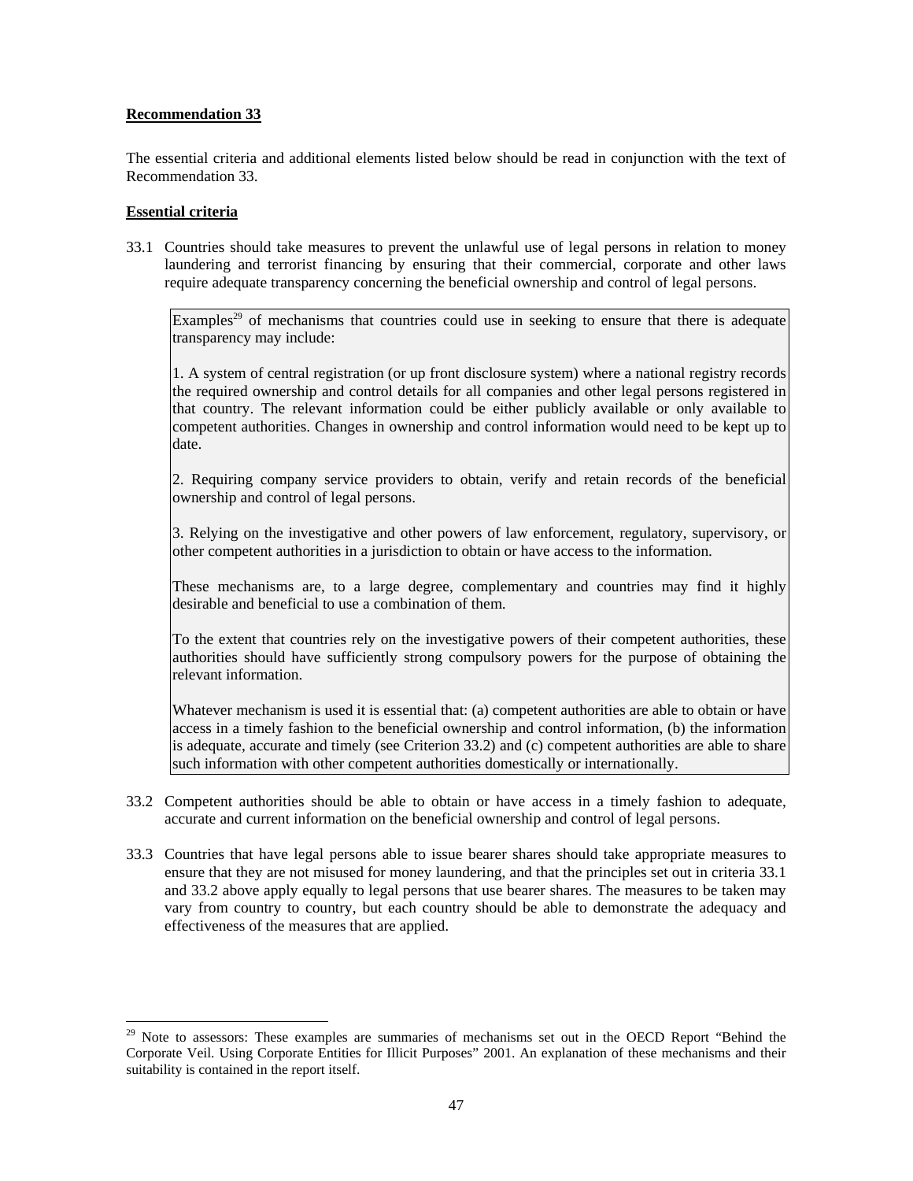**Recommendation 33**

The essential criteria and additional elements listed below should be read in conjunction with the text of Recommendation 33.

**Essential criteria**

33.1 Countries should take measures to prevent the unlawful use of legal persons in relation to money laundering and terrorist financing by ensuring that their commercial, corporate and other laws require adequate transparency concerning the beneficial ownership and control of legal persons.

> Examples[29] of mechanisms that countries could use in seeking to ensure that there is adequate transparency may include:
>
> 1. A system of central registration (or up front disclosure system) where a national registry records the required ownership and control details for all companies and other legal persons registered in that country. The relevant information could be either publicly available or only available to competent authorities. Changes in ownership and control information would need to be kept up to date.
>
> 2. Requiring company service providers to obtain, verify and retain records of the beneficial ownership and control of legal persons.
>
> 3. Relying on the investigative and other powers of law enforcement, regulatory, supervisory, or other competent authorities in a jurisdiction to obtain or have access to the information.
>
> These mechanisms are, to a large degree, complementary and countries may find it highly desirable and beneficial to use a combination of them.
>
> To the extent that countries rely on the investigative powers of their competent authorities, these authorities should have sufficiently strong compulsory powers for the purpose of obtaining the relevant information.
>
> Whatever mechanism is used it is essential that: (a) competent authorities are able to obtain or have access in a timely fashion to the beneficial ownership and control information, (b) the information is adequate, accurate and timely (see Criterion 33.2) and (c) competent authorities are able to share such information with other competent authorities domestically or internationally.

33.2 Competent authorities should be able to obtain or have access in a timely fashion to adequate, accurate and current information on the beneficial ownership and control of legal persons.

33.3 Countries that have legal persons able to issue bearer shares should take appropriate measures to ensure that they are not misused for money laundering, and that the principles set out in criteria 33.1 and 33.2 above apply equally to legal persons that use bearer shares. The measures to be taken may vary from country to country, but each country should be able to demonstrate the adequacy and effectiveness of the measures that are applied.

---

[29] Note to assessors: These examples are summaries of mechanisms set out in the OECD Report "Behind the Corporate Veil. Using Corporate Entities for Illicit Purposes" 2001. An explanation of these mechanisms and their suitability is contained in the report itself.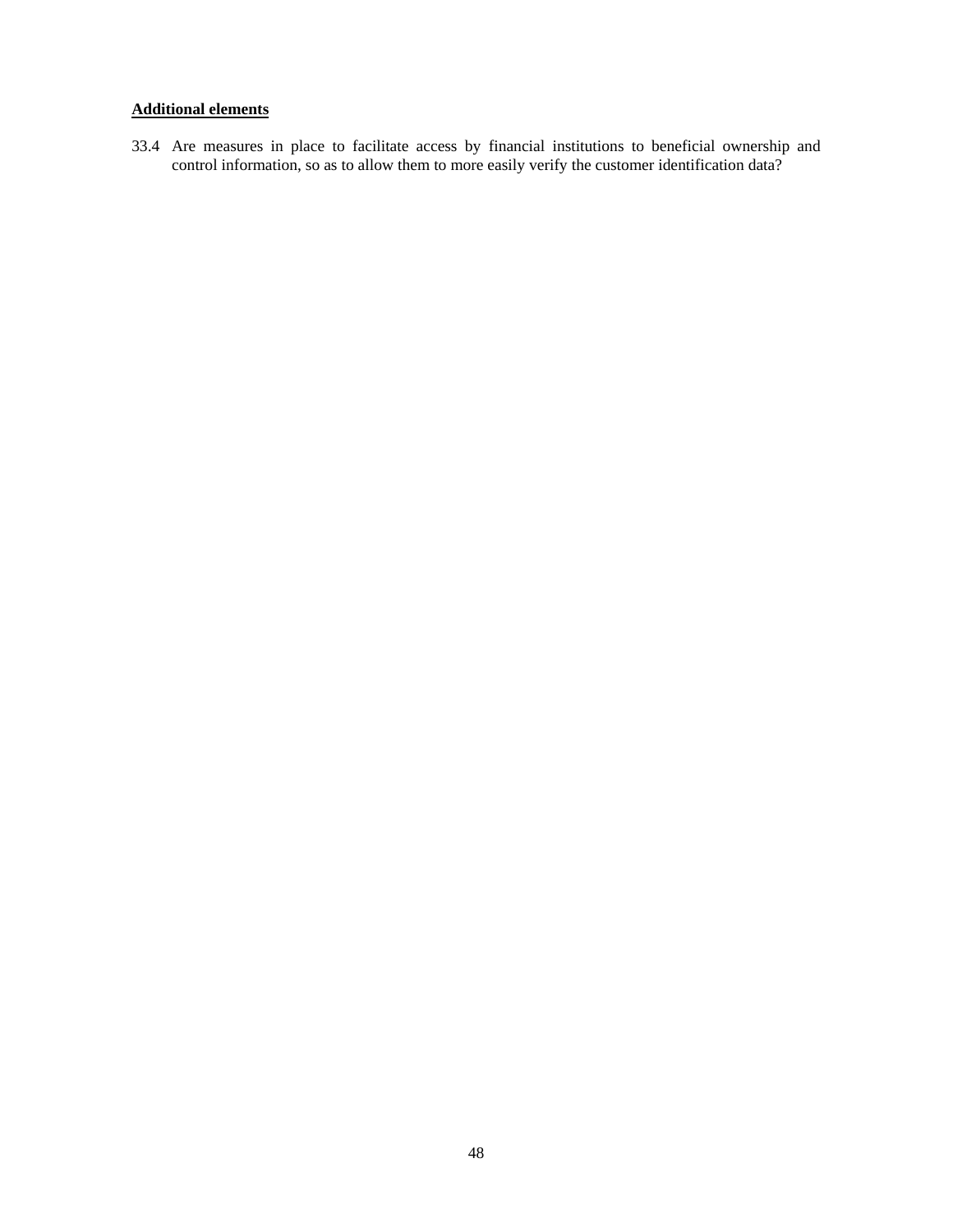**Additional elements**

33.4 Are measures in place to facilitate access by financial institutions to beneficial ownership and control information, so as to allow them to more easily verify the customer identification data?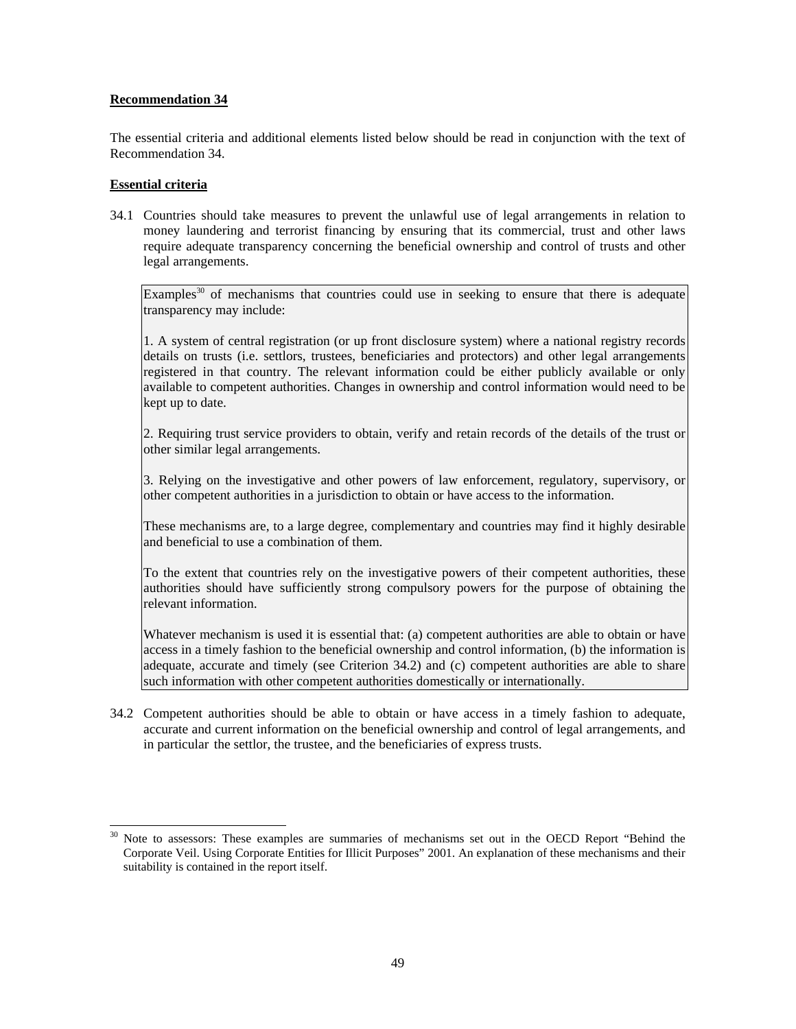**Recommendation 34**

The essential criteria and additional elements listed below should be read in conjunction with the text of Recommendation 34.

**Essential criteria**

34.1 Countries should take measures to prevent the unlawful use of legal arrangements in relation to money laundering and terrorist financing by ensuring that its commercial, trust and other laws require adequate transparency concerning the beneficial ownership and control of trusts and other legal arrangements.

> Examples[30] of mechanisms that countries could use in seeking to ensure that there is adequate transparency may include:
>
> 1. A system of central registration (or up front disclosure system) where a national registry records details on trusts (i.e. settlors, trustees, beneficiaries and protectors) and other legal arrangements registered in that country. The relevant information could be either publicly available or only available to competent authorities. Changes in ownership and control information would need to be kept up to date.
>
> 2. Requiring trust service providers to obtain, verify and retain records of the details of the trust or other similar legal arrangements.
>
> 3. Relying on the investigative and other powers of law enforcement, regulatory, supervisory, or other competent authorities in a jurisdiction to obtain or have access to the information.
>
> These mechanisms are, to a large degree, complementary and countries may find it highly desirable and beneficial to use a combination of them.
>
> To the extent that countries rely on the investigative powers of their competent authorities, these authorities should have sufficiently strong compulsory powers for the purpose of obtaining the relevant information.
>
> Whatever mechanism is used it is essential that: (a) competent authorities are able to obtain or have access in a timely fashion to the beneficial ownership and control information, (b) the information is adequate, accurate and timely (see Criterion 34.2) and (c) competent authorities are able to share such information with other competent authorities domestically or internationally.

34.2 Competent authorities should be able to obtain or have access in a timely fashion to adequate, accurate and current information on the beneficial ownership and control of legal arrangements, and in particular the settlor, the trustee, and the beneficiaries of express trusts.

---

[30] Note to assessors: These examples are summaries of mechanisms set out in the OECD Report "Behind the Corporate Veil. Using Corporate Entities for Illicit Purposes" 2001. An explanation of these mechanisms and their suitability is contained in the report itself.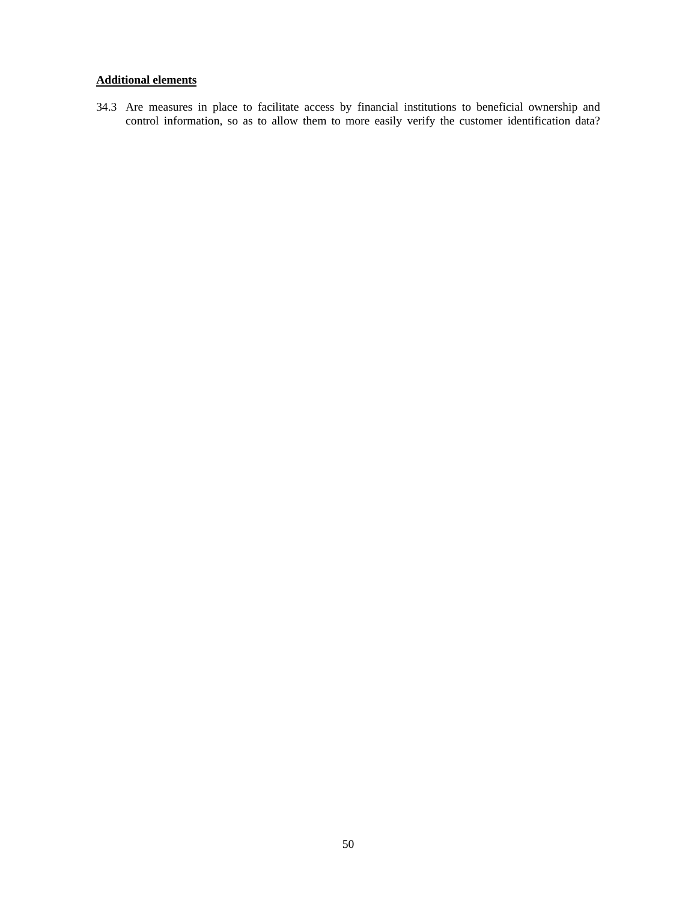**Additional elements**

34.3 Are measures in place to facilitate access by financial institutions to beneficial ownership and control information, so as to allow them to more easily verify the customer identification data?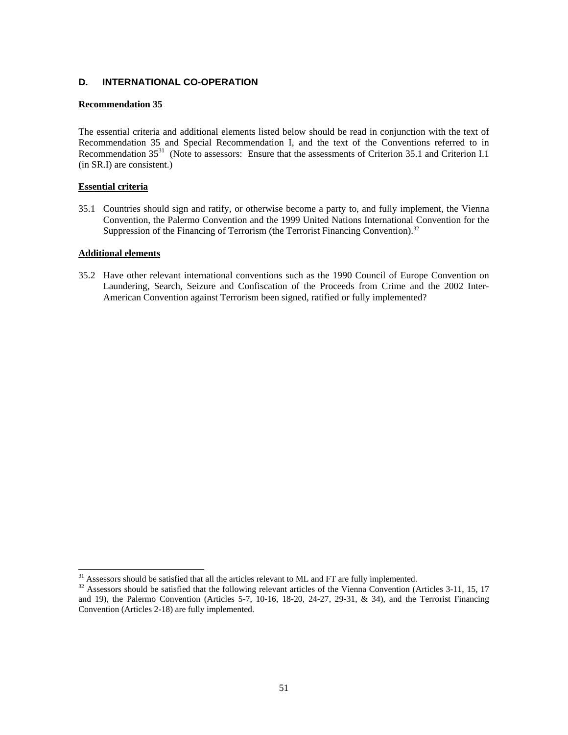## D. INTERNATIONAL CO-OPERATION

### Recommendation 35

The essential criteria and additional elements listed below should be read in conjunction with the text of Recommendation 35 and Special Recommendation I, and the text of the Conventions referred to in Recommendation 35[31] (Note to assessors: Ensure that the assessments of Criterion 35.1 and Criterion I.1 (in SR.I) are consistent.)

### Essential criteria

35.1 Countries should sign and ratify, or otherwise become a party to, and fully implement, the Vienna Convention, the Palermo Convention and the 1999 United Nations International Convention for the Suppression of the Financing of Terrorism (the Terrorist Financing Convention).[32]

### Additional elements

35.2 Have other relevant international conventions such as the 1990 Council of Europe Convention on Laundering, Search, Seizure and Confiscation of the Proceeds from Crime and the 2002 Inter-American Convention against Terrorism been signed, ratified or fully implemented?

---

[31] Assessors should be satisfied that all the articles relevant to ML and FT are fully implemented.

[32] Assessors should be satisfied that the following relevant articles of the Vienna Convention (Articles 3-11, 15, 17 and 19), the Palermo Convention (Articles 5-7, 10-16, 18-20, 24-27, 29-31, & 34), and the Terrorist Financing Convention (Articles 2-18) are fully implemented.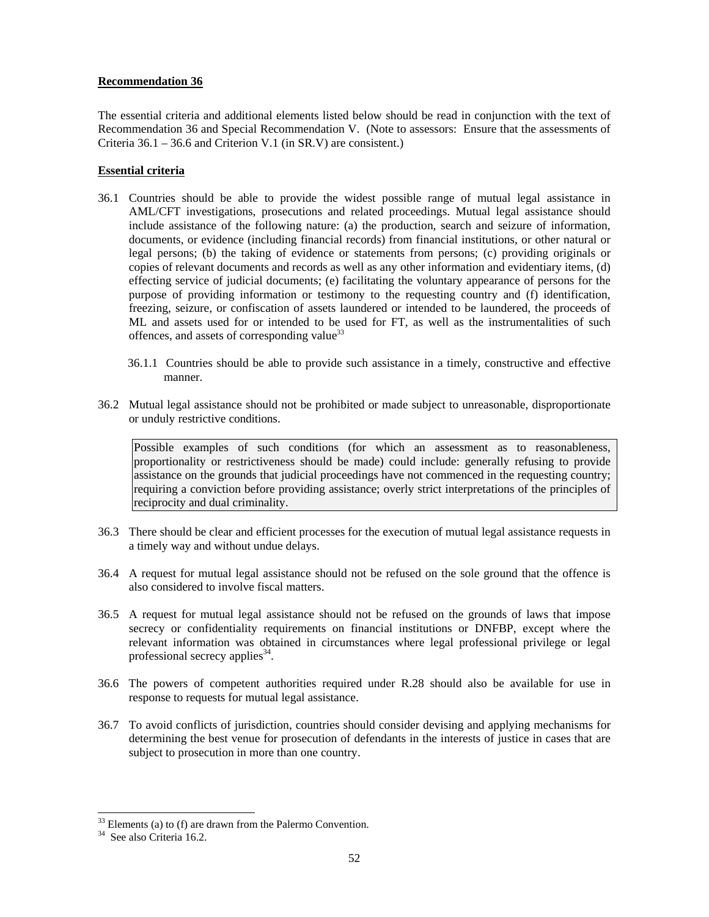**Recommendation 36**

The essential criteria and additional elements listed below should be read in conjunction with the text of Recommendation 36 and Special Recommendation V. (Note to assessors: Ensure that the assessments of Criteria 36.1 – 36.6 and Criterion V.1 (in SR.V) are consistent.)

**Essential criteria**

36.1 Countries should be able to provide the widest possible range of mutual legal assistance in AML/CFT investigations, prosecutions and related proceedings. Mutual legal assistance should include assistance of the following nature: (a) the production, search and seizure of information, documents, or evidence (including financial records) from financial institutions, or other natural or legal persons; (b) the taking of evidence or statements from persons; (c) providing originals or copies of relevant documents and records as well as any other information and evidentiary items, (d) effecting service of judicial documents; (e) facilitating the voluntary appearance of persons for the purpose of providing information or testimony to the requesting country and (f) identification, freezing, seizure, or confiscation of assets laundered or intended to be laundered, the proceeds of ML and assets used for or intended to be used for FT, as well as the instrumentalities of such offences, and assets of corresponding value[33]

36.1.1 Countries should be able to provide such assistance in a timely, constructive and effective manner.

36.2 Mutual legal assistance should not be prohibited or made subject to unreasonable, disproportionate or unduly restrictive conditions.

| Possible examples of such conditions (for which an assessment as to reasonableness, proportionality or restrictiveness should be made) could include: generally refusing to provide assistance on the grounds that judicial proceedings have not commenced in the requesting country; requiring a conviction before providing assistance; overly strict interpretations of the principles of reciprocity and dual criminality. |
|---|

36.3 There should be clear and efficient processes for the execution of mutual legal assistance requests in a timely way and without undue delays.

36.4 A request for mutual legal assistance should not be refused on the sole ground that the offence is also considered to involve fiscal matters.

36.5 A request for mutual legal assistance should not be refused on the grounds of laws that impose secrecy or confidentiality requirements on financial institutions or DNFBP, except where the relevant information was obtained in circumstances where legal professional privilege or legal professional secrecy applies[34].

36.6 The powers of competent authorities required under R.28 should also be available for use in response to requests for mutual legal assistance.

36.7 To avoid conflicts of jurisdiction, countries should consider devising and applying mechanisms for determining the best venue for prosecution of defendants in the interests of justice in cases that are subject to prosecution in more than one country.

---

[33] Elements (a) to (f) are drawn from the Palermo Convention.

[34] See also Criteria 16.2.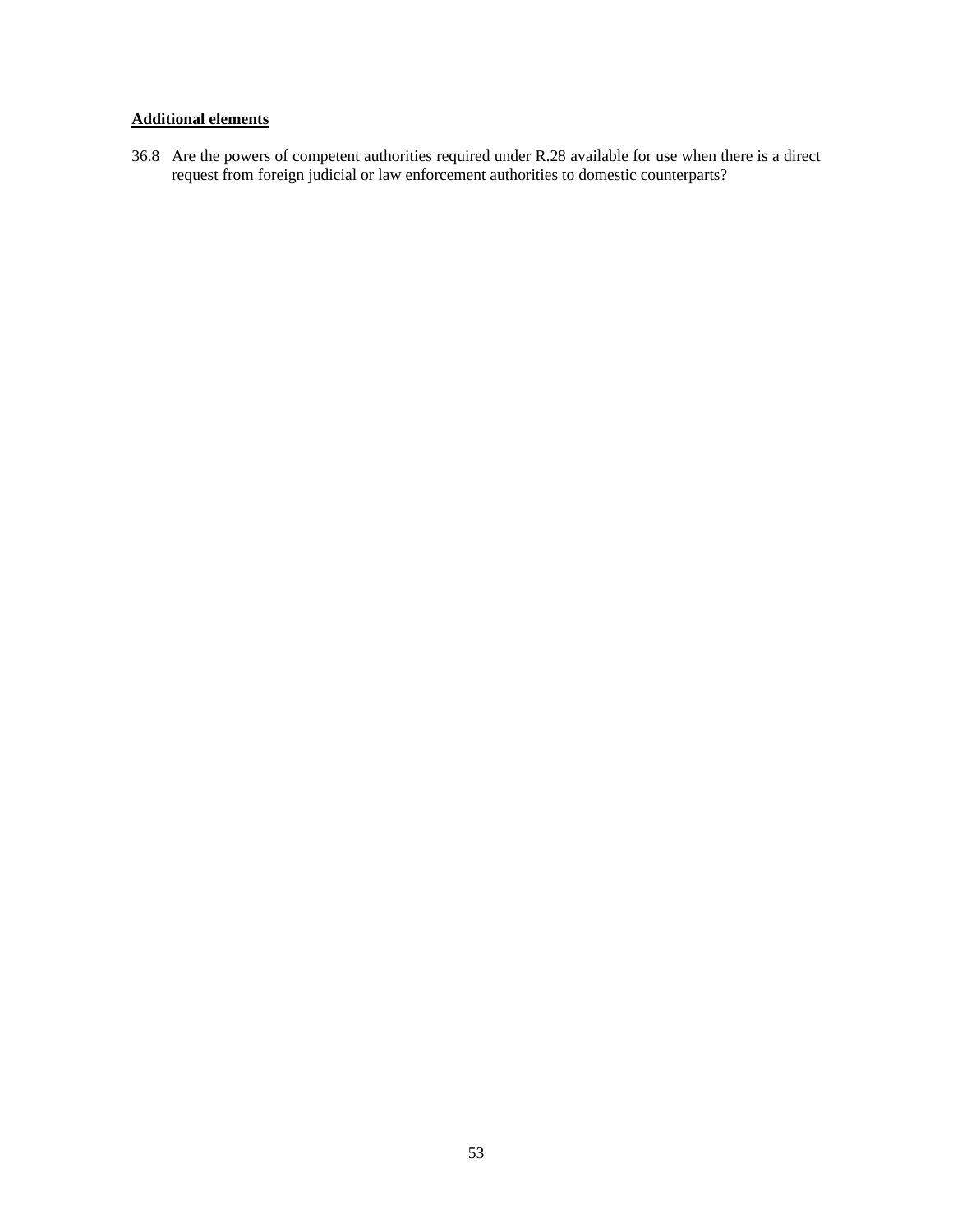**<u>Additional elements</u>**

36.8 Are the powers of competent authorities required under R.28 available for use when there is a direct request from foreign judicial or law enforcement authorities to domestic counterparts?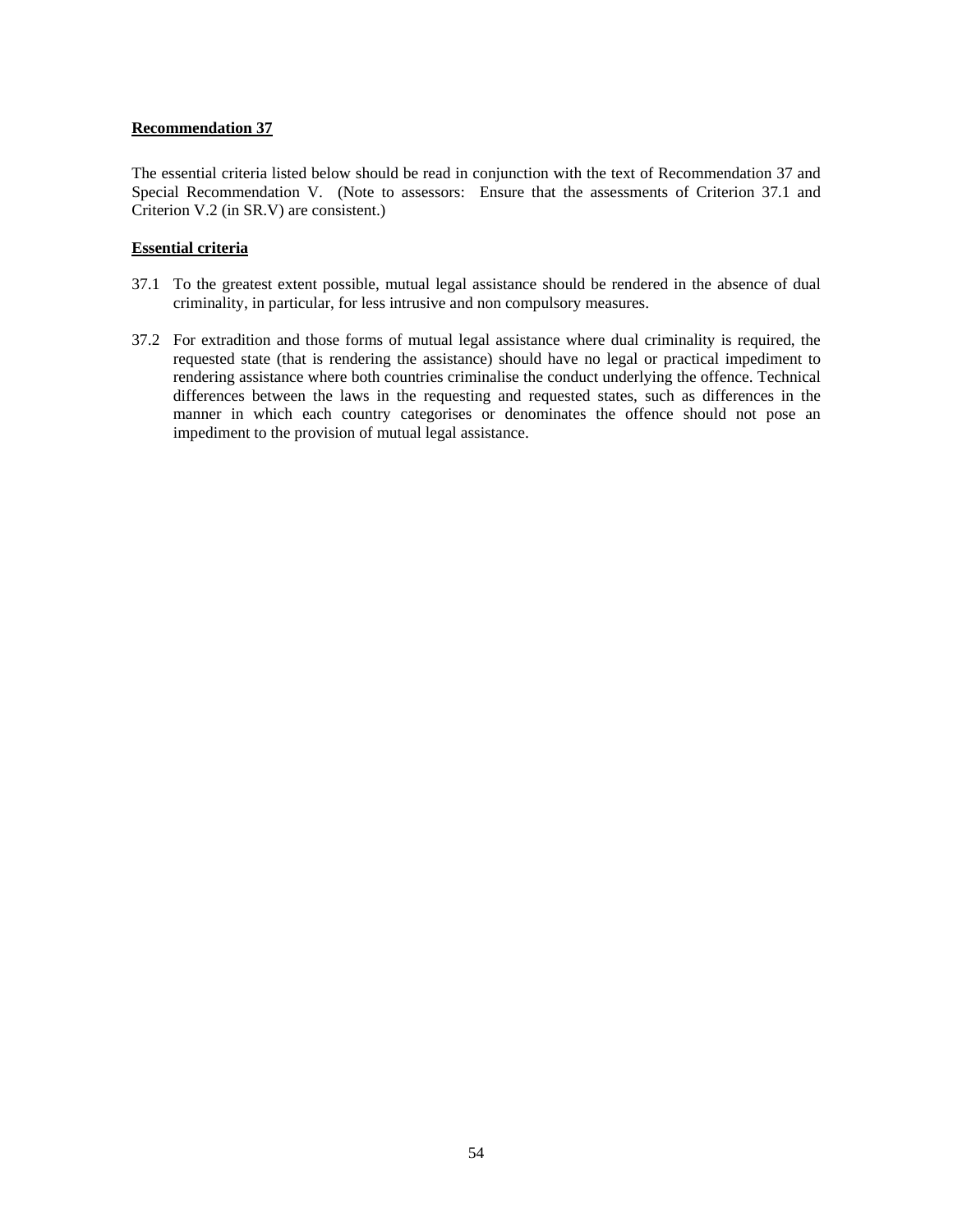**Recommendation 37**

The essential criteria listed below should be read in conjunction with the text of Recommendation 37 and Special Recommendation V. (Note to assessors: Ensure that the assessments of Criterion 37.1 and Criterion V.2 (in SR.V) are consistent.)

**Essential criteria**

37.1 To the greatest extent possible, mutual legal assistance should be rendered in the absence of dual criminality, in particular, for less intrusive and non compulsory measures.

37.2 For extradition and those forms of mutual legal assistance where dual criminality is required, the requested state (that is rendering the assistance) should have no legal or practical impediment to rendering assistance where both countries criminalise the conduct underlying the offence. Technical differences between the laws in the requesting and requested states, such as differences in the manner in which each country categorises or denominates the offence should not pose an impediment to the provision of mutual legal assistance.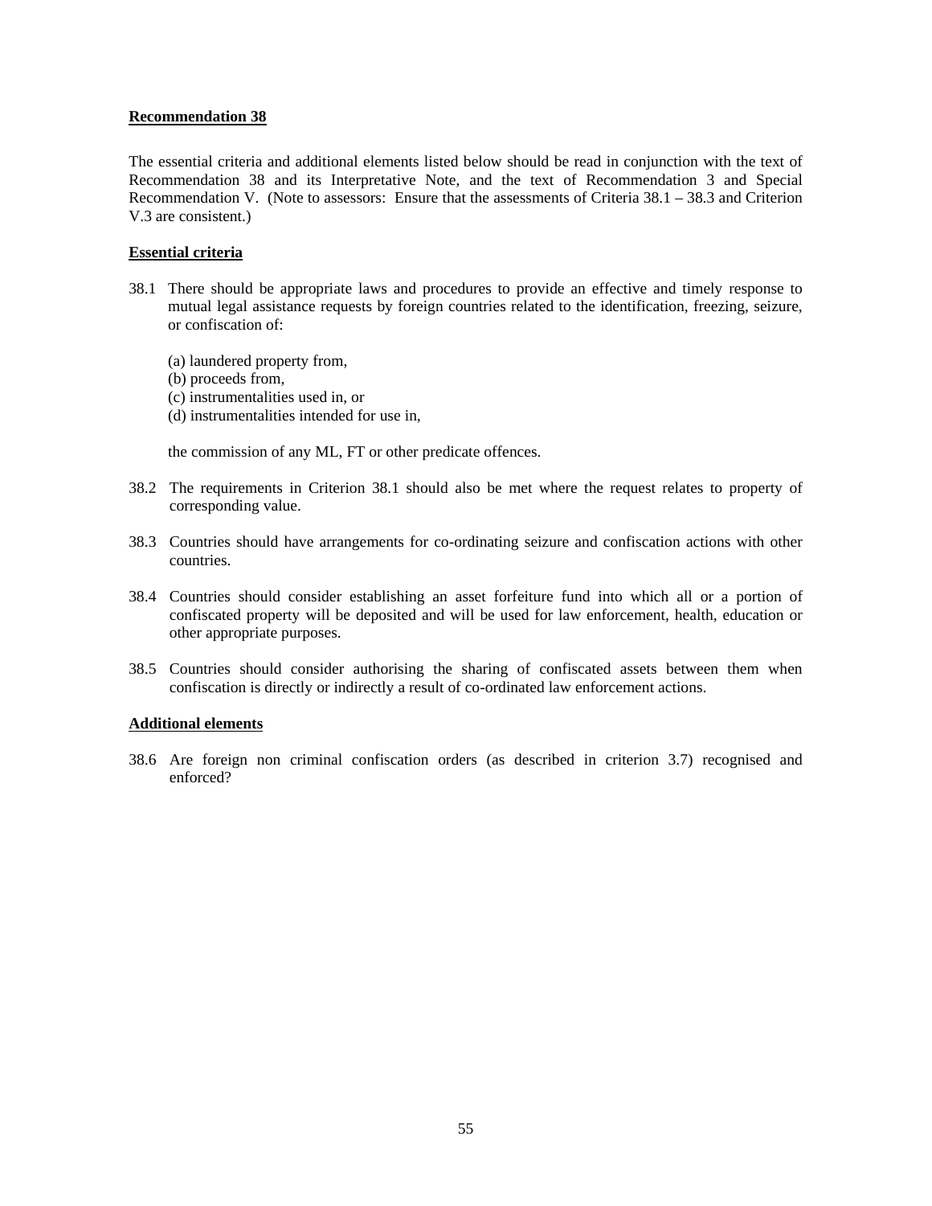**Recommendation 38**

The essential criteria and additional elements listed below should be read in conjunction with the text of Recommendation 38 and its Interpretative Note, and the text of Recommendation 3 and Special Recommendation V. (Note to assessors: Ensure that the assessments of Criteria 38.1 – 38.3 and Criterion V.3 are consistent.)

**Essential criteria**

38.1 There should be appropriate laws and procedures to provide an effective and timely response to mutual legal assistance requests by foreign countries related to the identification, freezing, seizure, or confiscation of:

(a) laundered property from,
(b) proceeds from,
(c) instrumentalities used in, or
(d) instrumentalities intended for use in,

the commission of any ML, FT or other predicate offences.

38.2 The requirements in Criterion 38.1 should also be met where the request relates to property of corresponding value.

38.3 Countries should have arrangements for co-ordinating seizure and confiscation actions with other countries.

38.4 Countries should consider establishing an asset forfeiture fund into which all or a portion of confiscated property will be deposited and will be used for law enforcement, health, education or other appropriate purposes.

38.5 Countries should consider authorising the sharing of confiscated assets between them when confiscation is directly or indirectly a result of co-ordinated law enforcement actions.

**Additional elements**

38.6 Are foreign non criminal confiscation orders (as described in criterion 3.7) recognised and enforced?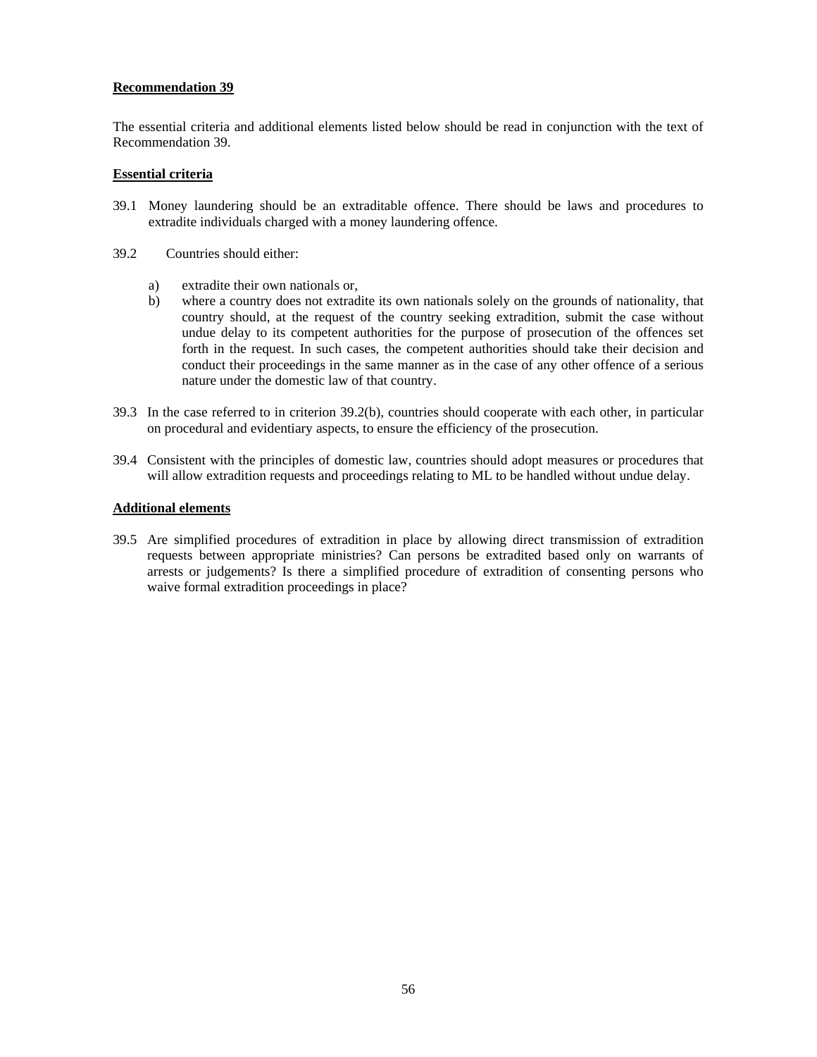**Recommendation 39**

The essential criteria and additional elements listed below should be read in conjunction with the text of Recommendation 39.

**Essential criteria**

39.1 Money laundering should be an extraditable offence. There should be laws and procedures to extradite individuals charged with a money laundering offence.

39.2 Countries should either:

a) extradite their own nationals or,
b) where a country does not extradite its own nationals solely on the grounds of nationality, that country should, at the request of the country seeking extradition, submit the case without undue delay to its competent authorities for the purpose of prosecution of the offences set forth in the request. In such cases, the competent authorities should take their decision and conduct their proceedings in the same manner as in the case of any other offence of a serious nature under the domestic law of that country.

39.3 In the case referred to in criterion 39.2(b), countries should cooperate with each other, in particular on procedural and evidentiary aspects, to ensure the efficiency of the prosecution.

39.4 Consistent with the principles of domestic law, countries should adopt measures or procedures that will allow extradition requests and proceedings relating to ML to be handled without undue delay.

**Additional elements**

39.5 Are simplified procedures of extradition in place by allowing direct transmission of extradition requests between appropriate ministries? Can persons be extradited based only on warrants of arrests or judgements? Is there a simplified procedure of extradition of consenting persons who waive formal extradition proceedings in place?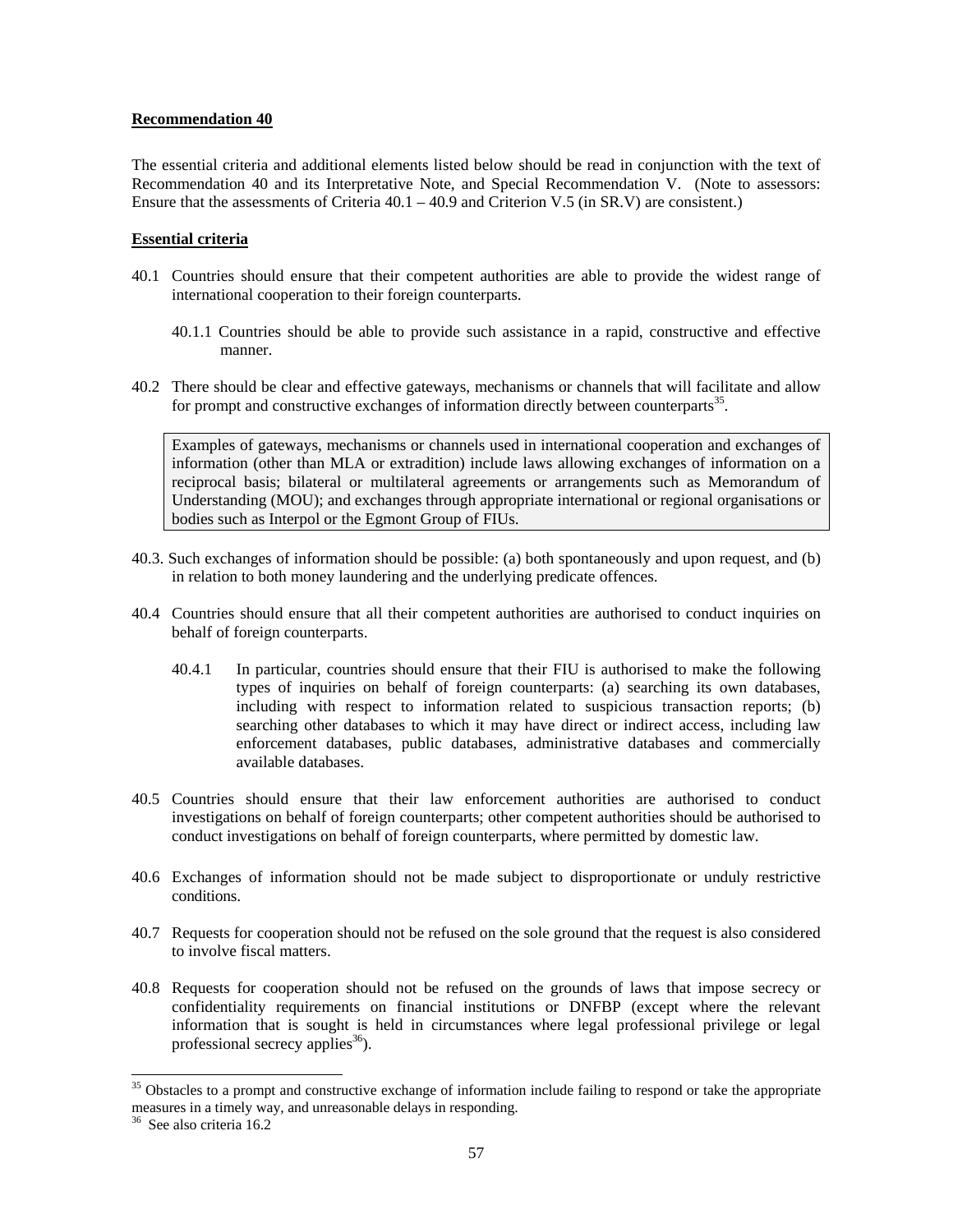**Recommendation 40**

The essential criteria and additional elements listed below should be read in conjunction with the text of Recommendation 40 and its Interpretative Note, and Special Recommendation V. (Note to assessors: Ensure that the assessments of Criteria 40.1 – 40.9 and Criterion V.5 (in SR.V) are consistent.)

**Essential criteria**

40.1 Countries should ensure that their competent authorities are able to provide the widest range of international cooperation to their foreign counterparts.

   40.1.1 Countries should be able to provide such assistance in a rapid, constructive and effective manner.

40.2 There should be clear and effective gateways, mechanisms or channels that will facilitate and allow for prompt and constructive exchanges of information directly between counterparts[35].

> Examples of gateways, mechanisms or channels used in international cooperation and exchanges of information (other than MLA or extradition) include laws allowing exchanges of information on a reciprocal basis; bilateral or multilateral agreements or arrangements such as Memorandum of Understanding (MOU); and exchanges through appropriate international or regional organisations or bodies such as Interpol or the Egmont Group of FIUs.

40.3. Such exchanges of information should be possible: (a) both spontaneously and upon request, and (b) in relation to both money laundering and the underlying predicate offences.

40.4 Countries should ensure that all their competent authorities are authorised to conduct inquiries on behalf of foreign counterparts.

   40.4.1 In particular, countries should ensure that their FIU is authorised to make the following types of inquiries on behalf of foreign counterparts: (a) searching its own databases, including with respect to information related to suspicious transaction reports; (b) searching other databases to which it may have direct or indirect access, including law enforcement databases, public databases, administrative databases and commercially available databases.

40.5 Countries should ensure that their law enforcement authorities are authorised to conduct investigations on behalf of foreign counterparts; other competent authorities should be authorised to conduct investigations on behalf of foreign counterparts, where permitted by domestic law.

40.6 Exchanges of information should not be made subject to disproportionate or unduly restrictive conditions.

40.7 Requests for cooperation should not be refused on the sole ground that the request is also considered to involve fiscal matters.

40.8 Requests for cooperation should not be refused on the grounds of laws that impose secrecy or confidentiality requirements on financial institutions or DNFBP (except where the relevant information that is sought is held in circumstances where legal professional privilege or legal professional secrecy applies[36]).

---

[35] Obstacles to a prompt and constructive exchange of information include failing to respond or take the appropriate measures in a timely way, and unreasonable delays in responding.

[36] See also criteria 16.2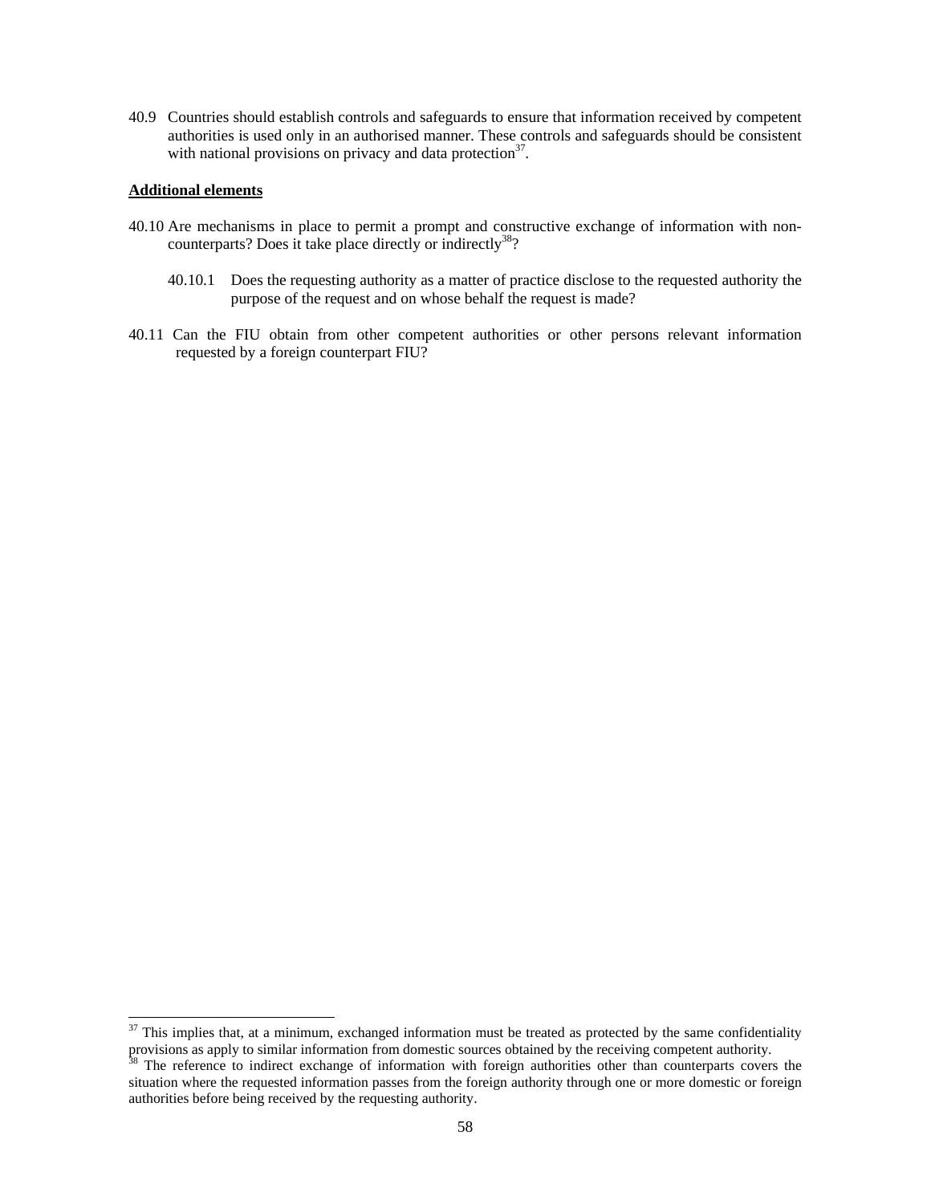40.9 Countries should establish controls and safeguards to ensure that information received by competent authorities is used only in an authorised manner. These controls and safeguards should be consistent with national provisions on privacy and data protection[37].

**Additional elements**

40.10 Are mechanisms in place to permit a prompt and constructive exchange of information with non-counterparts? Does it take place directly or indirectly[38]?

40.10.1 Does the requesting authority as a matter of practice disclose to the requested authority the purpose of the request and on whose behalf the request is made?

40.11 Can the FIU obtain from other competent authorities or other persons relevant information requested by a foreign counterpart FIU?

---

[37] This implies that, at a minimum, exchanged information must be treated as protected by the same confidentiality provisions as apply to similar information from domestic sources obtained by the receiving competent authority.

[38] The reference to indirect exchange of information with foreign authorities other than counterparts covers the situation where the requested information passes from the foreign authority through one or more domestic or foreign authorities before being received by the requesting authority.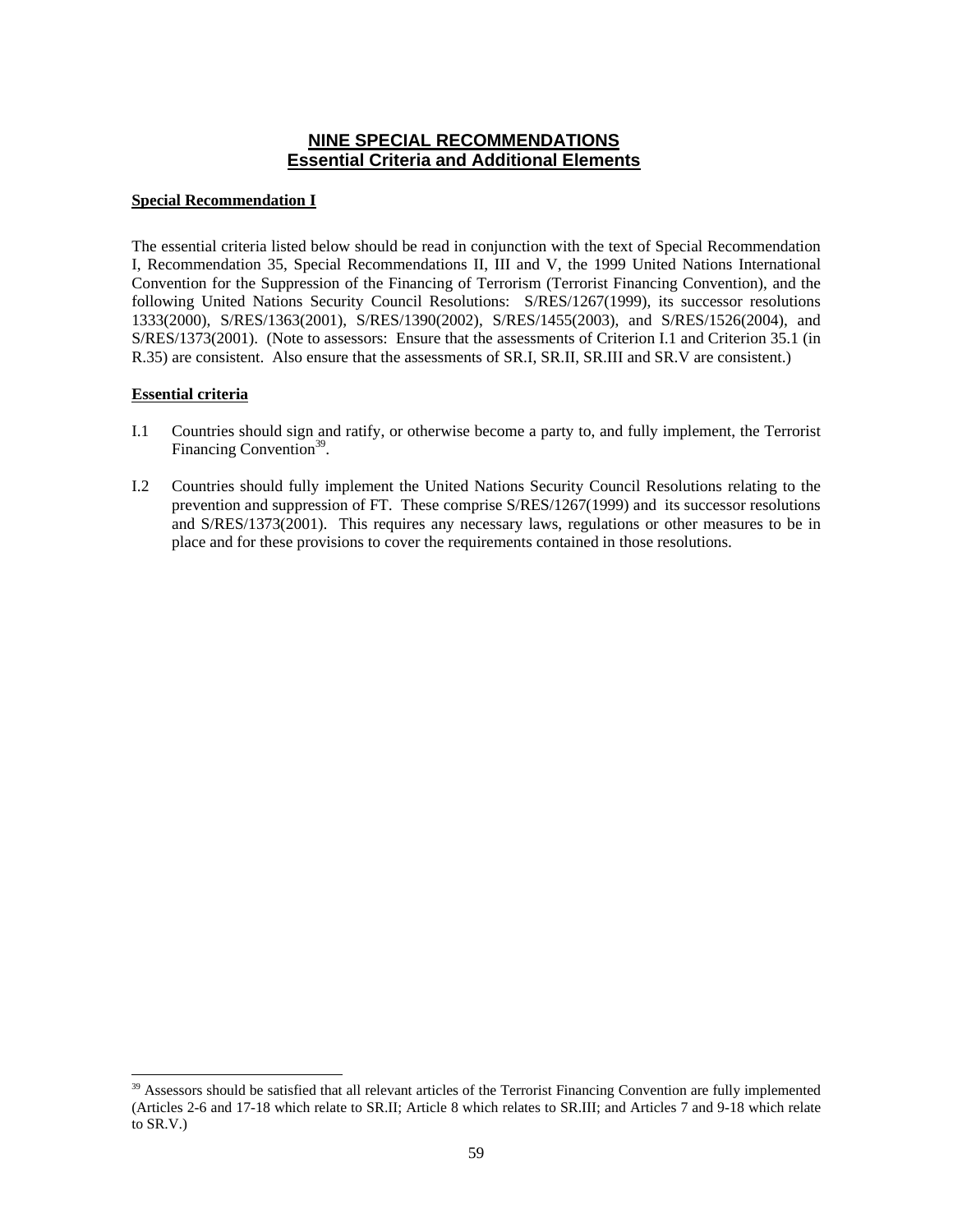# NINE SPECIAL RECOMMENDATIONS
## Essential Criteria and Additional Elements

### Special Recommendation I

The essential criteria listed below should be read in conjunction with the text of Special Recommendation I, Recommendation 35, Special Recommendations II, III and V, the 1999 United Nations International Convention for the Suppression of the Financing of Terrorism (Terrorist Financing Convention), and the following United Nations Security Council Resolutions: S/RES/1267(1999), its successor resolutions 1333(2000), S/RES/1363(2001), S/RES/1390(2002), S/RES/1455(2003), and S/RES/1526(2004), and S/RES/1373(2001). (Note to assessors: Ensure that the assessments of Criterion I.1 and Criterion 35.1 (in R.35) are consistent. Also ensure that the assessments of SR.I, SR.II, SR.III and SR.V are consistent.)

### Essential criteria

I.1 Countries should sign and ratify, or otherwise become a party to, and fully implement, the Terrorist Financing Convention[39].

I.2 Countries should fully implement the United Nations Security Council Resolutions relating to the prevention and suppression of FT. These comprise S/RES/1267(1999) and its successor resolutions and S/RES/1373(2001). This requires any necessary laws, regulations or other measures to be in place and for these provisions to cover the requirements contained in those resolutions.

---

[39] Assessors should be satisfied that all relevant articles of the Terrorist Financing Convention are fully implemented (Articles 2-6 and 17-18 which relate to SR.II; Article 8 which relates to SR.III; and Articles 7 and 9-18 which relate to SR.V.)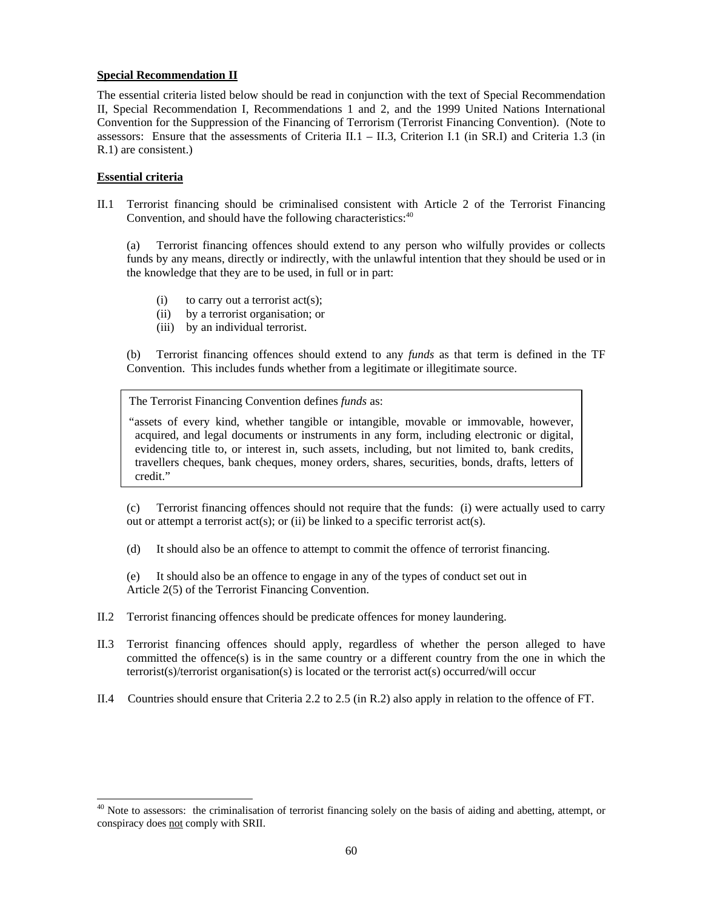**Special Recommendation II**

The essential criteria listed below should be read in conjunction with the text of Special Recommendation II, Special Recommendation I, Recommendations 1 and 2, and the 1999 United Nations International Convention for the Suppression of the Financing of Terrorism (Terrorist Financing Convention). (Note to assessors: Ensure that the assessments of Criteria II.1 – II.3, Criterion I.1 (in SR.I) and Criteria 1.3 (in R.1) are consistent.)

**Essential criteria**

II.1 Terrorist financing should be criminalised consistent with Article 2 of the Terrorist Financing Convention, and should have the following characteristics:[40]

(a) Terrorist financing offences should extend to any person who wilfully provides or collects funds by any means, directly or indirectly, with the unlawful intention that they should be used or in the knowledge that they are to be used, in full or in part:

- (i) to carry out a terrorist act(s);
- (ii) by a terrorist organisation; or
- (iii) by an individual terrorist.

(b) Terrorist financing offences should extend to any *funds* as that term is defined in the TF Convention. This includes funds whether from a legitimate or illegitimate source.

> The Terrorist Financing Convention defines *funds* as:
>
> "assets of every kind, whether tangible or intangible, movable or immovable, however, acquired, and legal documents or instruments in any form, including electronic or digital, evidencing title to, or interest in, such assets, including, but not limited to, bank credits, travellers cheques, bank cheques, money orders, shares, securities, bonds, drafts, letters of credit."

(c) Terrorist financing offences should not require that the funds: (i) were actually used to carry out or attempt a terrorist act(s); or (ii) be linked to a specific terrorist act(s).

(d) It should also be an offence to attempt to commit the offence of terrorist financing.

(e) It should also be an offence to engage in any of the types of conduct set out in Article 2(5) of the Terrorist Financing Convention.

II.2 Terrorist financing offences should be predicate offences for money laundering.

II.3 Terrorist financing offences should apply, regardless of whether the person alleged to have committed the offence(s) is in the same country or a different country from the one in which the terrorist(s)/terrorist organisation(s) is located or the terrorist act(s) occurred/will occur

II.4 Countries should ensure that Criteria 2.2 to 2.5 (in R.2) also apply in relation to the offence of FT.

---

[40] Note to assessors: the criminalisation of terrorist financing solely on the basis of aiding and abetting, attempt, or conspiracy does not comply with SRII.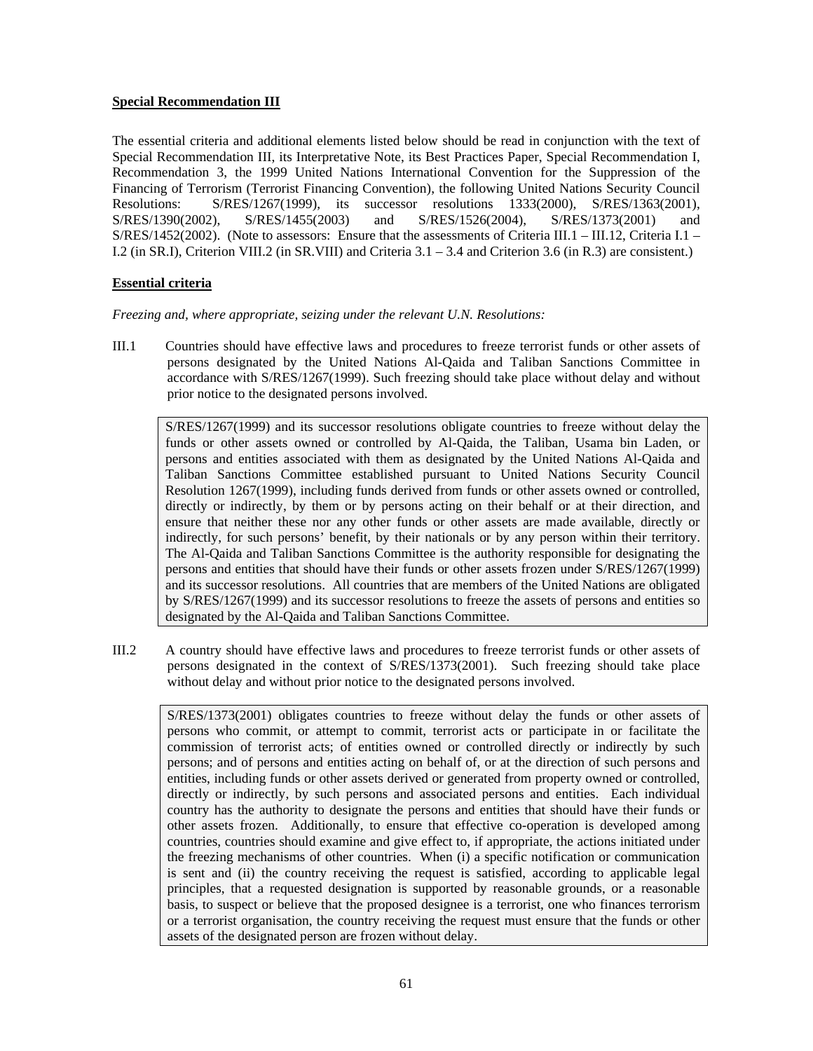**Special Recommendation III**

The essential criteria and additional elements listed below should be read in conjunction with the text of Special Recommendation III, its Interpretative Note, its Best Practices Paper, Special Recommendation I, Recommendation 3, the 1999 United Nations International Convention for the Suppression of the Financing of Terrorism (Terrorist Financing Convention), the following United Nations Security Council Resolutions: S/RES/1267(1999), its successor resolutions 1333(2000), S/RES/1363(2001), S/RES/1390(2002), S/RES/1455(2003) and S/RES/1526(2004), S/RES/1373(2001) and S/RES/1452(2002). (Note to assessors: Ensure that the assessments of Criteria III.1 – III.12, Criteria I.1 – I.2 (in SR.I), Criterion VIII.2 (in SR.VIII) and Criteria 3.1 – 3.4 and Criterion 3.6 (in R.3) are consistent.)

**Essential criteria**

*Freezing and, where appropriate, seizing under the relevant U.N. Resolutions:*

III.1 Countries should have effective laws and procedures to freeze terrorist funds or other assets of persons designated by the United Nations Al-Qaida and Taliban Sanctions Committee in accordance with S/RES/1267(1999). Such freezing should take place without delay and without prior notice to the designated persons involved.

> S/RES/1267(1999) and its successor resolutions obligate countries to freeze without delay the funds or other assets owned or controlled by Al-Qaida, the Taliban, Usama bin Laden, or persons and entities associated with them as designated by the United Nations Al-Qaida and Taliban Sanctions Committee established pursuant to United Nations Security Council Resolution 1267(1999), including funds derived from funds or other assets owned or controlled, directly or indirectly, by them or by persons acting on their behalf or at their direction, and ensure that neither these nor any other funds or other assets are made available, directly or indirectly, for such persons' benefit, by their nationals or by any person within their territory. The Al-Qaida and Taliban Sanctions Committee is the authority responsible for designating the persons and entities that should have their funds or other assets frozen under S/RES/1267(1999) and its successor resolutions. All countries that are members of the United Nations are obligated by S/RES/1267(1999) and its successor resolutions to freeze the assets of persons and entities so designated by the Al-Qaida and Taliban Sanctions Committee.

III.2 A country should have effective laws and procedures to freeze terrorist funds or other assets of persons designated in the context of S/RES/1373(2001). Such freezing should take place without delay and without prior notice to the designated persons involved.

> S/RES/1373(2001) obligates countries to freeze without delay the funds or other assets of persons who commit, or attempt to commit, terrorist acts or participate in or facilitate the commission of terrorist acts; of entities owned or controlled directly or indirectly by such persons; and of persons and entities acting on behalf of, or at the direction of such persons and entities, including funds or other assets derived or generated from property owned or controlled, directly or indirectly, by such persons and associated persons and entities. Each individual country has the authority to designate the persons and entities that should have their funds or other assets frozen. Additionally, to ensure that effective co-operation is developed among countries, countries should examine and give effect to, if appropriate, the actions initiated under the freezing mechanisms of other countries. When (i) a specific notification or communication is sent and (ii) the country receiving the request is satisfied, according to applicable legal principles, that a requested designation is supported by reasonable grounds, or a reasonable basis, to suspect or believe that the proposed designee is a terrorist, one who finances terrorism or a terrorist organisation, the country receiving the request must ensure that the funds or other assets of the designated person are frozen without delay.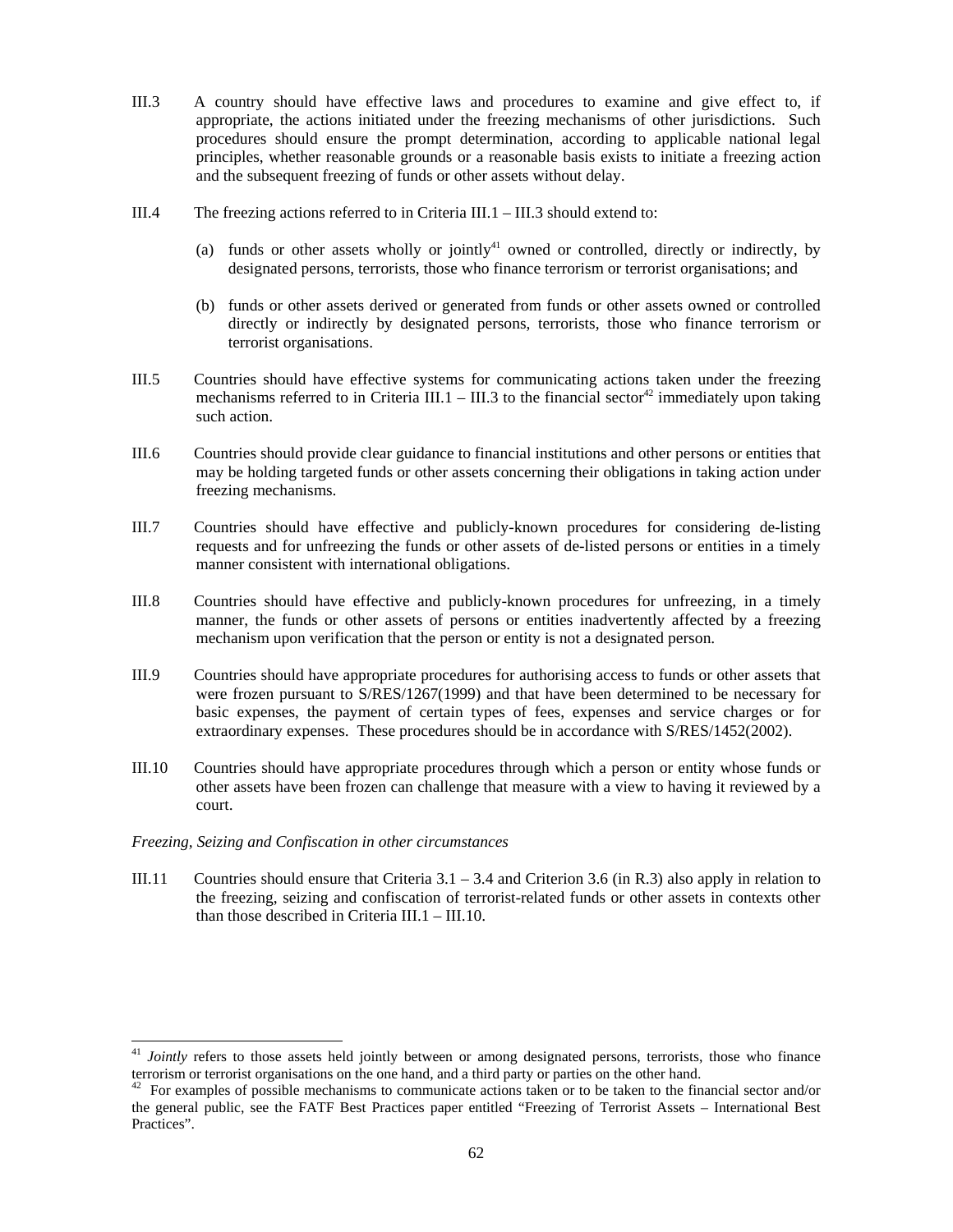III.3 A country should have effective laws and procedures to examine and give effect to, if appropriate, the actions initiated under the freezing mechanisms of other jurisdictions. Such procedures should ensure the prompt determination, according to applicable national legal principles, whether reasonable grounds or a reasonable basis exists to initiate a freezing action and the subsequent freezing of funds or other assets without delay.

III.4 The freezing actions referred to in Criteria III.1 – III.3 should extend to:

(a) funds or other assets wholly or jointly[41] owned or controlled, directly or indirectly, by designated persons, terrorists, those who finance terrorism or terrorist organisations; and

(b) funds or other assets derived or generated from funds or other assets owned or controlled directly or indirectly by designated persons, terrorists, those who finance terrorism or terrorist organisations.

III.5 Countries should have effective systems for communicating actions taken under the freezing mechanisms referred to in Criteria III.1 – III.3 to the financial sector[42] immediately upon taking such action.

III.6 Countries should provide clear guidance to financial institutions and other persons or entities that may be holding targeted funds or other assets concerning their obligations in taking action under freezing mechanisms.

III.7 Countries should have effective and publicly-known procedures for considering de-listing requests and for unfreezing the funds or other assets of de-listed persons or entities in a timely manner consistent with international obligations.

III.8 Countries should have effective and publicly-known procedures for unfreezing, in a timely manner, the funds or other assets of persons or entities inadvertently affected by a freezing mechanism upon verification that the person or entity is not a designated person.

III.9 Countries should have appropriate procedures for authorising access to funds or other assets that were frozen pursuant to S/RES/1267(1999) and that have been determined to be necessary for basic expenses, the payment of certain types of fees, expenses and service charges or for extraordinary expenses. These procedures should be in accordance with S/RES/1452(2002).

III.10 Countries should have appropriate procedures through which a person or entity whose funds or other assets have been frozen can challenge that measure with a view to having it reviewed by a court.

*Freezing, Seizing and Confiscation in other circumstances*

III.11 Countries should ensure that Criteria 3.1 – 3.4 and Criterion 3.6 (in R.3) also apply in relation to the freezing, seizing and confiscation of terrorist-related funds or other assets in contexts other than those described in Criteria III.1 – III.10.

---

[41] *Jointly* refers to those assets held jointly between or among designated persons, terrorists, those who finance terrorism or terrorist organisations on the one hand, and a third party or parties on the other hand.

[42] For examples of possible mechanisms to communicate actions taken or to be taken to the financial sector and/or the general public, see the FATF Best Practices paper entitled "Freezing of Terrorist Assets – International Best Practices".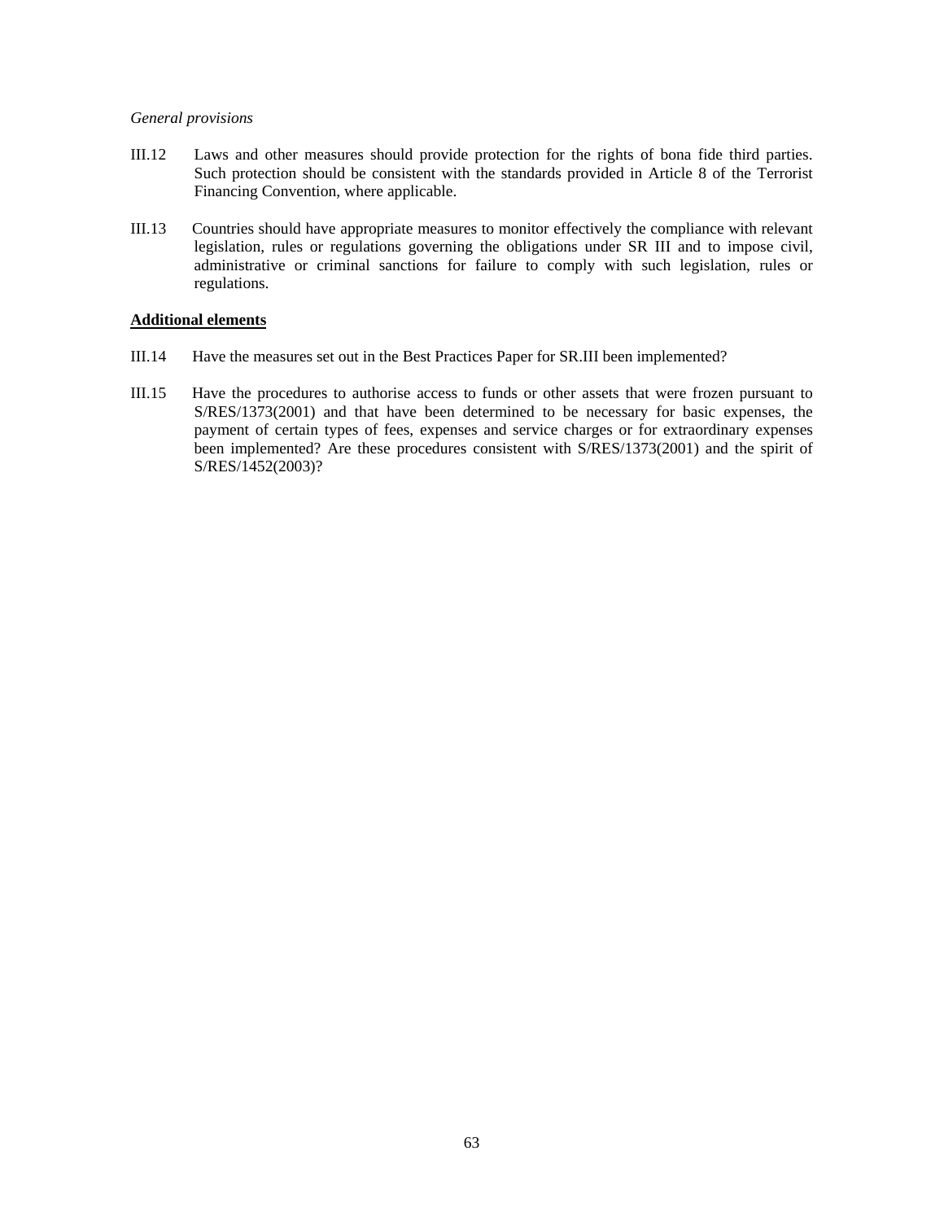*General provisions*

III.12 Laws and other measures should provide protection for the rights of bona fide third parties. Such protection should be consistent with the standards provided in Article 8 of the Terrorist Financing Convention, where applicable.

III.13 Countries should have appropriate measures to monitor effectively the compliance with relevant legislation, rules or regulations governing the obligations under SR III and to impose civil, administrative or criminal sanctions for failure to comply with such legislation, rules or regulations.

**Additional elements**

III.14 Have the measures set out in the Best Practices Paper for SR.III been implemented?

III.15 Have the procedures to authorise access to funds or other assets that were frozen pursuant to S/RES/1373(2001) and that have been determined to be necessary for basic expenses, the payment of certain types of fees, expenses and service charges or for extraordinary expenses been implemented? Are these procedures consistent with S/RES/1373(2001) and the spirit of S/RES/1452(2003)?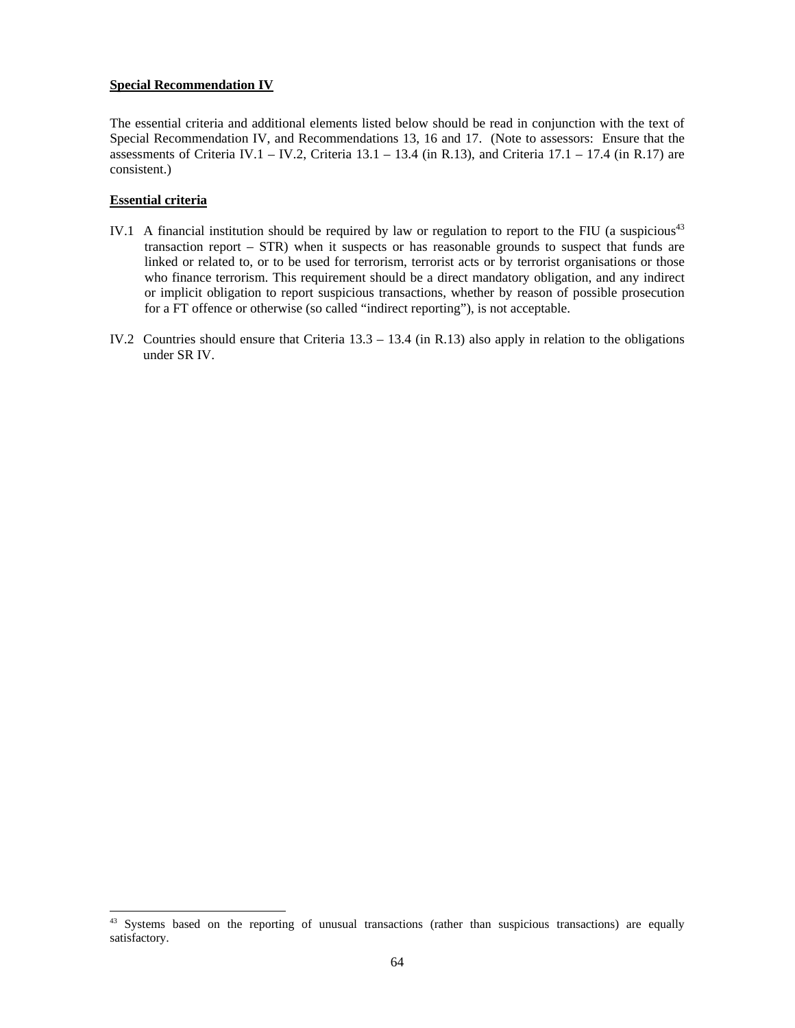**Special Recommendation IV**

The essential criteria and additional elements listed below should be read in conjunction with the text of Special Recommendation IV, and Recommendations 13, 16 and 17. (Note to assessors: Ensure that the assessments of Criteria IV.1 – IV.2, Criteria 13.1 – 13.4 (in R.13), and Criteria 17.1 – 17.4 (in R.17) are consistent.)

**Essential criteria**

IV.1 A financial institution should be required by law or regulation to report to the FIU (a suspicious[43] transaction report – STR) when it suspects or has reasonable grounds to suspect that funds are linked or related to, or to be used for terrorism, terrorist acts or by terrorist organisations or those who finance terrorism. This requirement should be a direct mandatory obligation, and any indirect or implicit obligation to report suspicious transactions, whether by reason of possible prosecution for a FT offence or otherwise (so called "indirect reporting"), is not acceptable.

IV.2 Countries should ensure that Criteria 13.3 – 13.4 (in R.13) also apply in relation to the obligations under SR IV.

[43] Systems based on the reporting of unusual transactions (rather than suspicious transactions) are equally satisfactory.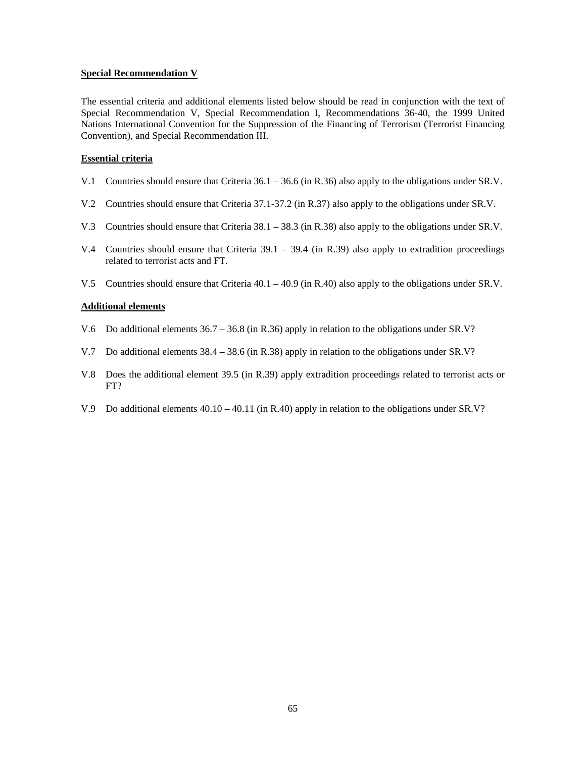**Special Recommendation V**

The essential criteria and additional elements listed below should be read in conjunction with the text of Special Recommendation V, Special Recommendation I, Recommendations 36-40, the 1999 United Nations International Convention for the Suppression of the Financing of Terrorism (Terrorist Financing Convention), and Special Recommendation III.

**Essential criteria**

V.1 Countries should ensure that Criteria 36.1 – 36.6 (in R.36) also apply to the obligations under SR.V.

V.2 Countries should ensure that Criteria 37.1-37.2 (in R.37) also apply to the obligations under SR.V.

V.3 Countries should ensure that Criteria 38.1 – 38.3 (in R.38) also apply to the obligations under SR.V.

V.4 Countries should ensure that Criteria 39.1 – 39.4 (in R.39) also apply to extradition proceedings related to terrorist acts and FT.

V.5 Countries should ensure that Criteria 40.1 – 40.9 (in R.40) also apply to the obligations under SR.V.

**Additional elements**

V.6 Do additional elements 36.7 – 36.8 (in R.36) apply in relation to the obligations under SR.V?

V.7 Do additional elements 38.4 – 38.6 (in R.38) apply in relation to the obligations under SR.V?

V.8 Does the additional element 39.5 (in R.39) apply extradition proceedings related to terrorist acts or FT?

V.9 Do additional elements 40.10 – 40.11 (in R.40) apply in relation to the obligations under SR.V?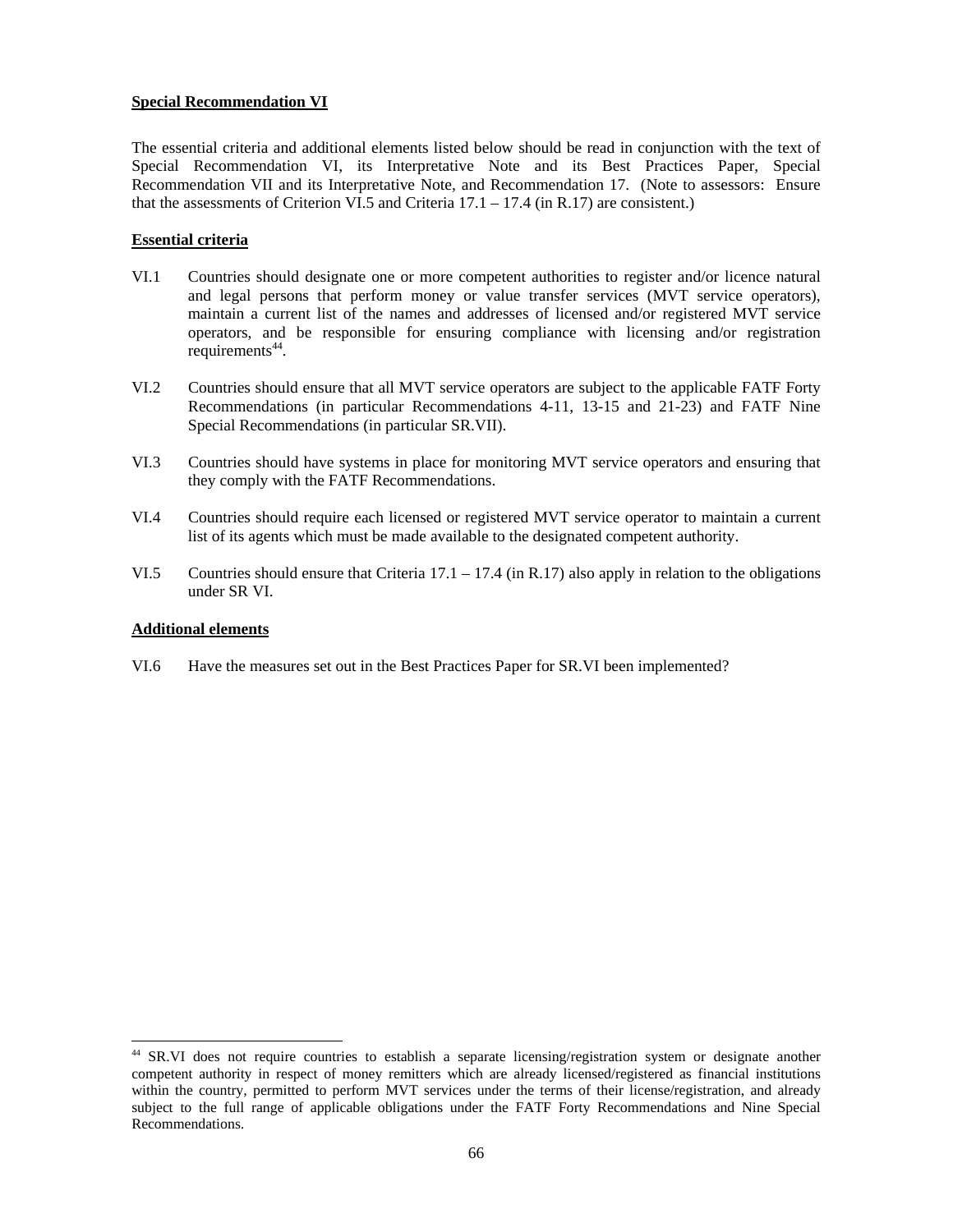**Special Recommendation VI**

The essential criteria and additional elements listed below should be read in conjunction with the text of Special Recommendation VI, its Interpretative Note and its Best Practices Paper, Special Recommendation VII and its Interpretative Note, and Recommendation 17. (Note to assessors: Ensure that the assessments of Criterion VI.5 and Criteria 17.1 – 17.4 (in R.17) are consistent.)

**Essential criteria**

VI.1 Countries should designate one or more competent authorities to register and/or licence natural and legal persons that perform money or value transfer services (MVT service operators), maintain a current list of the names and addresses of licensed and/or registered MVT service operators, and be responsible for ensuring compliance with licensing and/or registration requirements[44].

VI.2 Countries should ensure that all MVT service operators are subject to the applicable FATF Forty Recommendations (in particular Recommendations 4-11, 13-15 and 21-23) and FATF Nine Special Recommendations (in particular SR.VII).

VI.3 Countries should have systems in place for monitoring MVT service operators and ensuring that they comply with the FATF Recommendations.

VI.4 Countries should require each licensed or registered MVT service operator to maintain a current list of its agents which must be made available to the designated competent authority.

VI.5 Countries should ensure that Criteria 17.1 – 17.4 (in R.17) also apply in relation to the obligations under SR VI.

**Additional elements**

VI.6 Have the measures set out in the Best Practices Paper for SR.VI been implemented?

---

[44] SR.VI does not require countries to establish a separate licensing/registration system or designate another competent authority in respect of money remitters which are already licensed/registered as financial institutions within the country, permitted to perform MVT services under the terms of their license/registration, and already subject to the full range of applicable obligations under the FATF Forty Recommendations and Nine Special Recommendations.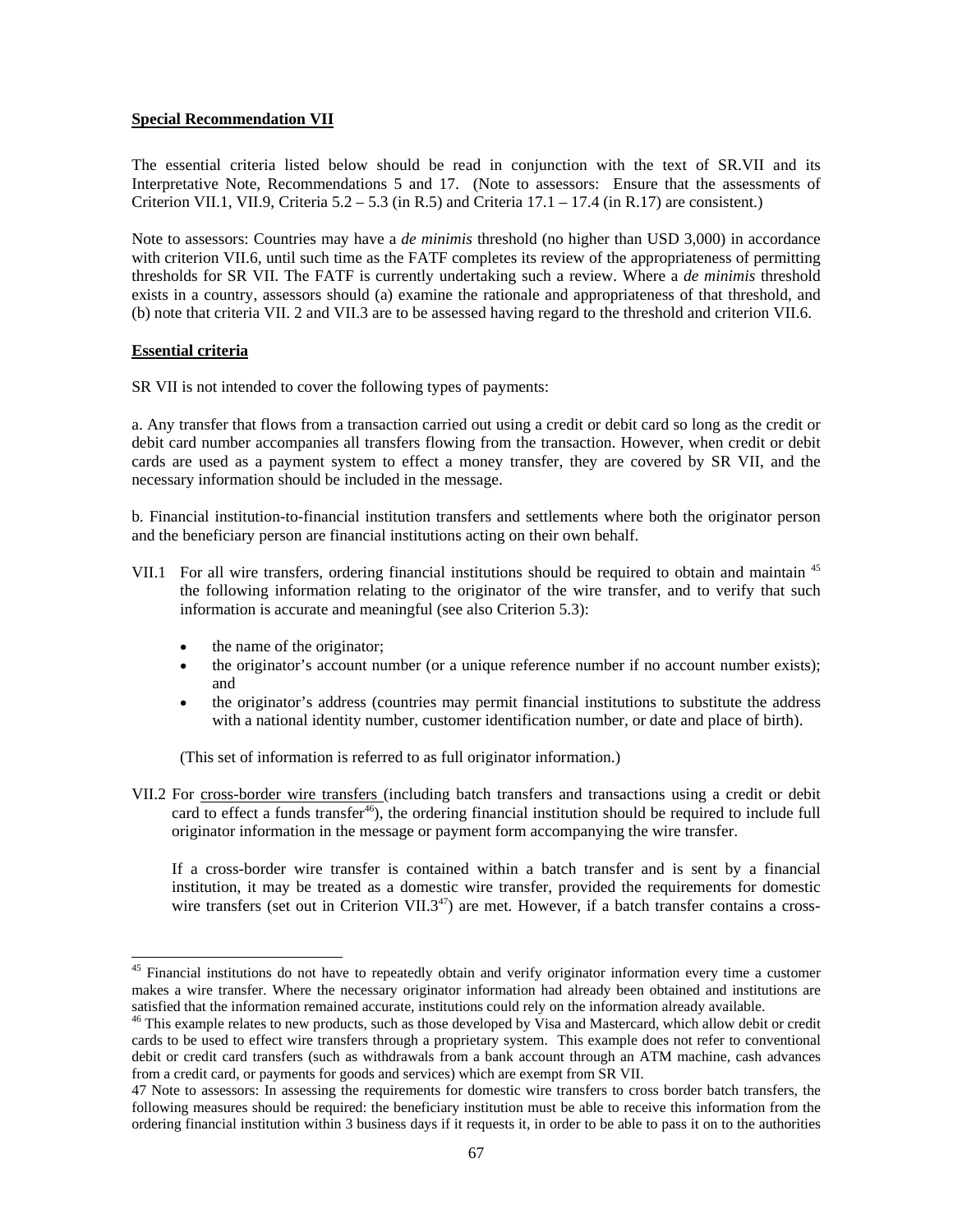**Special Recommendation VII**

The essential criteria listed below should be read in conjunction with the text of SR.VII and its Interpretative Note, Recommendations 5 and 17. (Note to assessors: Ensure that the assessments of Criterion VII.1, VII.9, Criteria 5.2 – 5.3 (in R.5) and Criteria 17.1 – 17.4 (in R.17) are consistent.)

Note to assessors: Countries may have a *de minimis* threshold (no higher than USD 3,000) in accordance with criterion VII.6, until such time as the FATF completes its review of the appropriateness of permitting thresholds for SR VII. The FATF is currently undertaking such a review. Where a *de minimis* threshold exists in a country, assessors should (a) examine the rationale and appropriateness of that threshold, and (b) note that criteria VII. 2 and VII.3 are to be assessed having regard to the threshold and criterion VII.6.

**Essential criteria**

SR VII is not intended to cover the following types of payments:

a. Any transfer that flows from a transaction carried out using a credit or debit card so long as the credit or debit card number accompanies all transfers flowing from the transaction. However, when credit or debit cards are used as a payment system to effect a money transfer, they are covered by SR VII, and the necessary information should be included in the message.

b. Financial institution-to-financial institution transfers and settlements where both the originator person and the beneficiary person are financial institutions acting on their own behalf.

VII.1 For all wire transfers, ordering financial institutions should be required to obtain and maintain [45] the following information relating to the originator of the wire transfer, and to verify that such information is accurate and meaningful (see also Criterion 5.3):

- the name of the originator;
- the originator's account number (or a unique reference number if no account number exists); and
- the originator's address (countries may permit financial institutions to substitute the address with a national identity number, customer identification number, or date and place of birth).

(This set of information is referred to as full originator information.)

VII.2 For cross-border wire transfers (including batch transfers and transactions using a credit or debit card to effect a funds transfer[46]), the ordering financial institution should be required to include full originator information in the message or payment form accompanying the wire transfer.

If a cross-border wire transfer is contained within a batch transfer and is sent by a financial institution, it may be treated as a domestic wire transfer, provided the requirements for domestic wire transfers (set out in Criterion VII.3[47]) are met. However, if a batch transfer contains a cross-

---

[45] Financial institutions do not have to repeatedly obtain and verify originator information every time a customer makes a wire transfer. Where the necessary originator information had already been obtained and institutions are satisfied that the information remained accurate, institutions could rely on the information already available.

[46] This example relates to new products, such as those developed by Visa and Mastercard, which allow debit or credit cards to be used to effect wire transfers through a proprietary system. This example does not refer to conventional debit or credit card transfers (such as withdrawals from a bank account through an ATM machine, cash advances from a credit card, or payments for goods and services) which are exempt from SR VII.

47 Note to assessors: In assessing the requirements for domestic wire transfers to cross border batch transfers, the following measures should be required: the beneficiary institution must be able to receive this information from the ordering financial institution within 3 business days if it requests it, in order to be able to pass it on to the authorities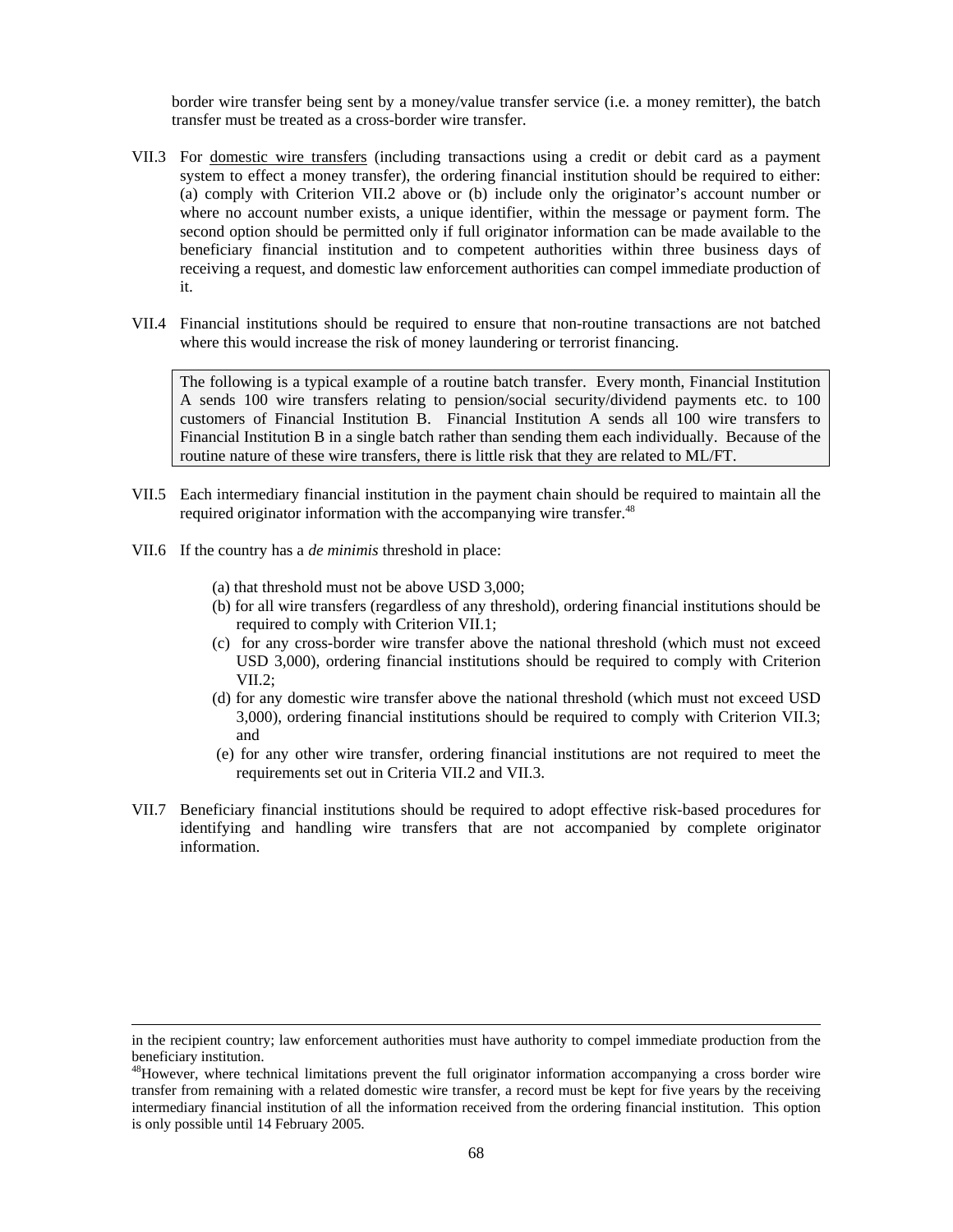border wire transfer being sent by a money/value transfer service (i.e. a money remitter), the batch transfer must be treated as a cross-border wire transfer.

VII.3 For domestic wire transfers (including transactions using a credit or debit card as a payment system to effect a money transfer), the ordering financial institution should be required to either: (a) comply with Criterion VII.2 above or (b) include only the originator's account number or where no account number exists, a unique identifier, within the message or payment form. The second option should be permitted only if full originator information can be made available to the beneficiary financial institution and to competent authorities within three business days of receiving a request, and domestic law enforcement authorities can compel immediate production of it.

VII.4 Financial institutions should be required to ensure that non-routine transactions are not batched where this would increase the risk of money laundering or terrorist financing.

> The following is a typical example of a routine batch transfer. Every month, Financial Institution A sends 100 wire transfers relating to pension/social security/dividend payments etc. to 100 customers of Financial Institution B. Financial Institution A sends all 100 wire transfers to Financial Institution B in a single batch rather than sending them each individually. Because of the routine nature of these wire transfers, there is little risk that they are related to ML/FT.

VII.5 Each intermediary financial institution in the payment chain should be required to maintain all the required originator information with the accompanying wire transfer.[48]

VII.6 If the country has a *de minimis* threshold in place:

(a) that threshold must not be above USD 3,000;
(b) for all wire transfers (regardless of any threshold), ordering financial institutions should be required to comply with Criterion VII.1;
(c) for any cross-border wire transfer above the national threshold (which must not exceed USD 3,000), ordering financial institutions should be required to comply with Criterion VII.2;
(d) for any domestic wire transfer above the national threshold (which must not exceed USD 3,000), ordering financial institutions should be required to comply with Criterion VII.3; and
(e) for any other wire transfer, ordering financial institutions are not required to meet the requirements set out in Criteria VII.2 and VII.3.

VII.7 Beneficiary financial institutions should be required to adopt effective risk-based procedures for identifying and handling wire transfers that are not accompanied by complete originator information.

---

in the recipient country; law enforcement authorities must have authority to compel immediate production from the beneficiary institution.

[48] However, where technical limitations prevent the full originator information accompanying a cross border wire transfer from remaining with a related domestic wire transfer, a record must be kept for five years by the receiving intermediary financial institution of all the information received from the ordering financial institution. This option is only possible until 14 February 2005.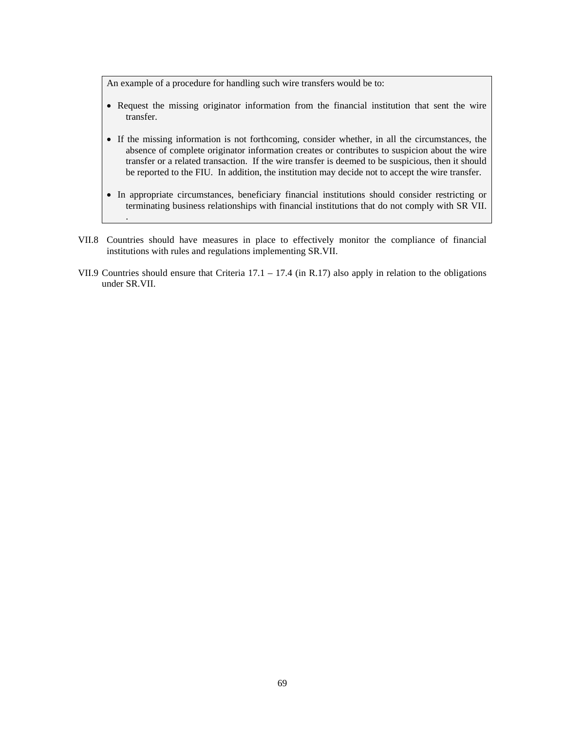> An example of a procedure for handling such wire transfers would be to:
>
> - Request the missing originator information from the financial institution that sent the wire transfer.
>
> - If the missing information is not forthcoming, consider whether, in all the circumstances, the absence of complete originator information creates or contributes to suspicion about the wire transfer or a related transaction. If the wire transfer is deemed to be suspicious, then it should be reported to the FIU. In addition, the institution may decide not to accept the wire transfer.
>
> - In appropriate circumstances, beneficiary financial institutions should consider restricting or terminating business relationships with financial institutions that do not comply with SR VII.
> .

VII.8 Countries should have measures in place to effectively monitor the compliance of financial institutions with rules and regulations implementing SR.VII.

VII.9 Countries should ensure that Criteria 17.1 – 17.4 (in R.17) also apply in relation to the obligations under SR.VII.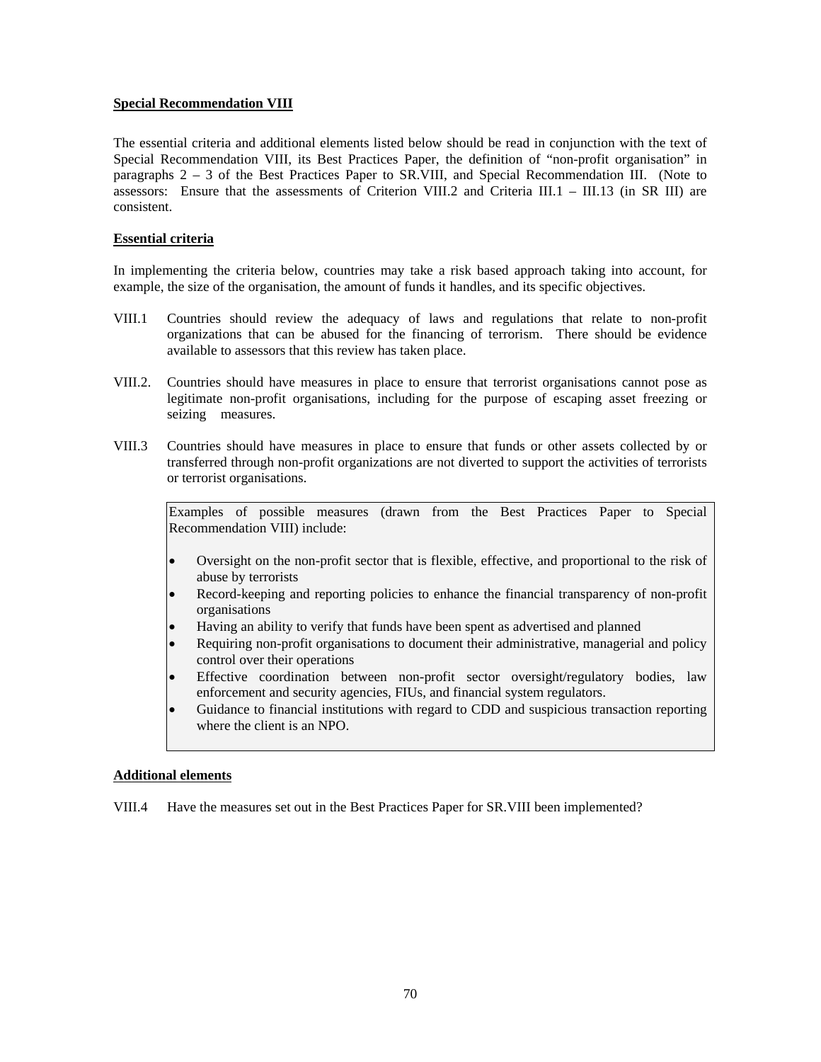**Special Recommendation VIII**

The essential criteria and additional elements listed below should be read in conjunction with the text of Special Recommendation VIII, its Best Practices Paper, the definition of "non-profit organisation" in paragraphs 2 – 3 of the Best Practices Paper to SR.VIII, and Special Recommendation III. (Note to assessors: Ensure that the assessments of Criterion VIII.2 and Criteria III.1 – III.13 (in SR III) are consistent.

**Essential criteria**

In implementing the criteria below, countries may take a risk based approach taking into account, for example, the size of the organisation, the amount of funds it handles, and its specific objectives.

VIII.1 Countries should review the adequacy of laws and regulations that relate to non-profit organizations that can be abused for the financing of terrorism. There should be evidence available to assessors that this review has taken place.

VIII.2. Countries should have measures in place to ensure that terrorist organisations cannot pose as legitimate non-profit organisations, including for the purpose of escaping asset freezing or seizing measures.

VIII.3 Countries should have measures in place to ensure that funds or other assets collected by or transferred through non-profit organizations are not diverted to support the activities of terrorists or terrorist organisations.

> Examples of possible measures (drawn from the Best Practices Paper to Special Recommendation VIII) include:
>
> - Oversight on the non-profit sector that is flexible, effective, and proportional to the risk of abuse by terrorists
> - Record-keeping and reporting policies to enhance the financial transparency of non-profit organisations
> - Having an ability to verify that funds have been spent as advertised and planned
> - Requiring non-profit organisations to document their administrative, managerial and policy control over their operations
> - Effective coordination between non-profit sector oversight/regulatory bodies, law enforcement and security agencies, FIUs, and financial system regulators.
> - Guidance to financial institutions with regard to CDD and suspicious transaction reporting where the client is an NPO.

**Additional elements**

VIII.4 Have the measures set out in the Best Practices Paper for SR.VIII been implemented?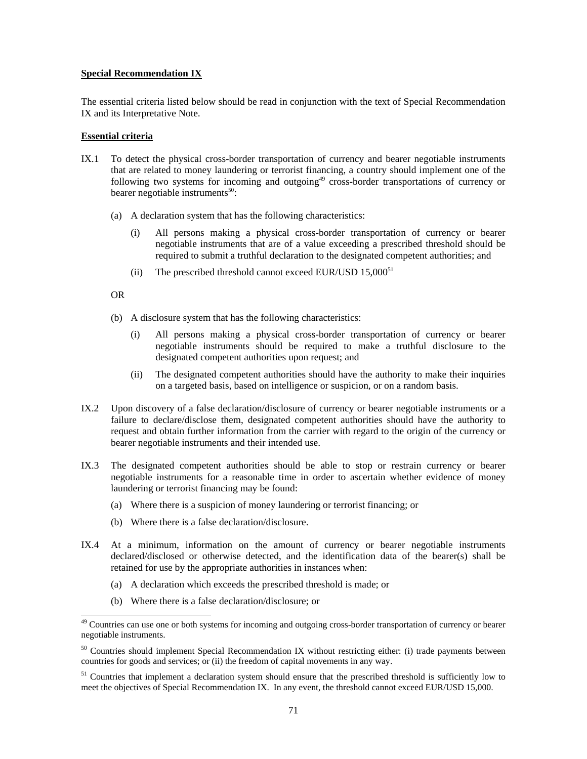**Special Recommendation IX**

The essential criteria listed below should be read in conjunction with the text of Special Recommendation IX and its Interpretative Note.

**Essential criteria**

IX.1 To detect the physical cross-border transportation of currency and bearer negotiable instruments that are related to money laundering or terrorist financing, a country should implement one of the following two systems for incoming and outgoing[49] cross-border transportations of currency or bearer negotiable instruments[50]:

(a) A declaration system that has the following characteristics:

(i) All persons making a physical cross-border transportation of currency or bearer negotiable instruments that are of a value exceeding a prescribed threshold should be required to submit a truthful declaration to the designated competent authorities; and

(ii) The prescribed threshold cannot exceed EUR/USD 15,000[51]

OR

(b) A disclosure system that has the following characteristics:

(i) All persons making a physical cross-border transportation of currency or bearer negotiable instruments should be required to make a truthful disclosure to the designated competent authorities upon request; and

(ii) The designated competent authorities should have the authority to make their inquiries on a targeted basis, based on intelligence or suspicion, or on a random basis.

IX.2 Upon discovery of a false declaration/disclosure of currency or bearer negotiable instruments or a failure to declare/disclose them, designated competent authorities should have the authority to request and obtain further information from the carrier with regard to the origin of the currency or bearer negotiable instruments and their intended use.

IX.3 The designated competent authorities should be able to stop or restrain currency or bearer negotiable instruments for a reasonable time in order to ascertain whether evidence of money laundering or terrorist financing may be found:

(a) Where there is a suspicion of money laundering or terrorist financing; or

(b) Where there is a false declaration/disclosure.

IX.4 At a minimum, information on the amount of currency or bearer negotiable instruments declared/disclosed or otherwise detected, and the identification data of the bearer(s) shall be retained for use by the appropriate authorities in instances when:

(a) A declaration which exceeds the prescribed threshold is made; or

(b) Where there is a false declaration/disclosure; or

---

[49] Countries can use one or both systems for incoming and outgoing cross-border transportation of currency or bearer negotiable instruments.

[50] Countries should implement Special Recommendation IX without restricting either: (i) trade payments between countries for goods and services; or (ii) the freedom of capital movements in any way.

[51] Countries that implement a declaration system should ensure that the prescribed threshold is sufficiently low to meet the objectives of Special Recommendation IX. In any event, the threshold cannot exceed EUR/USD 15,000.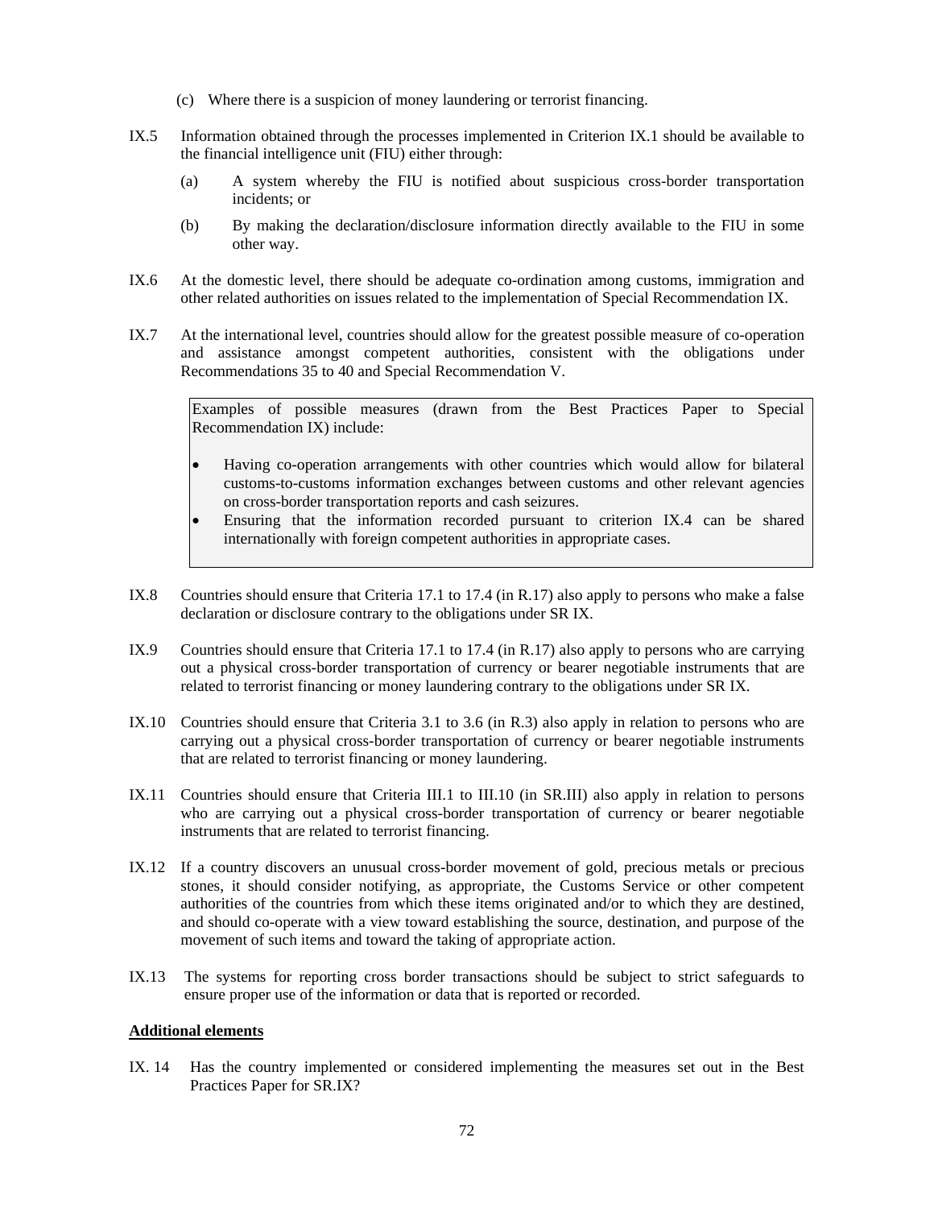(c) Where there is a suspicion of money laundering or terrorist financing.

IX.5 Information obtained through the processes implemented in Criterion IX.1 should be available to the financial intelligence unit (FIU) either through:

(a) A system whereby the FIU is notified about suspicious cross-border transportation incidents; or

(b) By making the declaration/disclosure information directly available to the FIU in some other way.

IX.6 At the domestic level, there should be adequate co-ordination among customs, immigration and other related authorities on issues related to the implementation of Special Recommendation IX.

IX.7 At the international level, countries should allow for the greatest possible measure of co-operation and assistance amongst competent authorities, consistent with the obligations under Recommendations 35 to 40 and Special Recommendation V.

> Examples of possible measures (drawn from the Best Practices Paper to Special Recommendation IX) include:
>
> - Having co-operation arrangements with other countries which would allow for bilateral customs-to-customs information exchanges between customs and other relevant agencies on cross-border transportation reports and cash seizures.
> - Ensuring that the information recorded pursuant to criterion IX.4 can be shared internationally with foreign competent authorities in appropriate cases.

IX.8 Countries should ensure that Criteria 17.1 to 17.4 (in R.17) also apply to persons who make a false declaration or disclosure contrary to the obligations under SR IX.

IX.9 Countries should ensure that Criteria 17.1 to 17.4 (in R.17) also apply to persons who are carrying out a physical cross-border transportation of currency or bearer negotiable instruments that are related to terrorist financing or money laundering contrary to the obligations under SR IX.

IX.10 Countries should ensure that Criteria 3.1 to 3.6 (in R.3) also apply in relation to persons who are carrying out a physical cross-border transportation of currency or bearer negotiable instruments that are related to terrorist financing or money laundering.

IX.11 Countries should ensure that Criteria III.1 to III.10 (in SR.III) also apply in relation to persons who are carrying out a physical cross-border transportation of currency or bearer negotiable instruments that are related to terrorist financing.

IX.12 If a country discovers an unusual cross-border movement of gold, precious metals or precious stones, it should consider notifying, as appropriate, the Customs Service or other competent authorities of the countries from which these items originated and/or to which they are destined, and should co-operate with a view toward establishing the source, destination, and purpose of the movement of such items and toward the taking of appropriate action.

IX.13 The systems for reporting cross border transactions should be subject to strict safeguards to ensure proper use of the information or data that is reported or recorded.

**<u>Additional elements</u>**

IX. 14 Has the country implemented or considered implementing the measures set out in the Best Practices Paper for SR.IX?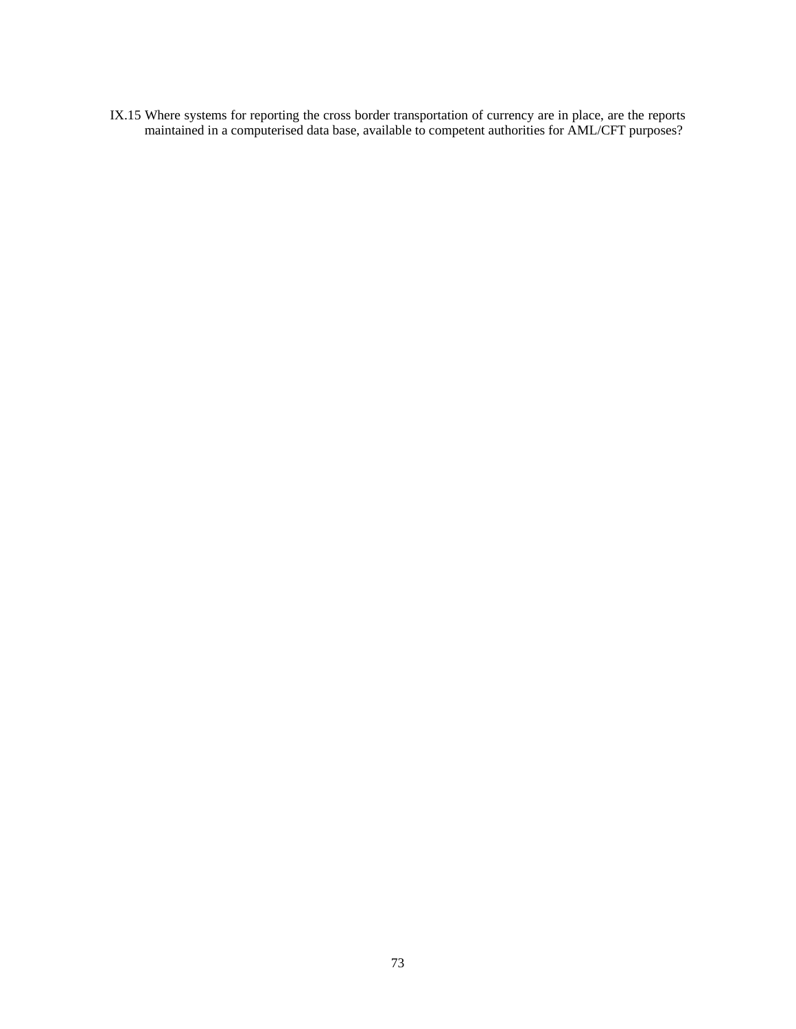IX.15 Where systems for reporting the cross border transportation of currency are in place, are the reports maintained in a computerised data base, available to competent authorities for AML/CFT purposes?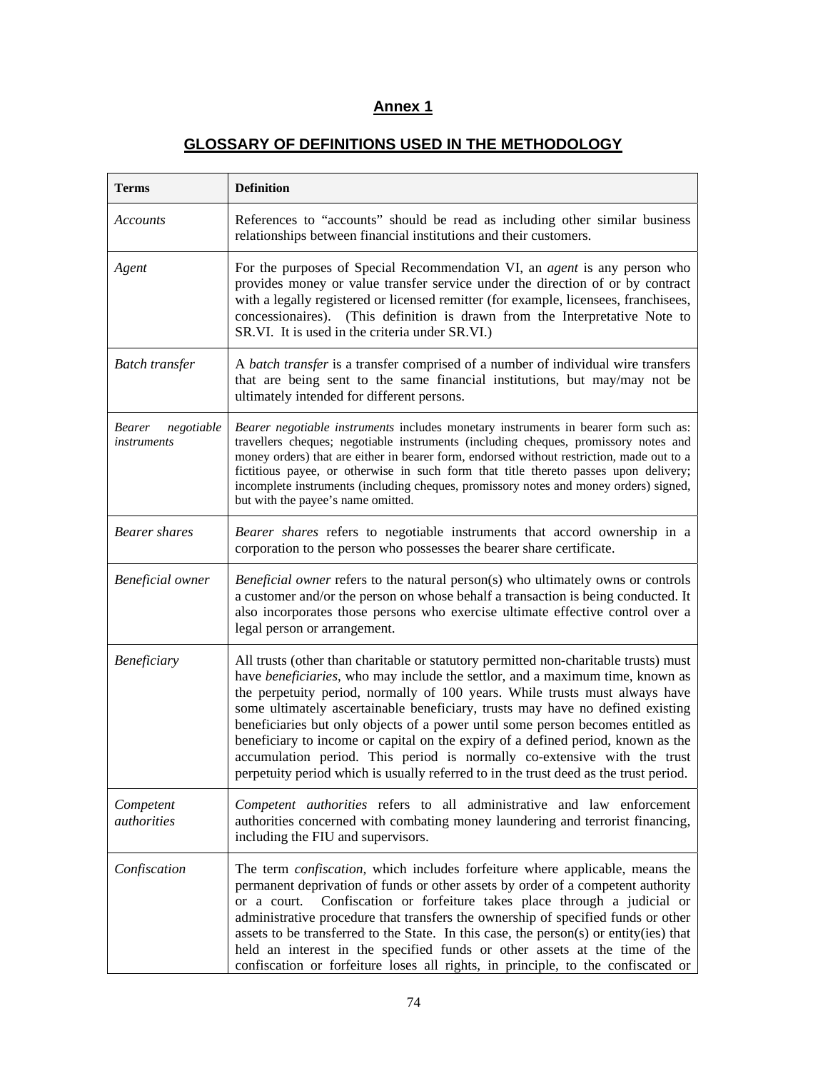# Annex 1

## GLOSSARY OF DEFINITIONS USED IN THE METHODOLOGY

| Terms | Definition |
|---|---|
| *Accounts* | References to "accounts" should be read as including other similar business relationships between financial institutions and their customers. |
| *Agent* | For the purposes of Special Recommendation VI, an *agent* is any person who provides money or value transfer service under the direction of or by contract with a legally registered or licensed remitter (for example, licensees, franchisees, concessionaires). (This definition is drawn from the Interpretative Note to SR.VI. It is used in the criteria under SR.VI.) |
| *Batch transfer* | A *batch transfer* is a transfer comprised of a number of individual wire transfers that are being sent to the same financial institutions, but may/may not be ultimately intended for different persons. |
| *Bearer negotiable instruments* | *Bearer negotiable instruments* includes monetary instruments in bearer form such as: travellers cheques; negotiable instruments (including cheques, promissory notes and money orders) that are either in bearer form, endorsed without restriction, made out to a fictitious payee, or otherwise in such form that title thereto passes upon delivery; incomplete instruments (including cheques, promissory notes and money orders) signed, but with the payee's name omitted. |
| *Bearer shares* | *Bearer shares* refers to negotiable instruments that accord ownership in a corporation to the person who possesses the bearer share certificate. |
| *Beneficial owner* | *Beneficial owner* refers to the natural person(s) who ultimately owns or controls a customer and/or the person on whose behalf a transaction is being conducted. It also incorporates those persons who exercise ultimate effective control over a legal person or arrangement. |
| *Beneficiary* | All trusts (other than charitable or statutory permitted non-charitable trusts) must have *beneficiaries*, who may include the settlor, and a maximum time, known as the perpetuity period, normally of 100 years. While trusts must always have some ultimately ascertainable beneficiary, trusts may have no defined existing beneficiaries but only objects of a power until some person becomes entitled as beneficiary to income or capital on the expiry of a defined period, known as the accumulation period. This period is normally co-extensive with the trust perpetuity period which is usually referred to in the trust deed as the trust period. |
| *Competent authorities* | *Competent authorities* refers to all administrative and law enforcement authorities concerned with combating money laundering and terrorist financing, including the FIU and supervisors. |
| *Confiscation* | The term *confiscation,* which includes forfeiture where applicable, means the permanent deprivation of funds or other assets by order of a competent authority or a court. Confiscation or forfeiture takes place through a judicial or administrative procedure that transfers the ownership of specified funds or other assets to be transferred to the State. In this case, the person(s) or entity(ies) that held an interest in the specified funds or other assets at the time of the confiscation or forfeiture loses all rights, in principle, to the confiscated or |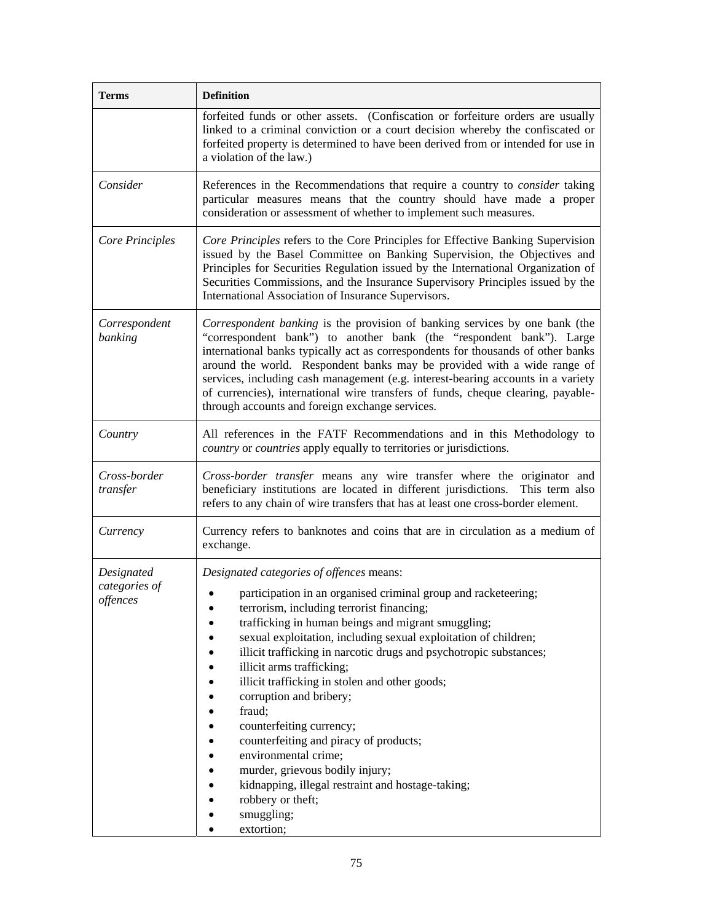| Terms | Definition |
|---|---|
| | forfeited funds or other assets. (Confiscation or forfeiture orders are usually linked to a criminal conviction or a court decision whereby the confiscated or forfeited property is determined to have been derived from or intended for use in a violation of the law.) |
| *Consider* | References in the Recommendations that require a country to *consider* taking particular measures means that the country should have made a proper consideration or assessment of whether to implement such measures. |
| *Core Principles* | *Core Principles* refers to the Core Principles for Effective Banking Supervision issued by the Basel Committee on Banking Supervision, the Objectives and Principles for Securities Regulation issued by the International Organization of Securities Commissions, and the Insurance Supervisory Principles issued by the International Association of Insurance Supervisors. |
| *Correspondent banking* | *Correspondent banking* is the provision of banking services by one bank (the "correspondent bank") to another bank (the "respondent bank"). Large international banks typically act as correspondents for thousands of other banks around the world. Respondent banks may be provided with a wide range of services, including cash management (e.g. interest-bearing accounts in a variety of currencies), international wire transfers of funds, cheque clearing, payable-through accounts and foreign exchange services. |
| *Country* | All references in the FATF Recommendations and in this Methodology to *country* or *countries* apply equally to territories or jurisdictions. |
| *Cross-border transfer* | *Cross-border transfer* means any wire transfer where the originator and beneficiary institutions are located in different jurisdictions. This term also refers to any chain of wire transfers that has at least one cross-border element. |
| *Currency* | Currency refers to banknotes and coins that are in circulation as a medium of exchange. |
| *Designated categories of offences* | *Designated categories of offences* means:<br>• participation in an organised criminal group and racketeering;<br>• terrorism, including terrorist financing;<br>• trafficking in human beings and migrant smuggling;<br>• sexual exploitation, including sexual exploitation of children;<br>• illicit trafficking in narcotic drugs and psychotropic substances;<br>• illicit arms trafficking;<br>• illicit trafficking in stolen and other goods;<br>• corruption and bribery;<br>• fraud;<br>• counterfeiting currency;<br>• counterfeiting and piracy of products;<br>• environmental crime;<br>• murder, grievous bodily injury;<br>• kidnapping, illegal restraint and hostage-taking;<br>• robbery or theft;<br>• smuggling;<br>• extortion; |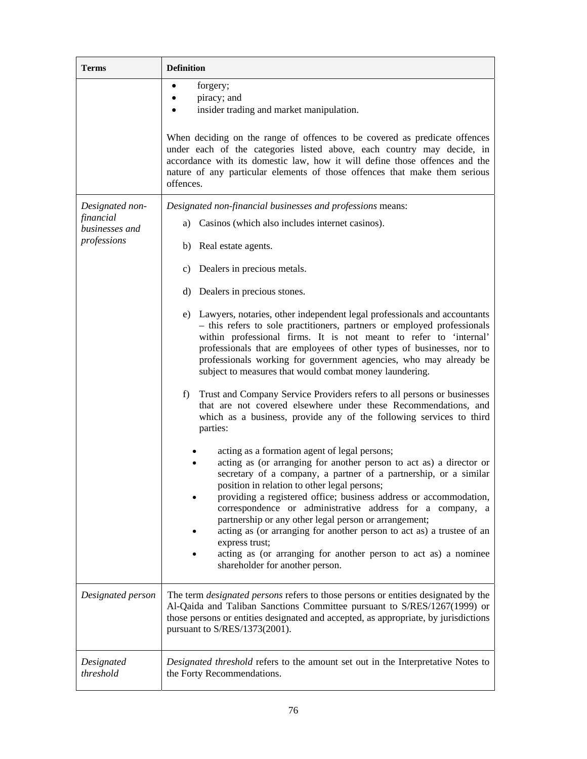| Terms | Definition |
|---|---|
| | • forgery;<br>• piracy; and<br>• insider trading and market manipulation.<br><br>When deciding on the range of offences to be covered as predicate offences under each of the categories listed above, each country may decide, in accordance with its domestic law, how it will define those offences and the nature of any particular elements of those offences that make them serious offences. |
| *Designated non-financial businesses and professions* | *Designated non-financial businesses and professions* means:<br>a) Casinos (which also includes internet casinos).<br>b) Real estate agents.<br>c) Dealers in precious metals.<br>d) Dealers in precious stones.<br>e) Lawyers, notaries, other independent legal professionals and accountants – this refers to sole practitioners, partners or employed professionals within professional firms. It is not meant to refer to 'internal' professionals that are employees of other types of businesses, nor to professionals working for government agencies, who may already be subject to measures that would combat money laundering.<br>f) Trust and Company Service Providers refers to all persons or businesses that are not covered elsewhere under these Recommendations, and which as a business, provide any of the following services to third parties:<br>• acting as a formation agent of legal persons;<br>• acting as (or arranging for another person to act as) a director or secretary of a company, a partner of a partnership, or a similar position in relation to other legal persons;<br>• providing a registered office; business address or accommodation, correspondence or administrative address for a company, a partnership or any other legal person or arrangement;<br>• acting as (or arranging for another person to act as) a trustee of an express trust;<br>• acting as (or arranging for another person to act as) a nominee shareholder for another person. |
| *Designated person* | The term *designated persons* refers to those persons or entities designated by the Al-Qaida and Taliban Sanctions Committee pursuant to S/RES/1267(1999) or those persons or entities designated and accepted, as appropriate, by jurisdictions pursuant to S/RES/1373(2001). |
| *Designated threshold* | *Designated threshold* refers to the amount set out in the Interpretative Notes to the Forty Recommendations. |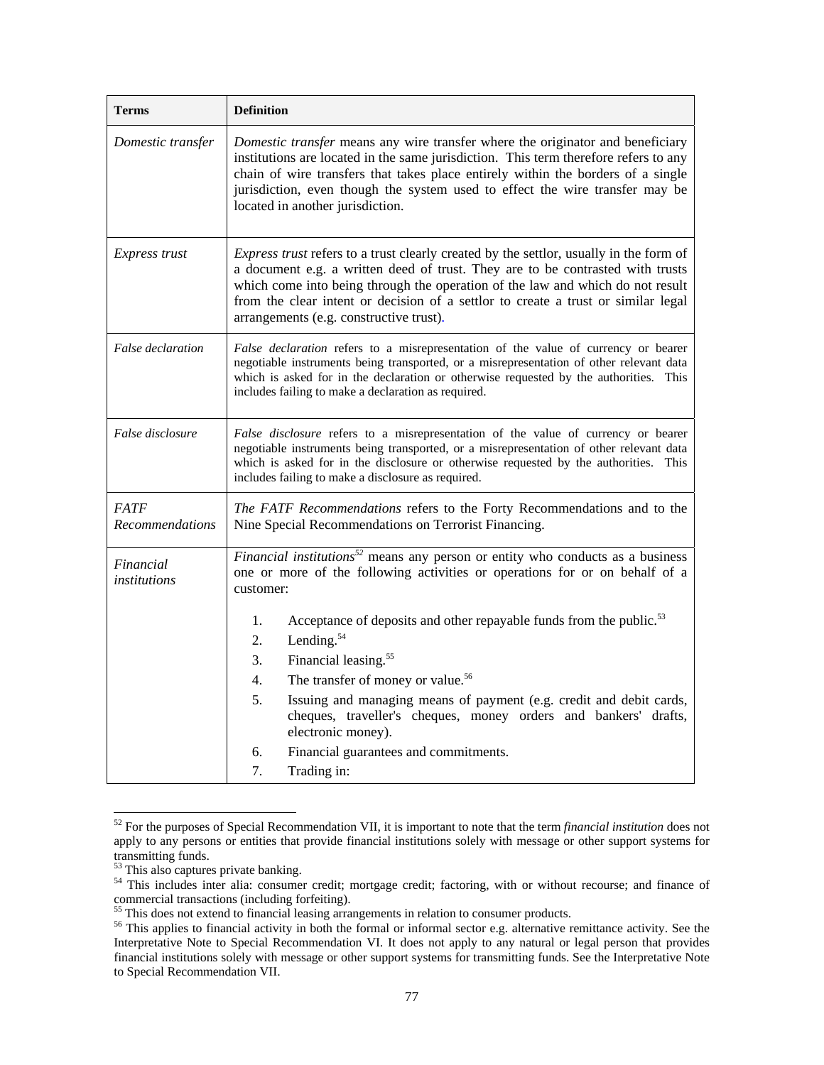| Terms | Definition |
| --- | --- |
| *Domestic transfer* | *Domestic transfer* means any wire transfer where the originator and beneficiary institutions are located in the same jurisdiction. This term therefore refers to any chain of wire transfers that takes place entirely within the borders of a single jurisdiction, even though the system used to effect the wire transfer may be located in another jurisdiction. |
| *Express trust* | *Express trust* refers to a trust clearly created by the settlor, usually in the form of a document e.g. a written deed of trust. They are to be contrasted with trusts which come into being through the operation of the law and which do not result from the clear intent or decision of a settlor to create a trust or similar legal arrangements (e.g. constructive trust). |
| *False declaration* | *False declaration* refers to a misrepresentation of the value of currency or bearer negotiable instruments being transported, or a misrepresentation of other relevant data which is asked for in the declaration or otherwise requested by the authorities. This includes failing to make a declaration as required. |
| *False disclosure* | *False disclosure* refers to a misrepresentation of the value of currency or bearer negotiable instruments being transported, or a misrepresentation of other relevant data which is asked for in the disclosure or otherwise requested by the authorities. This includes failing to make a disclosure as required. |
| *FATF Recommendations* | *The FATF Recommendations* refers to the Forty Recommendations and to the Nine Special Recommendations on Terrorist Financing. |
| *Financial institutions* | *Financial institutions*[52] means any person or entity who conducts as a business one or more of the following activities or operations for or on behalf of a customer:<br><br>1. Acceptance of deposits and other repayable funds from the public.[53]<br>2. Lending.[54]<br>3. Financial leasing.[55]<br>4. The transfer of money or value.[56]<br>5. Issuing and managing means of payment (e.g. credit and debit cards, cheques, traveller's cheques, money orders and bankers' drafts, electronic money).<br>6. Financial guarantees and commitments.<br>7. Trading in: |

[52] For the purposes of Special Recommendation VII, it is important to note that the term *financial institution* does not apply to any persons or entities that provide financial institutions solely with message or other support systems for transmitting funds.

[53] This also captures private banking.

[54] This includes inter alia: consumer credit; mortgage credit; factoring, with or without recourse; and finance of commercial transactions (including forfeiting).

[55] This does not extend to financial leasing arrangements in relation to consumer products.

[56] This applies to financial activity in both the formal or informal sector e.g. alternative remittance activity. See the Interpretative Note to Special Recommendation VI. It does not apply to any natural or legal person that provides financial institutions solely with message or other support systems for transmitting funds. See the Interpretative Note to Special Recommendation VII.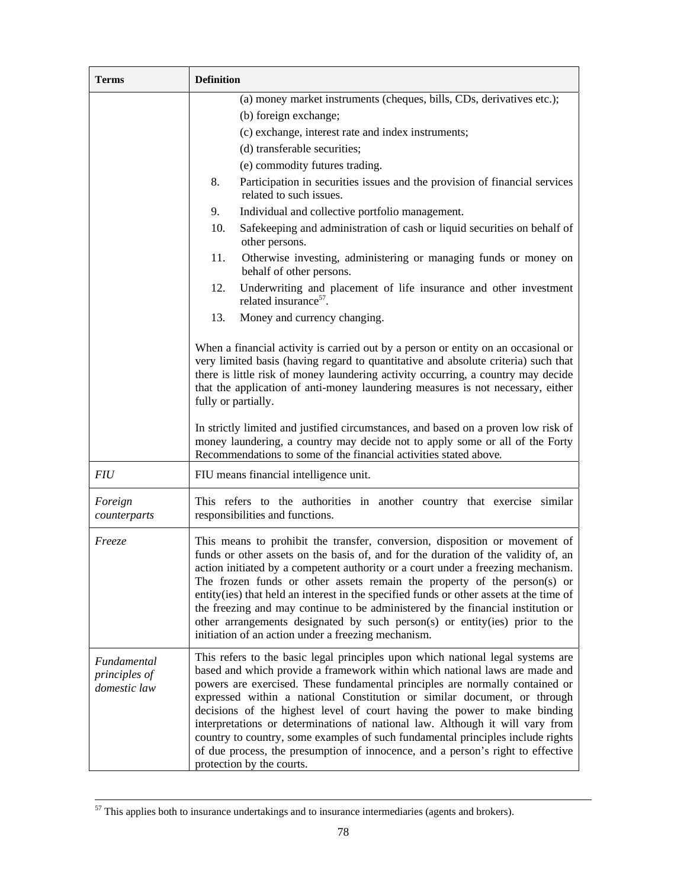| Terms | Definition |
|---|---|
| | (a) money market instruments (cheques, bills, CDs, derivatives etc.);<br>(b) foreign exchange;<br>(c) exchange, interest rate and index instruments;<br>(d) transferable securities;<br>(e) commodity futures trading.<br>8. Participation in securities issues and the provision of financial services related to such issues.<br>9. Individual and collective portfolio management.<br>10. Safekeeping and administration of cash or liquid securities on behalf of other persons.<br>11. Otherwise investing, administering or managing funds or money on behalf of other persons.<br>12. Underwriting and placement of life insurance and other investment related insurance[57].<br>13. Money and currency changing.<br><br>When a financial activity is carried out by a person or entity on an occasional or very limited basis (having regard to quantitative and absolute criteria) such that there is little risk of money laundering activity occurring, a country may decide that the application of anti-money laundering measures is not necessary, either fully or partially.<br><br>In strictly limited and justified circumstances, and based on a proven low risk of money laundering, a country may decide not to apply some or all of the Forty Recommendations to some of the financial activities stated above. |
| *FIU* | FIU means financial intelligence unit. |
| *Foreign counterparts* | This refers to the authorities in another country that exercise similar responsibilities and functions. |
| *Freeze* | This means to prohibit the transfer, conversion, disposition or movement of funds or other assets on the basis of, and for the duration of the validity of, an action initiated by a competent authority or a court under a freezing mechanism. The frozen funds or other assets remain the property of the person(s) or entity(ies) that held an interest in the specified funds or other assets at the time of the freezing and may continue to be administered by the financial institution or other arrangements designated by such person(s) or entity(ies) prior to the initiation of an action under a freezing mechanism. |
| *Fundamental principles of domestic law* | This refers to the basic legal principles upon which national legal systems are based and which provide a framework within which national laws are made and powers are exercised. These fundamental principles are normally contained or expressed within a national Constitution or similar document, or through decisions of the highest level of court having the power to make binding interpretations or determinations of national law. Although it will vary from country to country, some examples of such fundamental principles include rights of due process, the presumption of innocence, and a person's right to effective protection by the courts. |

[57] This applies both to insurance undertakings and to insurance intermediaries (agents and brokers).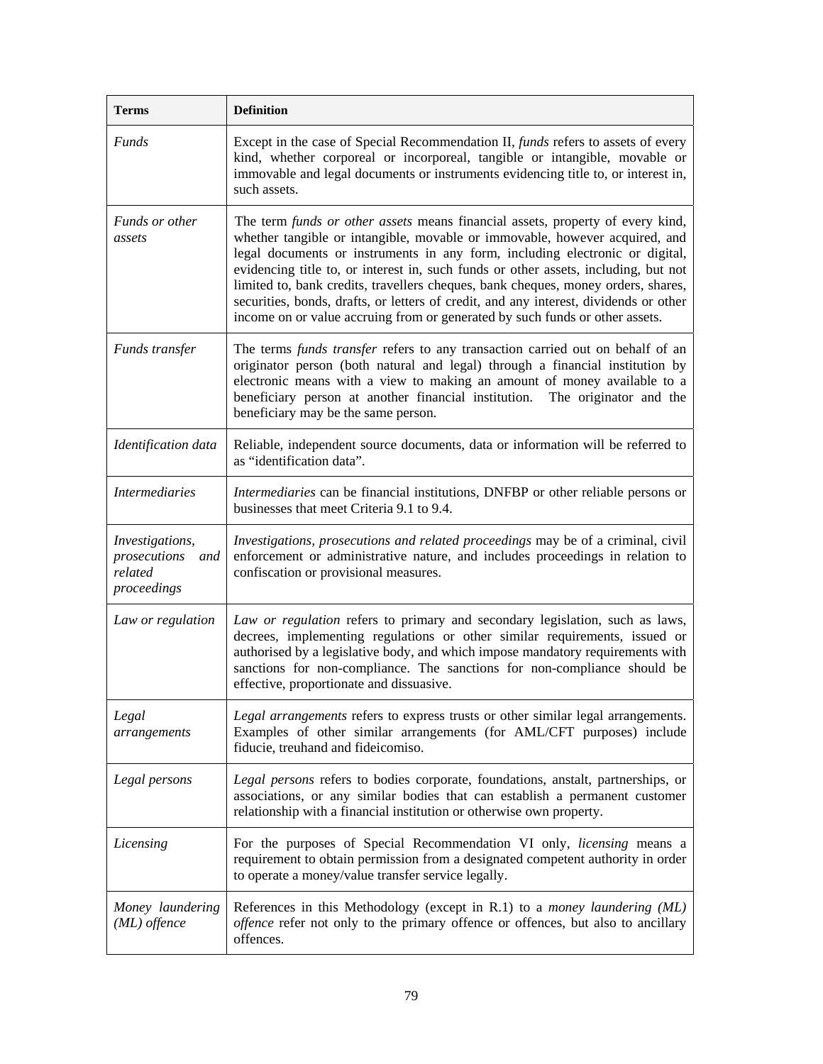| **Terms** | **Definition** |
|---|---|
| *Funds* | Except in the case of Special Recommendation II, *funds* refers to assets of every kind, whether corporeal or incorporeal, tangible or intangible, movable or immovable and legal documents or instruments evidencing title to, or interest in, such assets. |
| *Funds or other assets* | The term *funds or other assets* means financial assets, property of every kind, whether tangible or intangible, movable or immovable, however acquired, and legal documents or instruments in any form, including electronic or digital, evidencing title to, or interest in, such funds or other assets, including, but not limited to, bank credits, travellers cheques, bank cheques, money orders, shares, securities, bonds, drafts, or letters of credit, and any interest, dividends or other income on or value accruing from or generated by such funds or other assets. |
| *Funds transfer* | The terms *funds transfer* refers to any transaction carried out on behalf of an originator person (both natural and legal) through a financial institution by electronic means with a view to making an amount of money available to a beneficiary person at another financial institution. The originator and the beneficiary may be the same person. |
| *Identification data* | Reliable, independent source documents, data or information will be referred to as "identification data". |
| *Intermediaries* | *Intermediaries* can be financial institutions, DNFBP or other reliable persons or businesses that meet Criteria 9.1 to 9.4. |
| *Investigations, prosecutions and related proceedings* | *Investigations, prosecutions and related proceedings* may be of a criminal, civil enforcement or administrative nature, and includes proceedings in relation to confiscation or provisional measures. |
| *Law or regulation* | *Law or regulation* refers to primary and secondary legislation, such as laws, decrees, implementing regulations or other similar requirements, issued or authorised by a legislative body, and which impose mandatory requirements with sanctions for non-compliance. The sanctions for non-compliance should be effective, proportionate and dissuasive. |
| *Legal arrangements* | *Legal arrangements* refers to express trusts or other similar legal arrangements. Examples of other similar arrangements (for AML/CFT purposes) include fiducie, treuhand and fideicomiso. |
| *Legal persons* | *Legal persons* refers to bodies corporate, foundations, anstalt, partnerships, or associations, or any similar bodies that can establish a permanent customer relationship with a financial institution or otherwise own property. |
| *Licensing* | For the purposes of Special Recommendation VI only, *licensing* means a requirement to obtain permission from a designated competent authority in order to operate a money/value transfer service legally. |
| *Money laundering (ML) offence* | References in this Methodology (except in R.1) to a *money laundering (ML) offence* refer not only to the primary offence or offences, but also to ancillary offences. |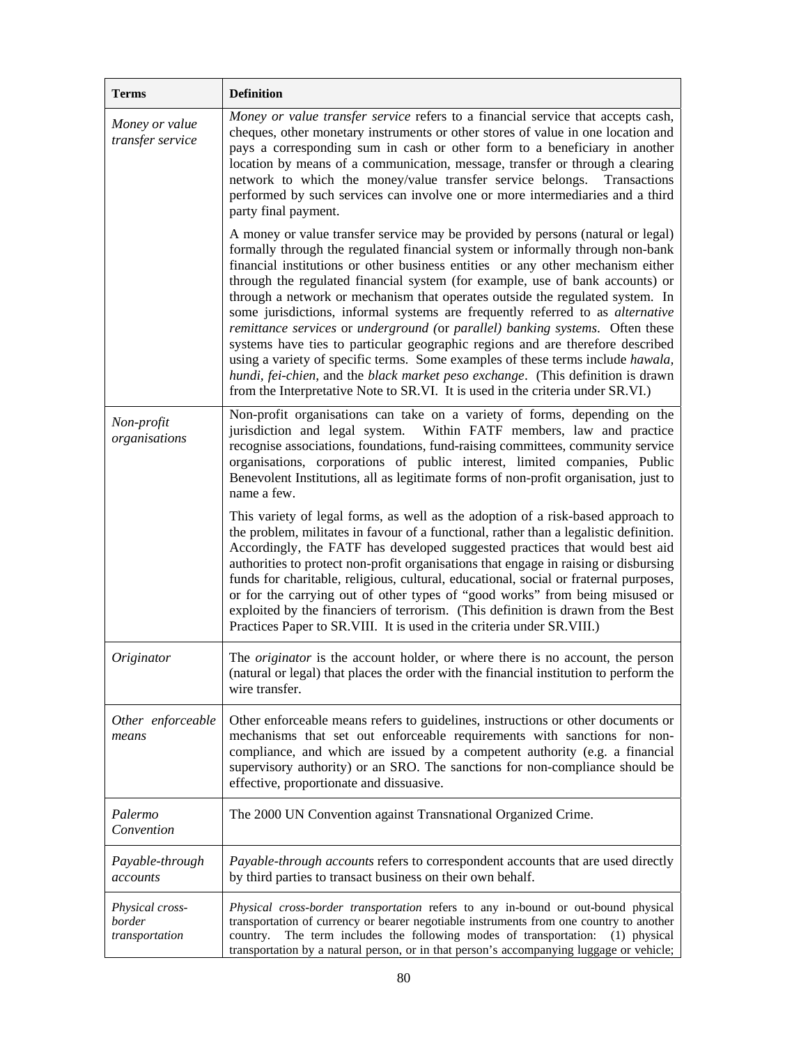| **Terms** | **Definition** |
|---|---|
| *Money or value transfer service* | *Money or value transfer service* refers to a financial service that accepts cash, cheques, other monetary instruments or other stores of value in one location and pays a corresponding sum in cash or other form to a beneficiary in another location by means of a communication, message, transfer or through a clearing network to which the money/value transfer service belongs. Transactions performed by such services can involve one or more intermediaries and a third party final payment.<br><br>A money or value transfer service may be provided by persons (natural or legal) formally through the regulated financial system or informally through non-bank financial institutions or other business entities or any other mechanism either through the regulated financial system (for example, use of bank accounts) or through a network or mechanism that operates outside the regulated system. In some jurisdictions, informal systems are frequently referred to as *alternative remittance services* or *underground (*or *parallel) banking systems*. Often these systems have ties to particular geographic regions and are therefore described using a variety of specific terms. Some examples of these terms include *hawala, hundi, fei-chien,* and the *black market peso exchange*. (This definition is drawn from the Interpretative Note to SR.VI. It is used in the criteria under SR.VI.) |
| *Non-profit organisations* | Non-profit organisations can take on a variety of forms, depending on the jurisdiction and legal system. Within FATF members, law and practice recognise associations, foundations, fund-raising committees, community service organisations, corporations of public interest, limited companies, Public Benevolent Institutions, all as legitimate forms of non-profit organisation, just to name a few.<br><br>This variety of legal forms, as well as the adoption of a risk-based approach to the problem, militates in favour of a functional, rather than a legalistic definition. Accordingly, the FATF has developed suggested practices that would best aid authorities to protect non-profit organisations that engage in raising or disbursing funds for charitable, religious, cultural, educational, social or fraternal purposes, or for the carrying out of other types of "good works" from being misused or exploited by the financiers of terrorism. (This definition is drawn from the Best Practices Paper to SR.VIII. It is used in the criteria under SR.VIII.) |
| *Originator* | The *originator* is the account holder, or where there is no account, the person (natural or legal) that places the order with the financial institution to perform the wire transfer. |
| *Other enforceable means* | Other enforceable means refers to guidelines, instructions or other documents or mechanisms that set out enforceable requirements with sanctions for non-compliance, and which are issued by a competent authority (e.g. a financial supervisory authority) or an SRO. The sanctions for non-compliance should be effective, proportionate and dissuasive. |
| *Palermo Convention* | The 2000 UN Convention against Transnational Organized Crime. |
| *Payable-through accounts* | *Payable-through accounts* refers to correspondent accounts that are used directly by third parties to transact business on their own behalf. |
| *Physical cross-border transportation* | *Physical cross-border transportation* refers to any in-bound or out-bound physical transportation of currency or bearer negotiable instruments from one country to another country. The term includes the following modes of transportation: (1) physical transportation by a natural person, or in that person's accompanying luggage or vehicle; |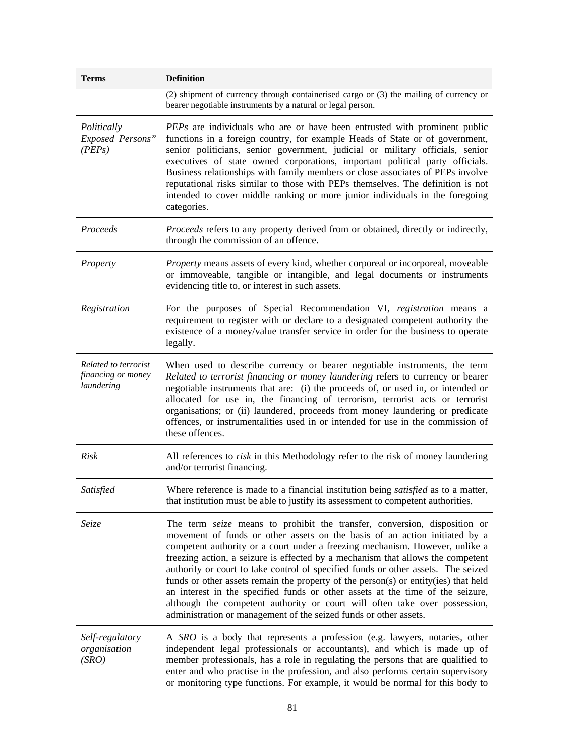| Terms | Definition |
|---|---|
| | (2) shipment of currency through containerised cargo or (3) the mailing of currency or bearer negotiable instruments by a natural or legal person. |
| *Politically Exposed Persons" (PEPs)* | *PEPs* are individuals who are or have been entrusted with prominent public functions in a foreign country, for example Heads of State or of government, senior politicians, senior government, judicial or military officials, senior executives of state owned corporations, important political party officials. Business relationships with family members or close associates of PEPs involve reputational risks similar to those with PEPs themselves. The definition is not intended to cover middle ranking or more junior individuals in the foregoing categories. |
| *Proceeds* | *Proceeds* refers to any property derived from or obtained, directly or indirectly, through the commission of an offence. |
| *Property* | *Property* means assets of every kind, whether corporeal or incorporeal, moveable or immoveable, tangible or intangible, and legal documents or instruments evidencing title to, or interest in such assets. |
| *Registration* | For the purposes of Special Recommendation VI, *registration* means a requirement to register with or declare to a designated competent authority the existence of a money/value transfer service in order for the business to operate legally. |
| *Related to terrorist financing or money laundering* | When used to describe currency or bearer negotiable instruments, the term *Related to terrorist financing or money laundering* refers to currency or bearer negotiable instruments that are: (i) the proceeds of, or used in, or intended or allocated for use in, the financing of terrorism, terrorist acts or terrorist organisations; or (ii) laundered, proceeds from money laundering or predicate offences, or instrumentalities used in or intended for use in the commission of these offences. |
| *Risk* | All references to *risk* in this Methodology refer to the risk of money laundering and/or terrorist financing. |
| *Satisfied* | Where reference is made to a financial institution being *satisfied* as to a matter, that institution must be able to justify its assessment to competent authorities. |
| *Seize* | The term *seize* means to prohibit the transfer, conversion, disposition or movement of funds or other assets on the basis of an action initiated by a competent authority or a court under a freezing mechanism. However, unlike a freezing action, a seizure is effected by a mechanism that allows the competent authority or court to take control of specified funds or other assets. The seized funds or other assets remain the property of the person(s) or entity(ies) that held an interest in the specified funds or other assets at the time of the seizure, although the competent authority or court will often take over possession, administration or management of the seized funds or other assets. |
| *Self-regulatory organisation (SRO)* | A *SRO* is a body that represents a profession (e.g. lawyers, notaries, other independent legal professionals or accountants), and which is made up of member professionals, has a role in regulating the persons that are qualified to enter and who practise in the profession, and also performs certain supervisory or monitoring type functions. For example, it would be normal for this body to |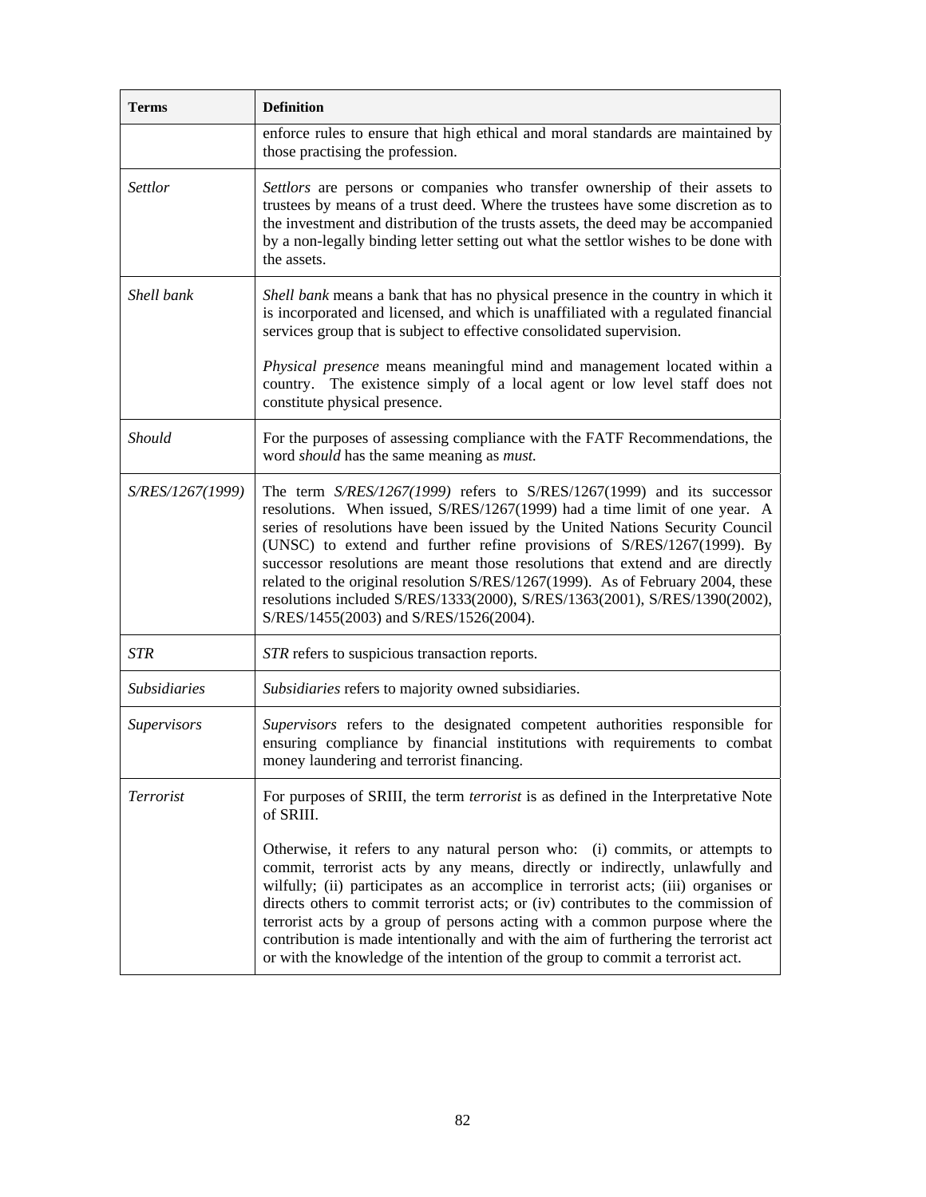| Terms | Definition |
|---|---|
| | enforce rules to ensure that high ethical and moral standards are maintained by those practising the profession. |
| *Settlor* | *Settlors* are persons or companies who transfer ownership of their assets to trustees by means of a trust deed. Where the trustees have some discretion as to the investment and distribution of the trusts assets, the deed may be accompanied by a non-legally binding letter setting out what the settlor wishes to be done with the assets. |
| *Shell bank* | *Shell bank* means a bank that has no physical presence in the country in which it is incorporated and licensed, and which is unaffiliated with a regulated financial services group that is subject to effective consolidated supervision.<br><br>*Physical presence* means meaningful mind and management located within a country. The existence simply of a local agent or low level staff does not constitute physical presence. |
| *Should* | For the purposes of assessing compliance with the FATF Recommendations, the word *should* has the same meaning as *must.* |
| *S/RES/1267(1999)* | The term *S/RES/1267(1999)* refers to S/RES/1267(1999) and its successor resolutions. When issued, S/RES/1267(1999) had a time limit of one year. A series of resolutions have been issued by the United Nations Security Council (UNSC) to extend and further refine provisions of S/RES/1267(1999). By successor resolutions are meant those resolutions that extend and are directly related to the original resolution S/RES/1267(1999). As of February 2004, these resolutions included S/RES/1333(2000), S/RES/1363(2001), S/RES/1390(2002), S/RES/1455(2003) and S/RES/1526(2004). |
| *STR* | *STR* refers to suspicious transaction reports. |
| *Subsidiaries* | *Subsidiaries* refers to majority owned subsidiaries. |
| *Supervisors* | *Supervisors* refers to the designated competent authorities responsible for ensuring compliance by financial institutions with requirements to combat money laundering and terrorist financing. |
| *Terrorist* | For purposes of SRIII, the term *terrorist* is as defined in the Interpretative Note of SRIII.<br><br>Otherwise, it refers to any natural person who: (i) commits, or attempts to commit, terrorist acts by any means, directly or indirectly, unlawfully and wilfully; (ii) participates as an accomplice in terrorist acts; (iii) organises or directs others to commit terrorist acts; or (iv) contributes to the commission of terrorist acts by a group of persons acting with a common purpose where the contribution is made intentionally and with the aim of furthering the terrorist act or with the knowledge of the intention of the group to commit a terrorist act. |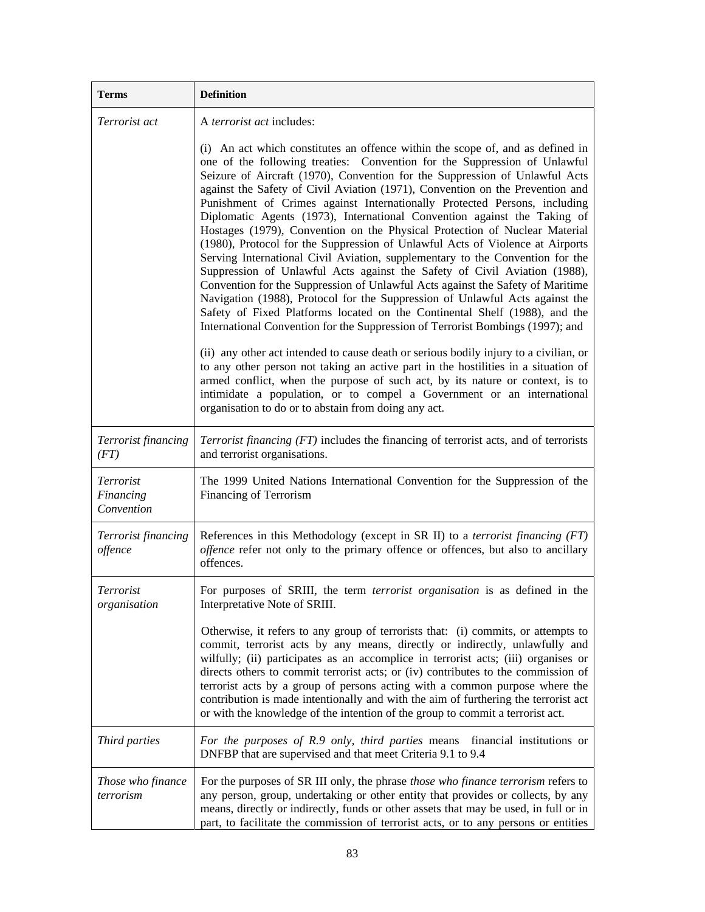| **Terms** | **Definition** |
| --- | --- |
| *Terrorist act* | A *terrorist act* includes:<br><br>(i) An act which constitutes an offence within the scope of, and as defined in one of the following treaties: Convention for the Suppression of Unlawful Seizure of Aircraft (1970), Convention for the Suppression of Unlawful Acts against the Safety of Civil Aviation (1971), Convention on the Prevention and Punishment of Crimes against Internationally Protected Persons, including Diplomatic Agents (1973), International Convention against the Taking of Hostages (1979), Convention on the Physical Protection of Nuclear Material (1980), Protocol for the Suppression of Unlawful Acts of Violence at Airports Serving International Civil Aviation, supplementary to the Convention for the Suppression of Unlawful Acts against the Safety of Civil Aviation (1988), Convention for the Suppression of Unlawful Acts against the Safety of Maritime Navigation (1988), Protocol for the Suppression of Unlawful Acts against the Safety of Fixed Platforms located on the Continental Shelf (1988), and the International Convention for the Suppression of Terrorist Bombings (1997); and<br><br>(ii) any other act intended to cause death or serious bodily injury to a civilian, or to any other person not taking an active part in the hostilities in a situation of armed conflict, when the purpose of such act, by its nature or context, is to intimidate a population, or to compel a Government or an international organisation to do or to abstain from doing any act. |
| *Terrorist financing (FT)* | *Terrorist financing (FT)* includes the financing of terrorist acts, and of terrorists and terrorist organisations. |
| *Terrorist Financing Convention* | The 1999 United Nations International Convention for the Suppression of the Financing of Terrorism |
| *Terrorist financing offence* | References in this Methodology (except in SR II) to a *terrorist financing (FT) offence* refer not only to the primary offence or offences, but also to ancillary offences. |
| *Terrorist organisation* | For purposes of SRIII, the term *terrorist organisation* is as defined in the Interpretative Note of SRIII.<br><br>Otherwise, it refers to any group of terrorists that: (i) commits, or attempts to commit, terrorist acts by any means, directly or indirectly, unlawfully and wilfully; (ii) participates as an accomplice in terrorist acts; (iii) organises or directs others to commit terrorist acts; or (iv) contributes to the commission of terrorist acts by a group of persons acting with a common purpose where the contribution is made intentionally and with the aim of furthering the terrorist act or with the knowledge of the intention of the group to commit a terrorist act. |
| *Third parties* | *For the purposes of R.9 only, third parties* means financial institutions or DNFBP that are supervised and that meet Criteria 9.1 to 9.4 |
| *Those who finance terrorism* | For the purposes of SR III only, the phrase *those who finance terrorism* refers to any person, group, undertaking or other entity that provides or collects, by any means, directly or indirectly, funds or other assets that may be used, in full or in part, to facilitate the commission of terrorist acts, or to any persons or entities |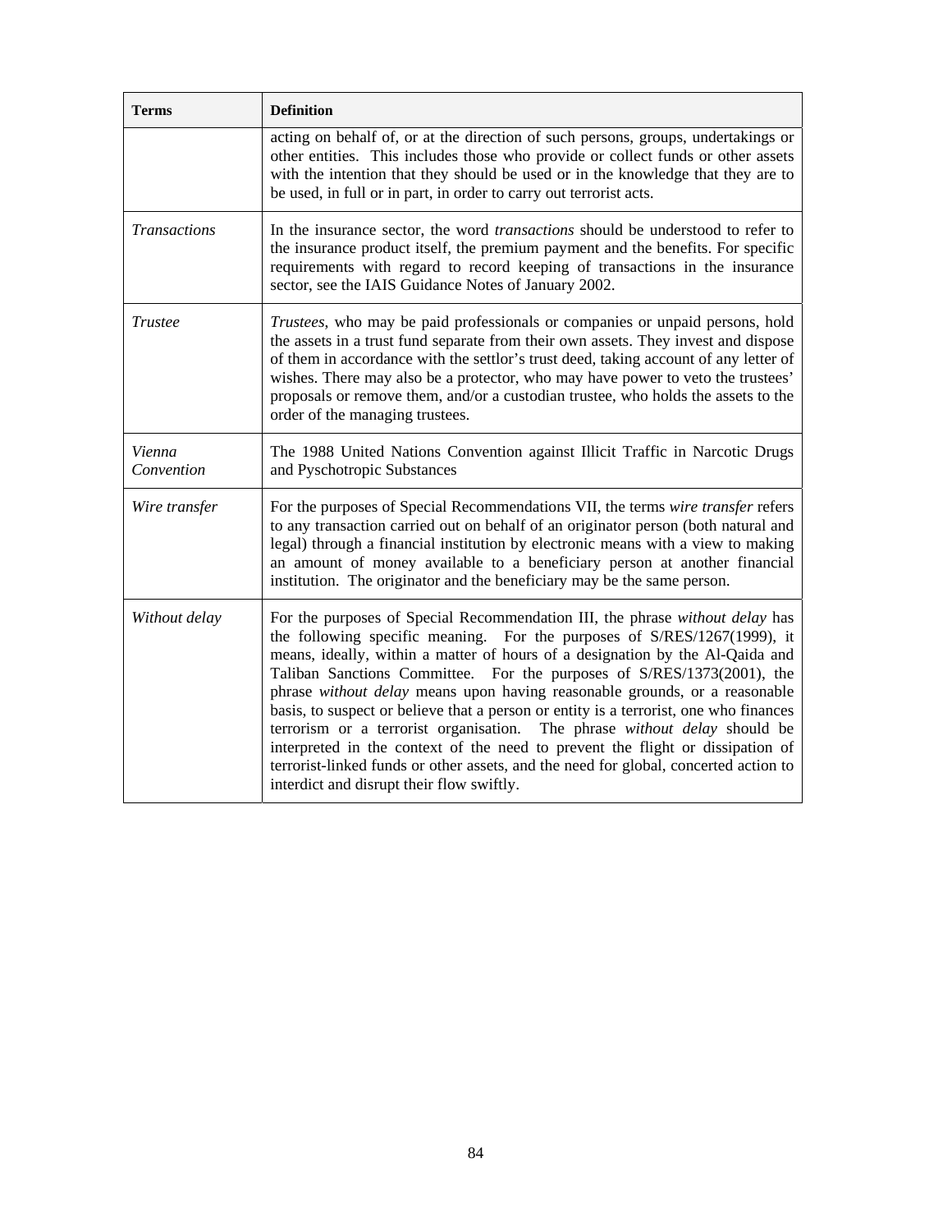| **Terms** | **Definition** |
|---|---|
| | acting on behalf of, or at the direction of such persons, groups, undertakings or other entities. This includes those who provide or collect funds or other assets with the intention that they should be used or in the knowledge that they are to be used, in full or in part, in order to carry out terrorist acts. |
| *Transactions* | In the insurance sector, the word *transactions* should be understood to refer to the insurance product itself, the premium payment and the benefits. For specific requirements with regard to record keeping of transactions in the insurance sector, see the IAIS Guidance Notes of January 2002. |
| *Trustee* | *Trustees*, who may be paid professionals or companies or unpaid persons, hold the assets in a trust fund separate from their own assets. They invest and dispose of them in accordance with the settlor's trust deed, taking account of any letter of wishes. There may also be a protector, who may have power to veto the trustees' proposals or remove them, and/or a custodian trustee, who holds the assets to the order of the managing trustees. |
| *Vienna Convention* | The 1988 United Nations Convention against Illicit Traffic in Narcotic Drugs and Pyschotropic Substances |
| *Wire transfer* | For the purposes of Special Recommendations VII, the terms *wire transfer* refers to any transaction carried out on behalf of an originator person (both natural and legal) through a financial institution by electronic means with a view to making an amount of money available to a beneficiary person at another financial institution. The originator and the beneficiary may be the same person. |
| *Without delay* | For the purposes of Special Recommendation III, the phrase *without delay* has the following specific meaning. For the purposes of S/RES/1267(1999), it means, ideally, within a matter of hours of a designation by the Al-Qaida and Taliban Sanctions Committee. For the purposes of S/RES/1373(2001), the phrase *without delay* means upon having reasonable grounds, or a reasonable basis, to suspect or believe that a person or entity is a terrorist, one who finances terrorism or a terrorist organisation. The phrase *without delay* should be interpreted in the context of the need to prevent the flight or dissipation of terrorist-linked funds or other assets, and the need for global, concerted action to interdict and disrupt their flow swiftly. |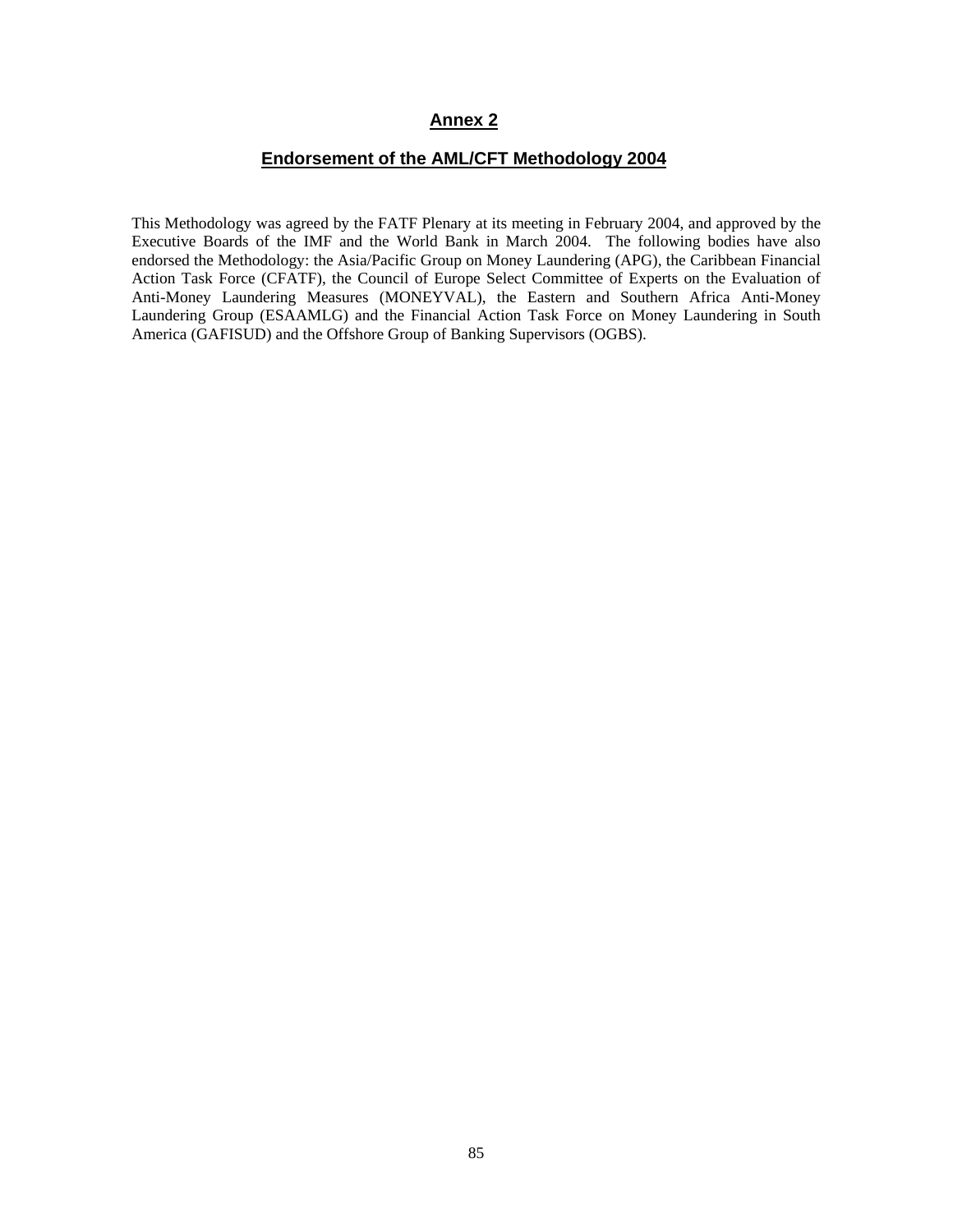## Annex 2

## Endorsement of the AML/CFT Methodology 2004

This Methodology was agreed by the FATF Plenary at its meeting in February 2004, and approved by the Executive Boards of the IMF and the World Bank in March 2004. The following bodies have also endorsed the Methodology: the Asia/Pacific Group on Money Laundering (APG), the Caribbean Financial Action Task Force (CFATF), the Council of Europe Select Committee of Experts on the Evaluation of Anti-Money Laundering Measures (MONEYVAL), the Eastern and Southern Africa Anti-Money Laundering Group (ESAAMLG) and the Financial Action Task Force on Money Laundering in South America (GAFISUD) and the Offshore Group of Banking Supervisors (OGBS).